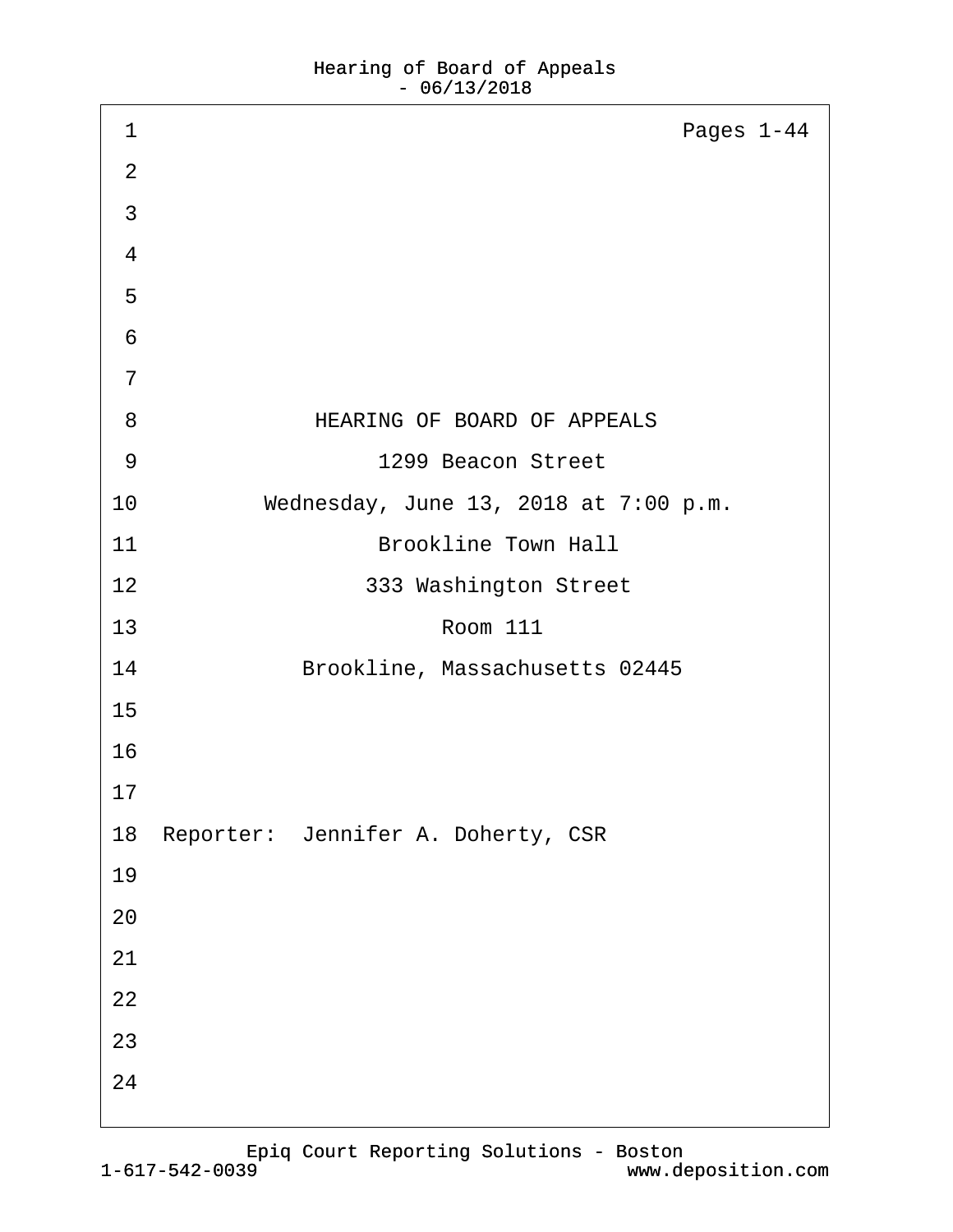Pages 1-44

HEARING OF BOARD OF APPEALS

1299 Beacon Street

Wednesday, June 13, 2018 at 7:00 p.m.

Brookline Town Hall

333 Washington Street

Room 111

Brookline, Massachusetts 02445

Reporter: Jennifer A. Doherty, CSR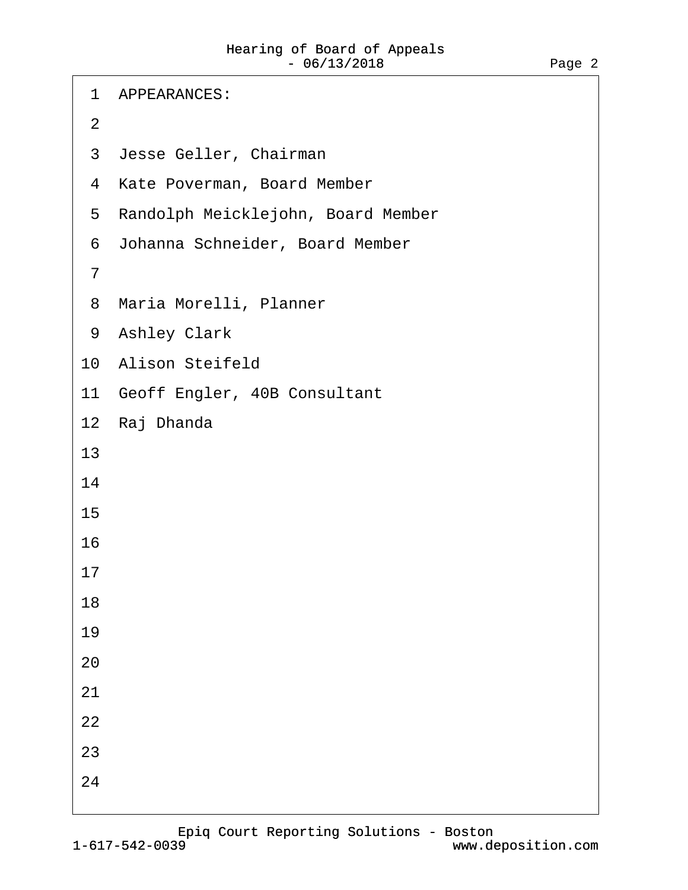APPEARANCES:

Jesse Geller, Chairman

Kate Poverman, Board Member

Randolph Meicklejohn, Board Member

Johanna Schneider, Board Member

Maria Morelli, Planner

Ashley Clark

Alison Steifeld

Geoff Engler, 40B Consultant

Raj Dhanda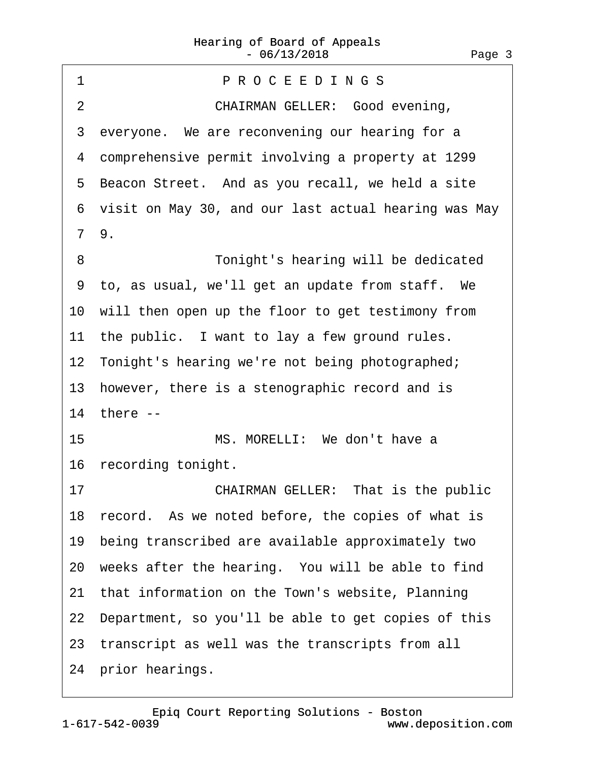P R O C E E D I N G S

CHAIRMAN GELLER: Good evening, everyone. We are reconvening our hearing for a comprehensive permit involving a property at 1299 Beacon Street. And as you recall, we held a site visit on May 30, and our last actual hearing was May 9.

Tonight's hearing will be dedicated to, as usual, we'll get an update from staff. We will then open up the floor to get testimony from the public. I want to lay a few ground rules. Tonight's hearing we're not being photographed; however, there is a stenographic record and is there --

MS. MORELLI: We don't have a recording tonight.

CHAIRMAN GELLER: That is the public record. As we noted before, the copies of what is being transcribed are available approximately two weeks after the hearing. You will be able to find that information on the Town's website, Planning Department, so you'll be able to get copies of this transcript as well was the transcripts from all prior hearings.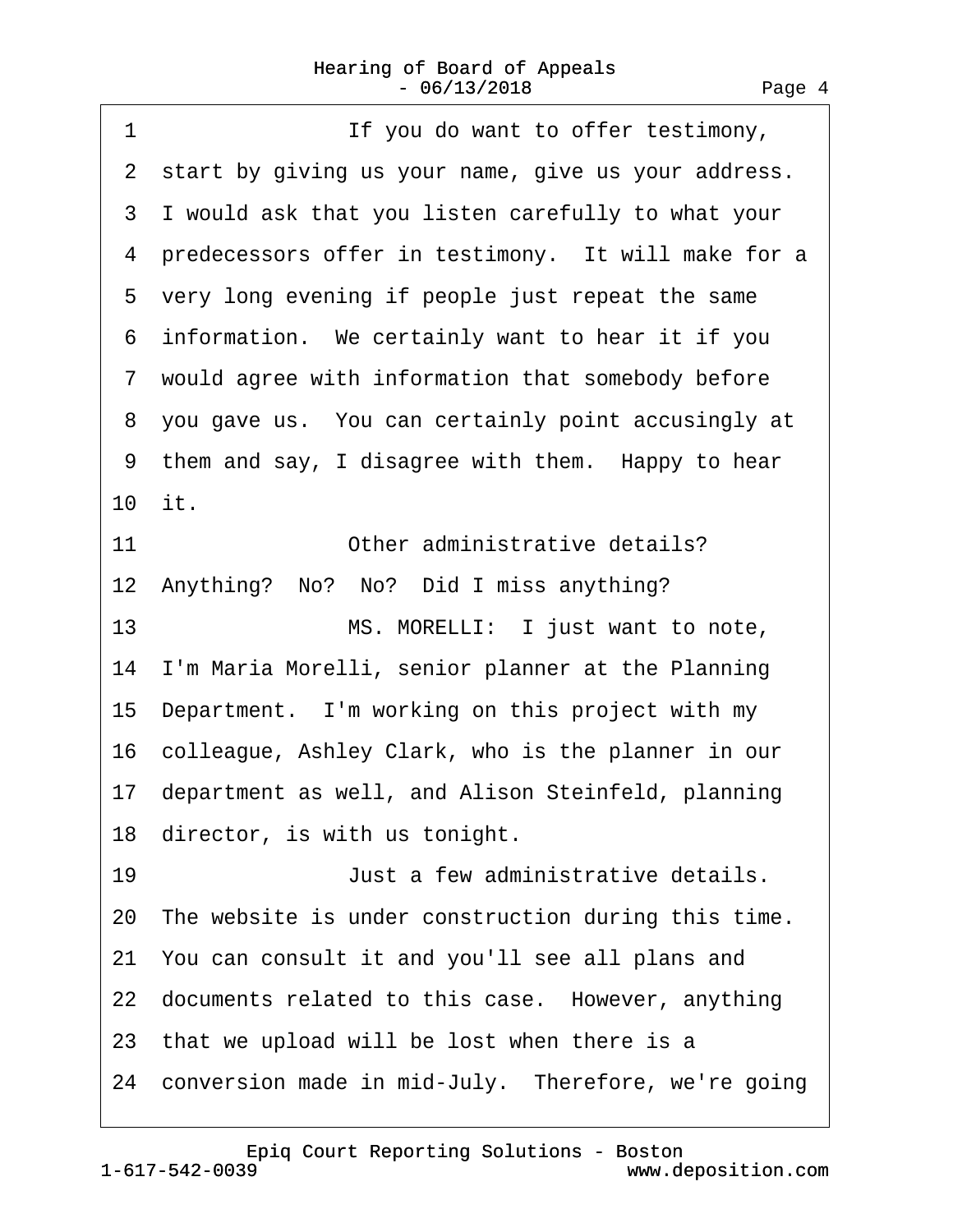1 If you do want to offer testimony,
2 start by giving us your name, give us your address.
3 I would ask that you listen carefully to what your
4 predecessors offer in testimony. It will make for a
5 very long evening if people just repeat the same
6 information. We certainly want to hear it if you
7 would agree with information that somebody before
8 you gave us. You can certainly point accusingly at
9 them and say, I disagree with them. Happy to hear
10 it.
11 Other administrative details?
12 Anything? No? No? Did I miss anything?
13 MS. MORELLI: I just want to note,
14 I'm Maria Morelli, senior planner at the Planning
15 Department. I'm working on this project with my
16 colleague, Ashley Clark, who is the planner in our
17 department as well, and Alison Steinfeld, planning
18 director, is with us tonight.
19 Just a few administrative details.
20 The website is under construction during this time.
21 You can consult it and you'll see all plans and
22 documents related to this case. However, anything
23 that we upload will be lost when there is a
24 conversion made in mid-July. Therefore, we're going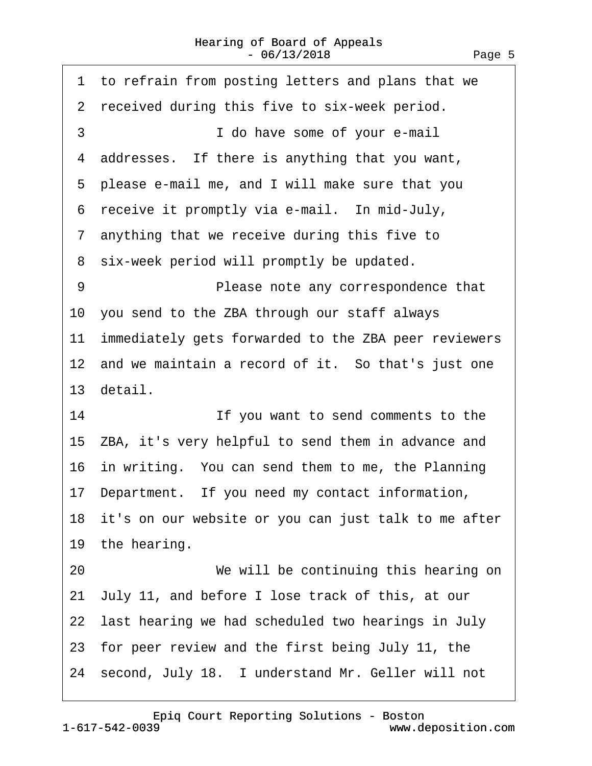1 to refrain from posting letters and plans that we
2 received during this five to six-week period.
3 I do have some of your e-mail
4 addresses. If there is anything that you want,
5 please e-mail me, and I will make sure that you
6 receive it promptly via e-mail. In mid-July,
7 anything that we receive during this five to
8 six-week period will promptly be updated.
9 Please note any correspondence that
10 you send to the ZBA through our staff always
11 immediately gets forwarded to the ZBA peer reviewers
12 and we maintain a record of it. So that's just one
13 detail.
14 If you want to send comments to the
15 ZBA, it's very helpful to send them in advance and
16 in writing. You can send them to me, the Planning
17 Department. If you need my contact information,
18 it's on our website or you can just talk to me after
19 the hearing.
20 We will be continuing this hearing on
21 July 11, and before I lose track of this, at our
22 last hearing we had scheduled two hearings in July
23 for peer review and the first being July 11, the
24 second, July 18. I understand Mr. Geller will not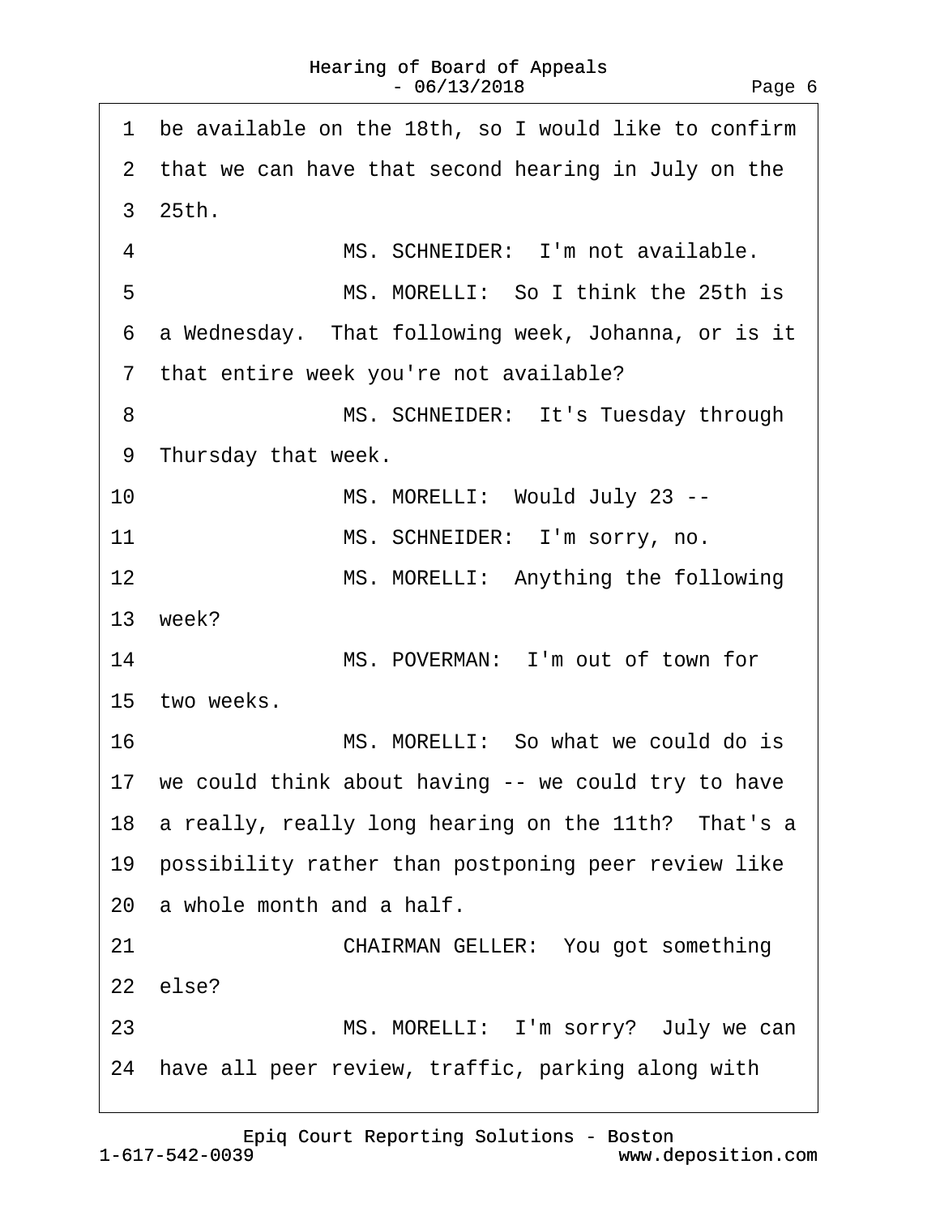1 be available on the 18th, so I would like to confirm
2 that we can have that second hearing in July on the
3 25th.
4 MS. SCHNEIDER: I'm not available.
5 MS. MORELLI: So I think the 25th is
6 a Wednesday. That following week, Johanna, or is it
7 that entire week you're not available?
8 MS. SCHNEIDER: It's Tuesday through
9 Thursday that week.
10 MS. MORELLI: Would July 23 --
11 MS. SCHNEIDER: I'm sorry, no.
12 MS. MORELLI: Anything the following
13 week?
14 MS. POVERMAN: I'm out of town for
15 two weeks.
16 MS. MORELLI: So what we could do is
17 we could think about having -- we could try to have
18 a really, really long hearing on the 11th? That's a
19 possibility rather than postponing peer review like
20 a whole month and a half.
21 CHAIRMAN GELLER: You got something
22 else?
23 MS. MORELLI: I'm sorry? July we can
24 have all peer review, traffic, parking along with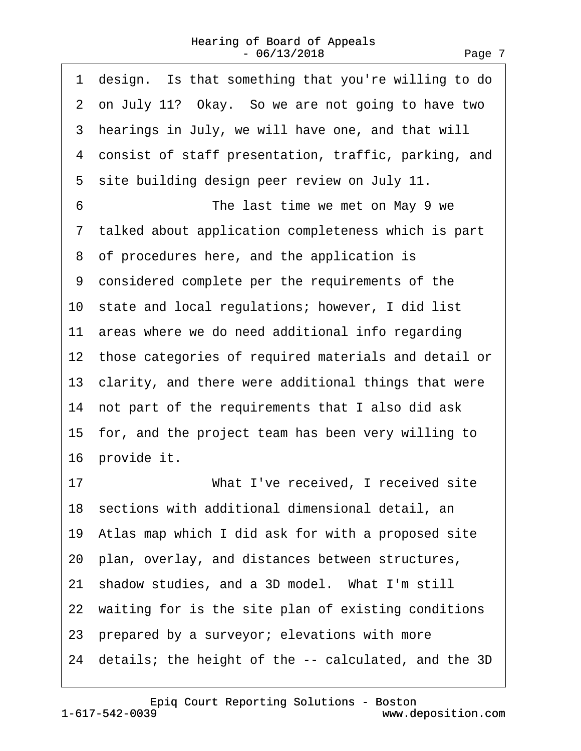1 design. Is that something that you're willing to do
2 on July 11? Okay. So we are not going to have two
3 hearings in July, we will have one, and that will
4 consist of staff presentation, traffic, parking, and
5 site building design peer review on July 11.
6 The last time we met on May 9 we
7 talked about application completeness which is part
8 of procedures here, and the application is
9 considered complete per the requirements of the
10 state and local regulations; however, I did list
11 areas where we do need additional info regarding
12 those categories of required materials and detail or
13 clarity, and there were additional things that were
14 not part of the requirements that I also did ask
15 for, and the project team has been very willing to
16 provide it.
17 What I've received, I received site
18 sections with additional dimensional detail, an
19 Atlas map which I did ask for with a proposed site
20 plan, overlay, and distances between structures,
21 shadow studies, and a 3D model. What I'm still
22 waiting for is the site plan of existing conditions
23 prepared by a surveyor; elevations with more
24 details; the height of the -- calculated, and the 3D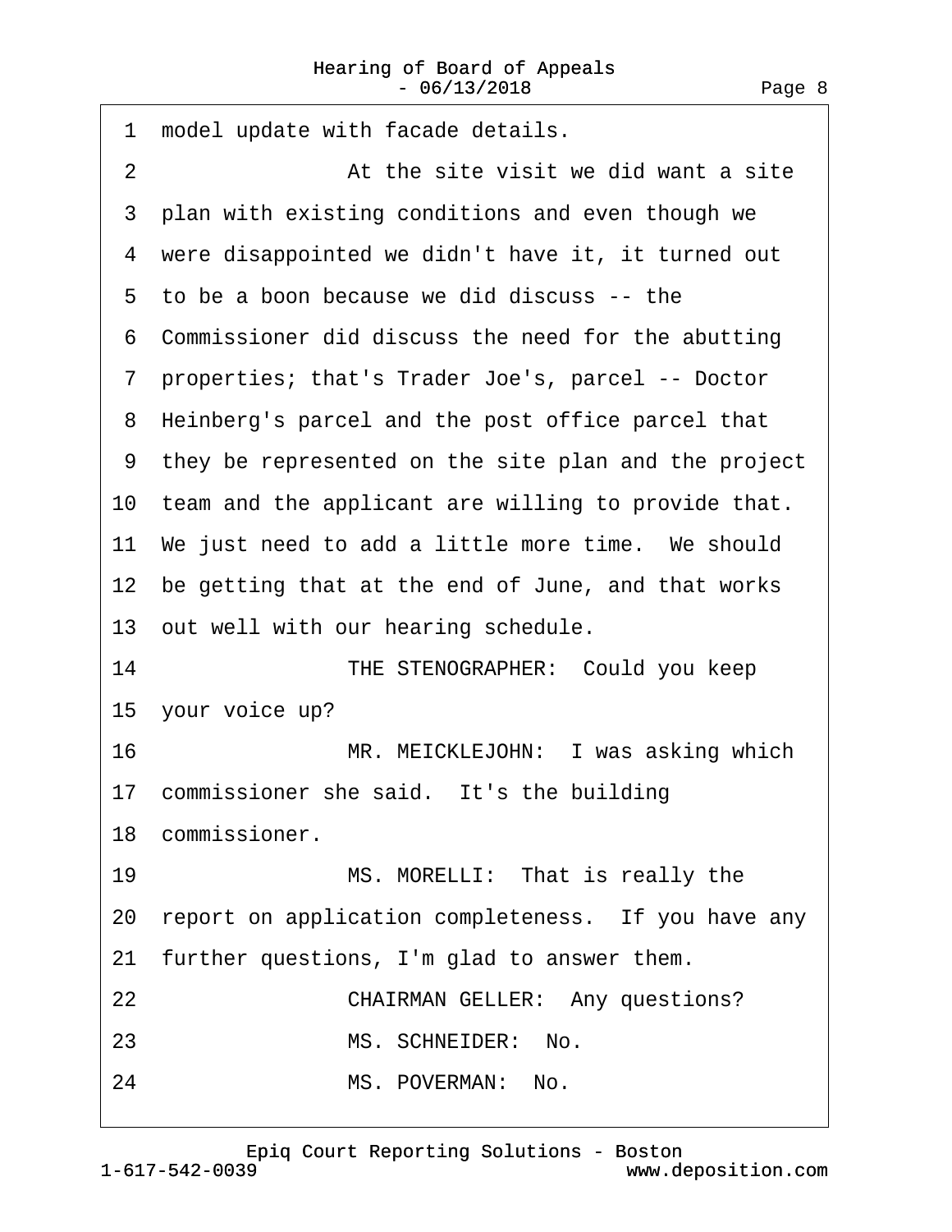1 model update with facade details.

2 At the site visit we did want a site

3 plan with existing conditions and even though we

4 were disappointed we didn't have it, it turned out

5 to be a boon because we did discuss -- the

6 Commissioner did discuss the need for the abutting

7 properties; that's Trader Joe's, parcel -- Doctor

8 Heinberg's parcel and the post office parcel that

9 they be represented on the site plan and the project

10 team and the applicant are willing to provide that.

11 We just need to add a little more time. We should

12 be getting that at the end of June, and that works

13 out well with our hearing schedule.

14 THE STENOGRAPHER: Could you keep

15 your voice up?

16 MR. MEICKLEJOHN: I was asking which

17 commissioner she said. It's the building

18 commissioner.

19 MS. MORELLI: That is really the

20 report on application completeness. If you have any

21 further questions, I'm glad to answer them.

22 CHAIRMAN GELLER: Any questions?

23 MS. SCHNEIDER: No.

24 MS. POVERMAN: No.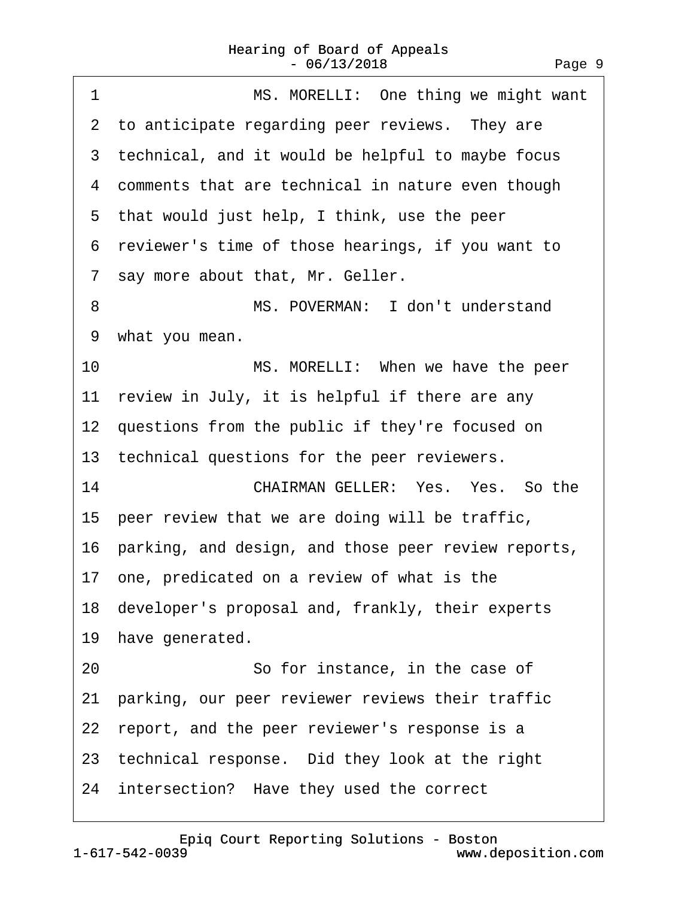MS. MORELLI: One thing we might want to anticipate regarding peer reviews. They are technical, and it would be helpful to maybe focus comments that are technical in nature even though that would just help, I think, use the peer reviewer's time of those hearings, if you want to say more about that, Mr. Geller.

MS. POVERMAN: I don't understand what you mean.

MS. MORELLI: When we have the peer review in July, it is helpful if there are any questions from the public if they're focused on technical questions for the peer reviewers.

CHAIRMAN GELLER: Yes. Yes. So the peer review that we are doing will be traffic, parking, and design, and those peer review reports, one, predicated on a review of what is the developer's proposal and, frankly, their experts have generated.

So for instance, in the case of parking, our peer reviewer reviews their traffic report, and the peer reviewer's response is a technical response. Did they look at the right intersection? Have they used the correct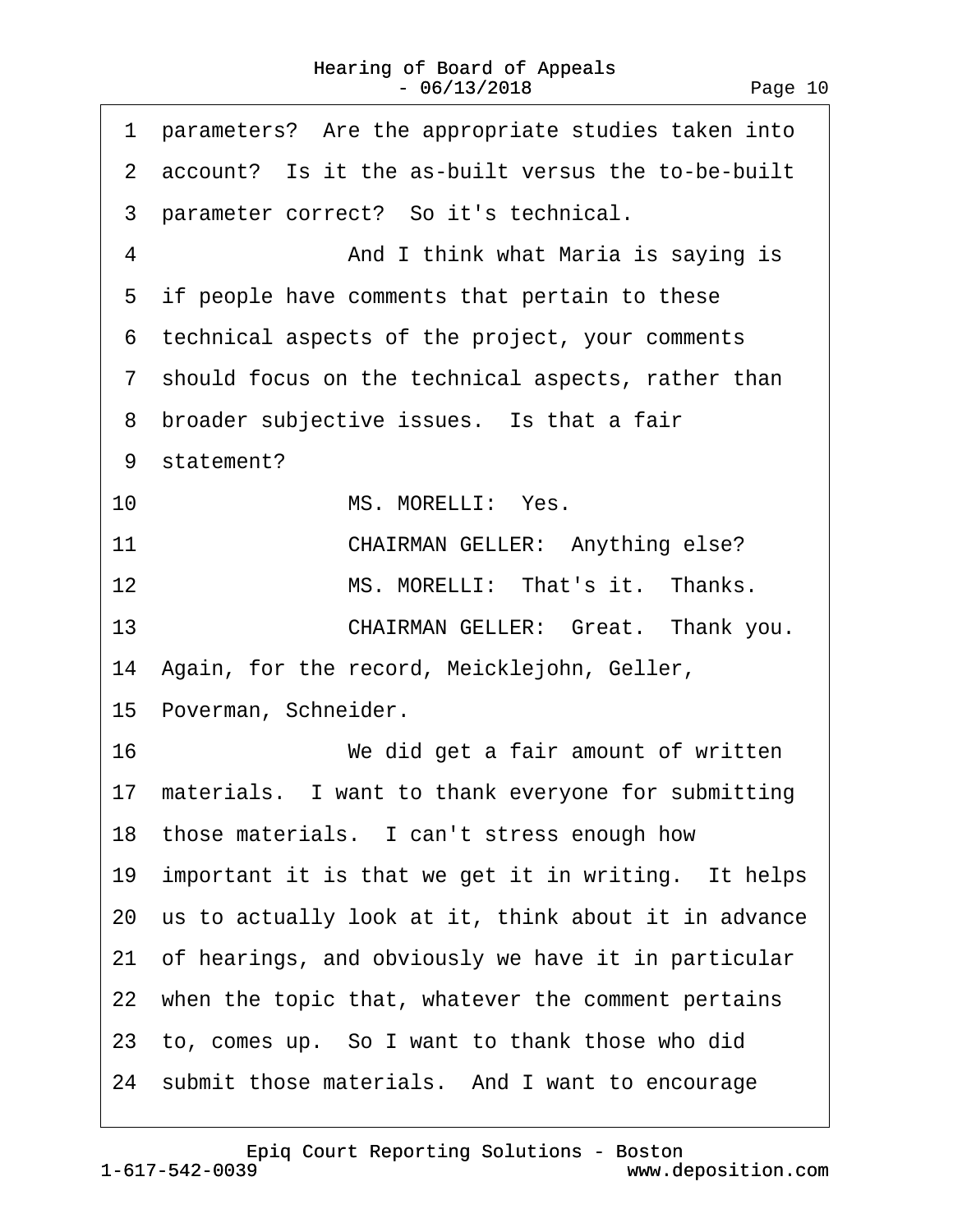1 parameters? Are the appropriate studies taken into
2 account? Is it the as-built versus the to-be-built
3 parameter correct? So it's technical.
4 And I think what Maria is saying is
5 if people have comments that pertain to these
6 technical aspects of the project, your comments
7 should focus on the technical aspects, rather than
8 broader subjective issues. Is that a fair
9 statement?
10 MS. MORELLI: Yes.
11 CHAIRMAN GELLER: Anything else?
12 MS. MORELLI: That's it. Thanks.
13 CHAIRMAN GELLER: Great. Thank you.
14 Again, for the record, Meicklejohn, Geller,
15 Poverman, Schneider.
16 We did get a fair amount of written
17 materials. I want to thank everyone for submitting
18 those materials. I can't stress enough how
19 important it is that we get it in writing. It helps
20 us to actually look at it, think about it in advance
21 of hearings, and obviously we have it in particular
22 when the topic that, whatever the comment pertains
23 to, comes up. So I want to thank those who did
24 submit those materials. And I want to encourage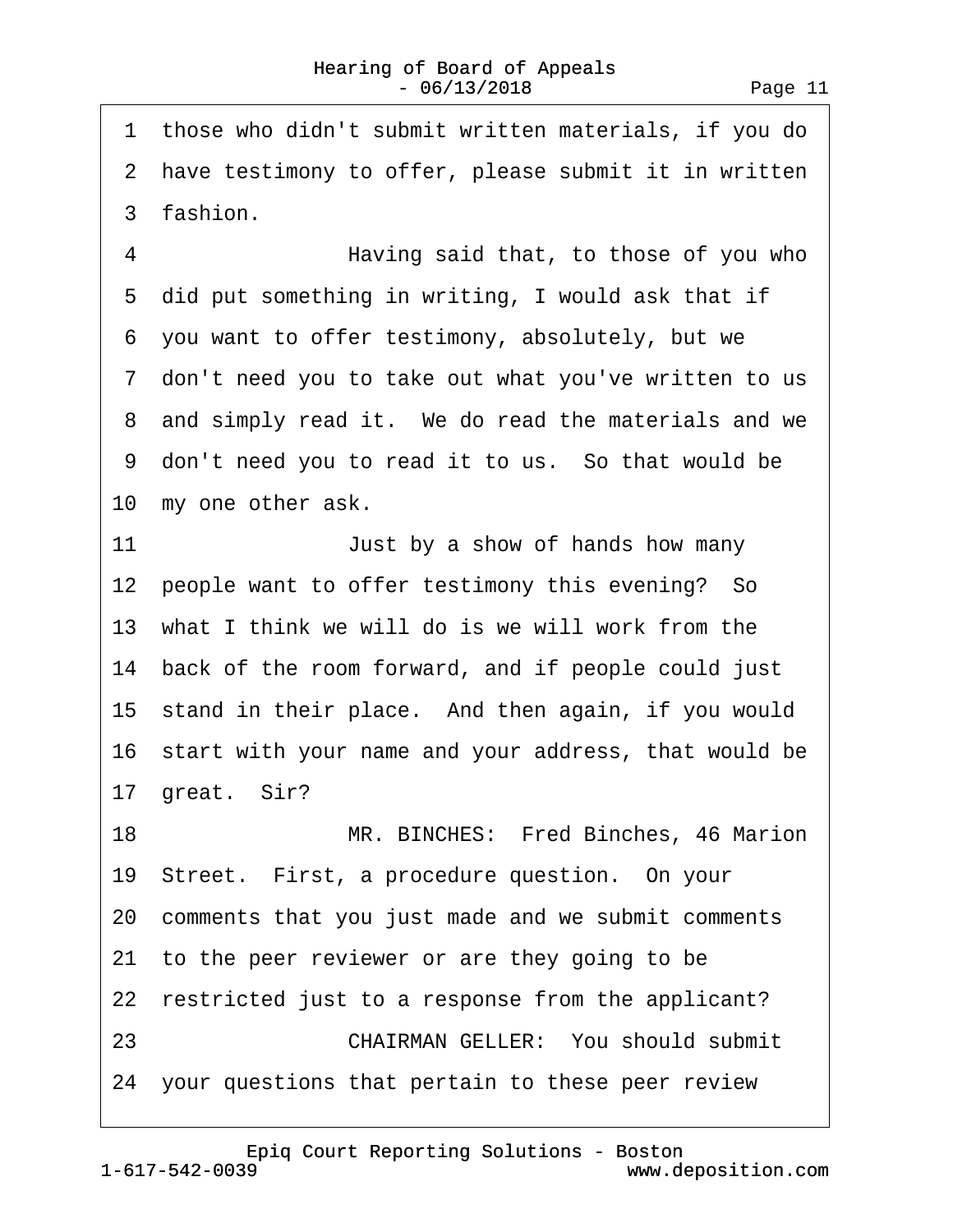1 those who didn't submit written materials, if you do
2 have testimony to offer, please submit it in written
3 fashion.
4 Having said that, to those of you who
5 did put something in writing, I would ask that if
6 you want to offer testimony, absolutely, but we
7 don't need you to take out what you've written to us
8 and simply read it. We do read the materials and we
9 don't need you to read it to us. So that would be
10 my one other ask.
11 Just by a show of hands how many
12 people want to offer testimony this evening? So
13 what I think we will do is we will work from the
14 back of the room forward, and if people could just
15 stand in their place. And then again, if you would
16 start with your name and your address, that would be
17 great. Sir?
18 MR. BINCHES: Fred Binches, 46 Marion
19 Street. First, a procedure question. On your
20 comments that you just made and we submit comments
21 to the peer reviewer or are they going to be
22 restricted just to a response from the applicant?
23 CHAIRMAN GELLER: You should submit
24 your questions that pertain to these peer review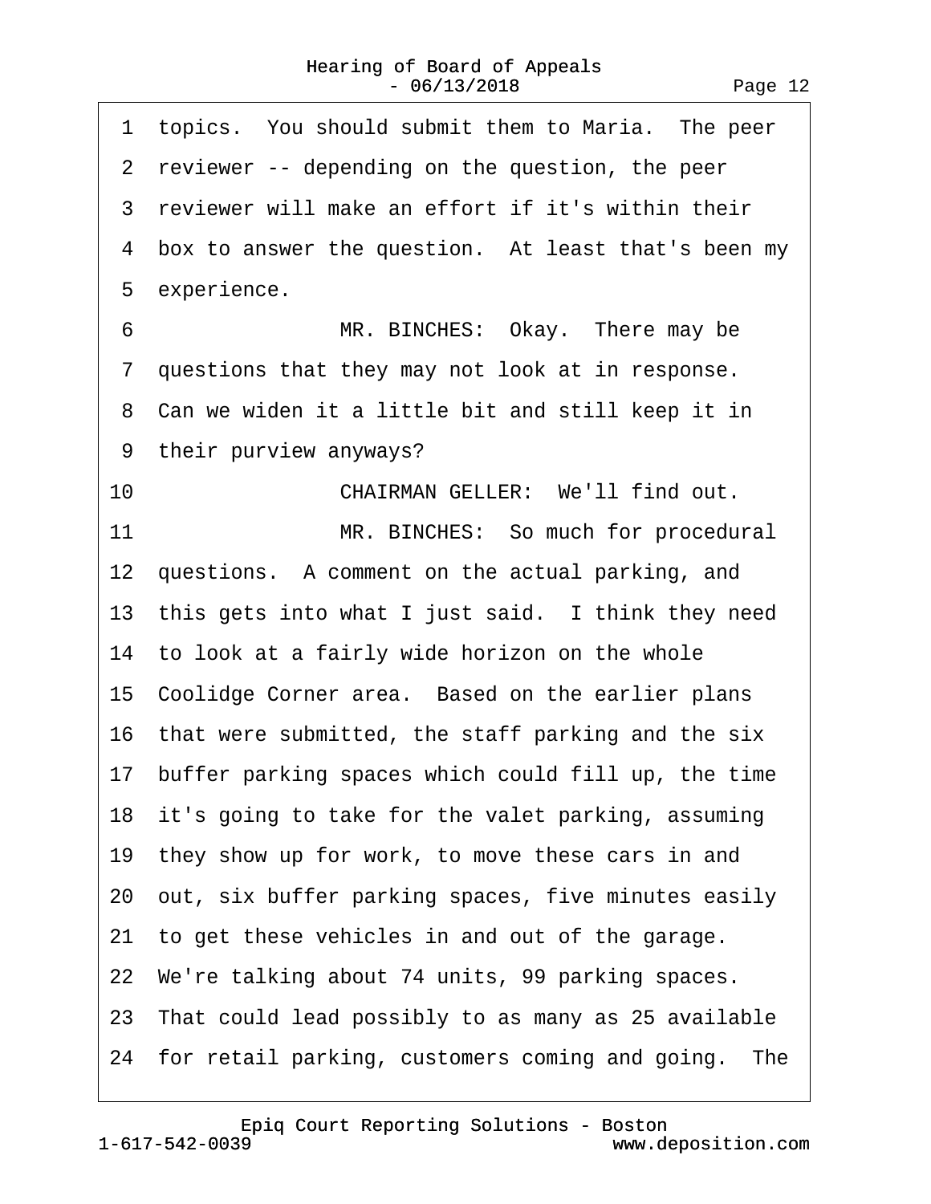1 topics. You should submit them to Maria. The peer
2 reviewer -- depending on the question, the peer
3 reviewer will make an effort if it's within their
4 box to answer the question. At least that's been my
5 experience.

6 MR. BINCHES: Okay. There may be
7 questions that they may not look at in response.
8 Can we widen it a little bit and still keep it in
9 their purview anyways?

10 CHAIRMAN GELLER: We'll find out.

11 MR. BINCHES: So much for procedural
12 questions. A comment on the actual parking, and
13 this gets into what I just said. I think they need
14 to look at a fairly wide horizon on the whole
15 Coolidge Corner area. Based on the earlier plans
16 that were submitted, the staff parking and the six
17 buffer parking spaces which could fill up, the time
18 it's going to take for the valet parking, assuming
19 they show up for work, to move these cars in and
20 out, six buffer parking spaces, five minutes easily
21 to get these vehicles in and out of the garage.
22 We're talking about 74 units, 99 parking spaces.
23 That could lead possibly to as many as 25 available
24 for retail parking, customers coming and going. The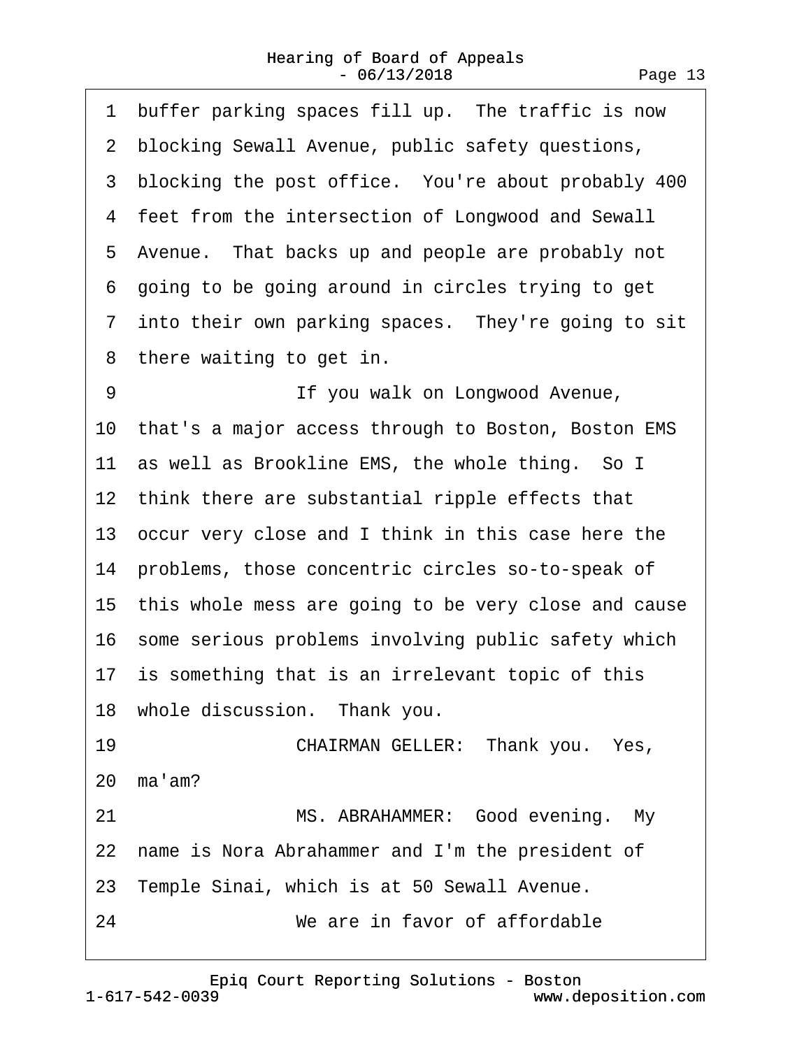1 buffer parking spaces fill up. The traffic is now
2 blocking Sewall Avenue, public safety questions,
3 blocking the post office. You're about probably 400
4 feet from the intersection of Longwood and Sewall
5 Avenue. That backs up and people are probably not
6 going to be going around in circles trying to get
7 into their own parking spaces. They're going to sit
8 there waiting to get in.
9 If you walk on Longwood Avenue,
10 that's a major access through to Boston, Boston EMS
11 as well as Brookline EMS, the whole thing. So I
12 think there are substantial ripple effects that
13 occur very close and I think in this case here the
14 problems, those concentric circles so-to-speak of
15 this whole mess are going to be very close and cause
16 some serious problems involving public safety which
17 is something that is an irrelevant topic of this
18 whole discussion. Thank you.
19 CHAIRMAN GELLER: Thank you. Yes,
20 ma'am?
21 MS. ABRAHAMMER: Good evening. My
22 name is Nora Abrahammer and I'm the president of
23 Temple Sinai, which is at 50 Sewall Avenue.
24 We are in favor of affordable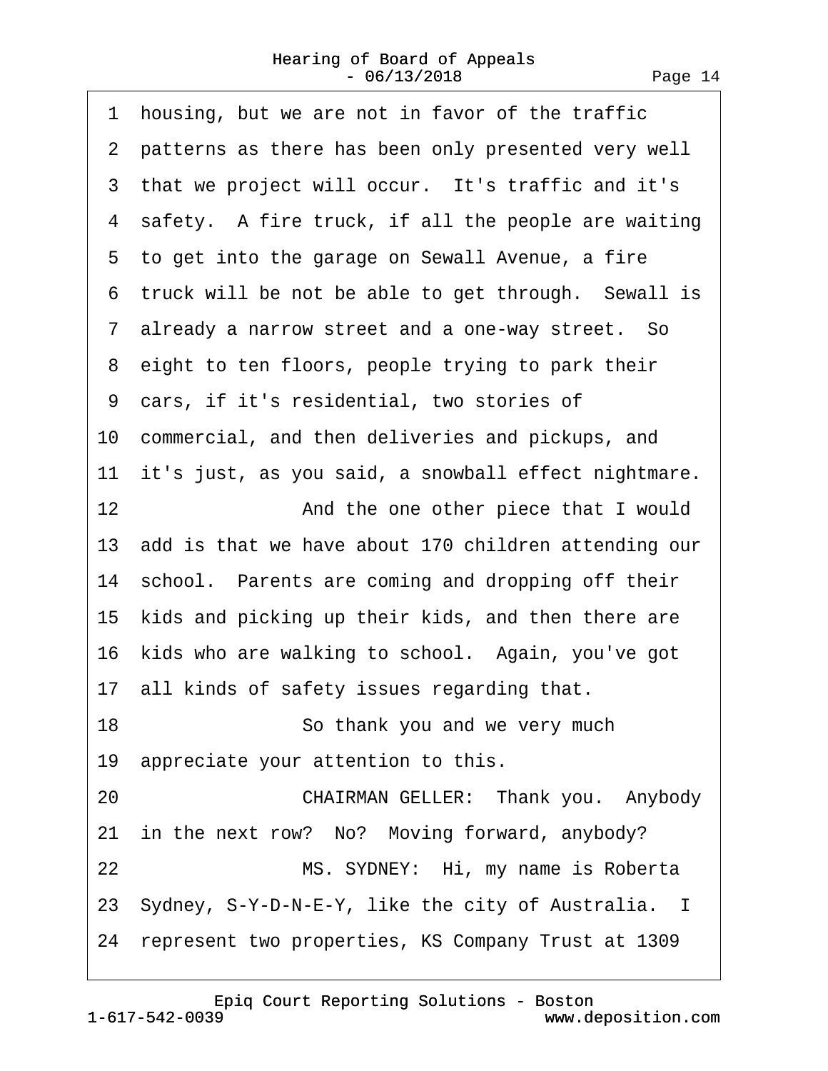1 housing, but we are not in favor of the traffic

2 patterns as there has been only presented very well

3 that we project will occur. It's traffic and it's

4 safety. A fire truck, if all the people are waiting

5 to get into the garage on Sewall Avenue, a fire

6 truck will be not be able to get through. Sewall is

7 already a narrow street and a one-way street. So

8 eight to ten floors, people trying to park their

9 cars, if it's residential, two stories of

10 commercial, and then deliveries and pickups, and

11 it's just, as you said, a snowball effect nightmare.

12 And the one other piece that I would

13 add is that we have about 170 children attending our

14 school. Parents are coming and dropping off their

15 kids and picking up their kids, and then there are

16 kids who are walking to school. Again, you've got

17 all kinds of safety issues regarding that.

18 So thank you and we very much

19 appreciate your attention to this.

20 CHAIRMAN GELLER: Thank you. Anybody

21 in the next row? No? Moving forward, anybody?

22 MS. SYDNEY: Hi, my name is Roberta

23 Sydney, S-Y-D-N-E-Y, like the city of Australia. I

24 represent two properties, KS Company Trust at 1309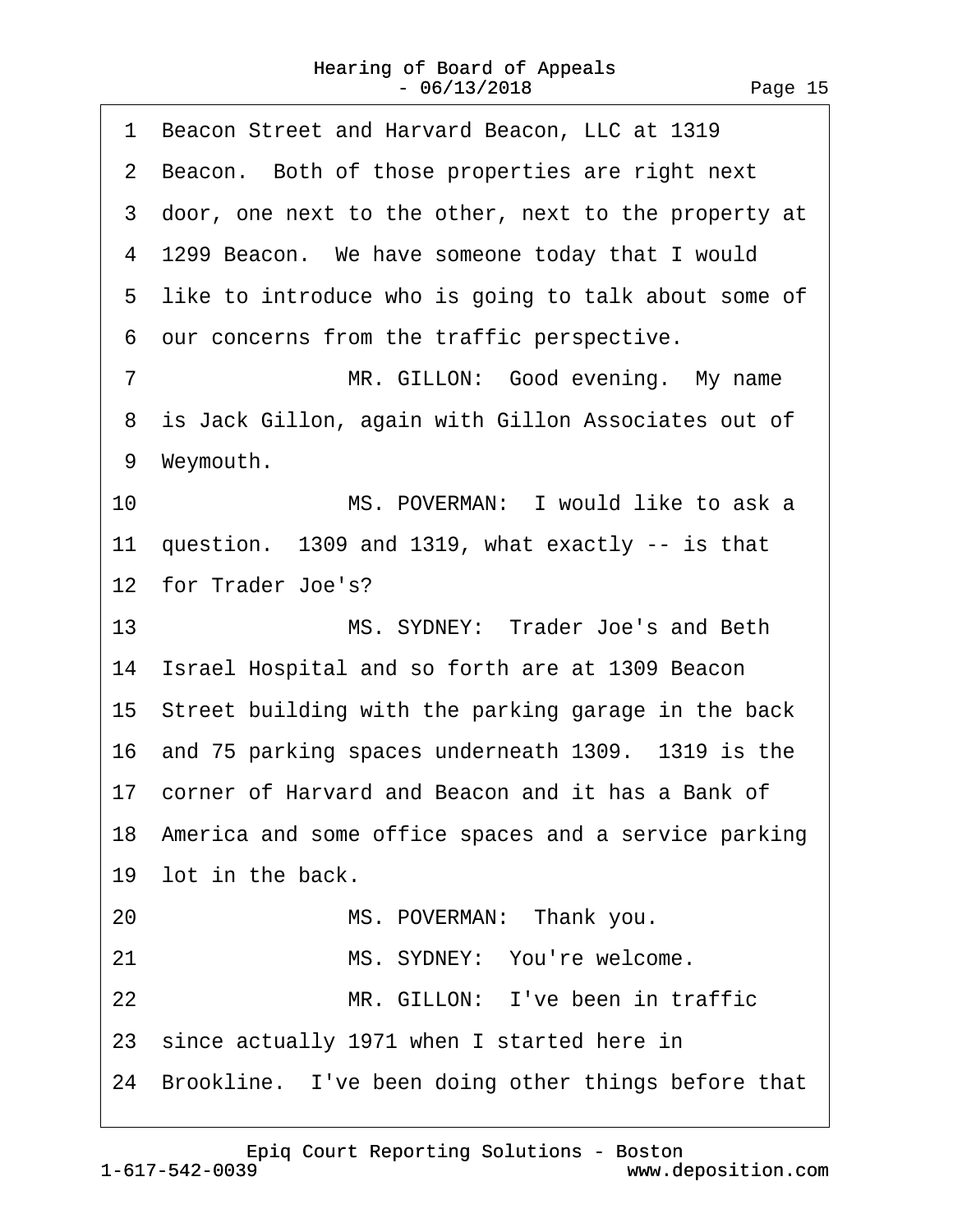1 Beacon Street and Harvard Beacon, LLC at 1319
2 Beacon. Both of those properties are right next
3 door, one next to the other, next to the property at
4 1299 Beacon. We have someone today that I would
5 like to introduce who is going to talk about some of
6 our concerns from the traffic perspective.
7 MR. GILLON: Good evening. My name
8 is Jack Gillon, again with Gillon Associates out of
9 Weymouth.
10 MS. POVERMAN: I would like to ask a
11 question. 1309 and 1319, what exactly -- is that
12 for Trader Joe's?
13 MS. SYDNEY: Trader Joe's and Beth
14 Israel Hospital and so forth are at 1309 Beacon
15 Street building with the parking garage in the back
16 and 75 parking spaces underneath 1309. 1319 is the
17 corner of Harvard and Beacon and it has a Bank of
18 America and some office spaces and a service parking
19 lot in the back.
20 MS. POVERMAN: Thank you.
21 MS. SYDNEY: You're welcome.
22 MR. GILLON: I've been in traffic
23 since actually 1971 when I started here in
24 Brookline. I've been doing other things before that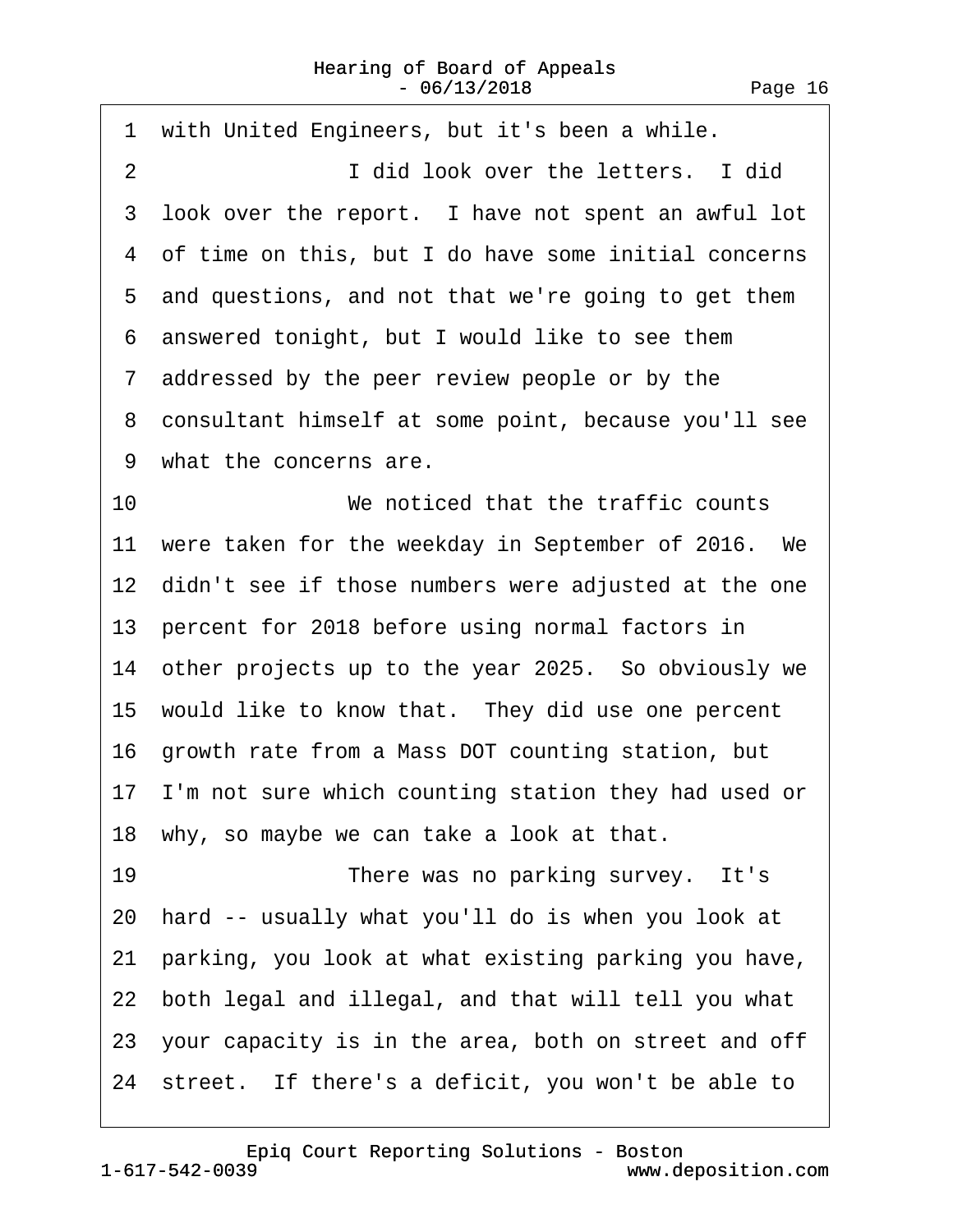1 with United Engineers, but it's been a while.

2 I did look over the letters. I did
3 look over the report. I have not spent an awful lot
4 of time on this, but I do have some initial concerns
5 and questions, and not that we're going to get them
6 answered tonight, but I would like to see them
7 addressed by the peer review people or by the
8 consultant himself at some point, because you'll see
9 what the concerns are.

10 We noticed that the traffic counts
11 were taken for the weekday in September of 2016. We
12 didn't see if those numbers were adjusted at the one
13 percent for 2018 before using normal factors in
14 other projects up to the year 2025. So obviously we
15 would like to know that. They did use one percent
16 growth rate from a Mass DOT counting station, but
17 I'm not sure which counting station they had used or
18 why, so maybe we can take a look at that.

19 There was no parking survey. It's
20 hard -- usually what you'll do is when you look at
21 parking, you look at what existing parking you have,
22 both legal and illegal, and that will tell you what
23 your capacity is in the area, both on street and off
24 street. If there's a deficit, you won't be able to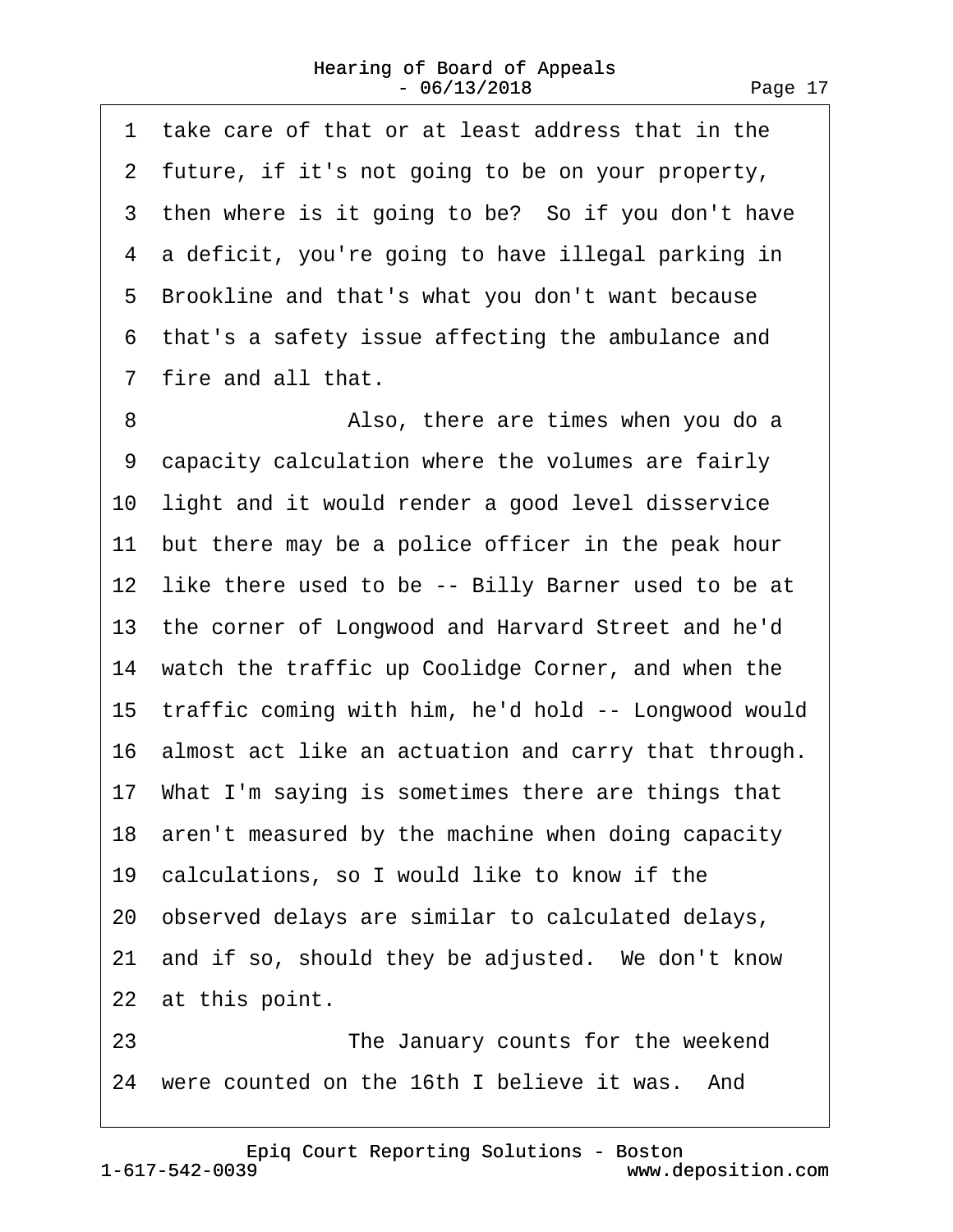1 take care of that or at least address that in the
2 future, if it's not going to be on your property,
3 then where is it going to be? So if you don't have
4 a deficit, you're going to have illegal parking in
5 Brookline and that's what you don't want because
6 that's a safety issue affecting the ambulance and
7 fire and all that.
8 Also, there are times when you do a
9 capacity calculation where the volumes are fairly
10 light and it would render a good level disservice
11 but there may be a police officer in the peak hour
12 like there used to be -- Billy Barner used to be at
13 the corner of Longwood and Harvard Street and he'd
14 watch the traffic up Coolidge Corner, and when the
15 traffic coming with him, he'd hold -- Longwood would
16 almost act like an actuation and carry that through.
17 What I'm saying is sometimes there are things that
18 aren't measured by the machine when doing capacity
19 calculations, so I would like to know if the
20 observed delays are similar to calculated delays,
21 and if so, should they be adjusted. We don't know
22 at this point.
23 The January counts for the weekend
24 were counted on the 16th I believe it was. And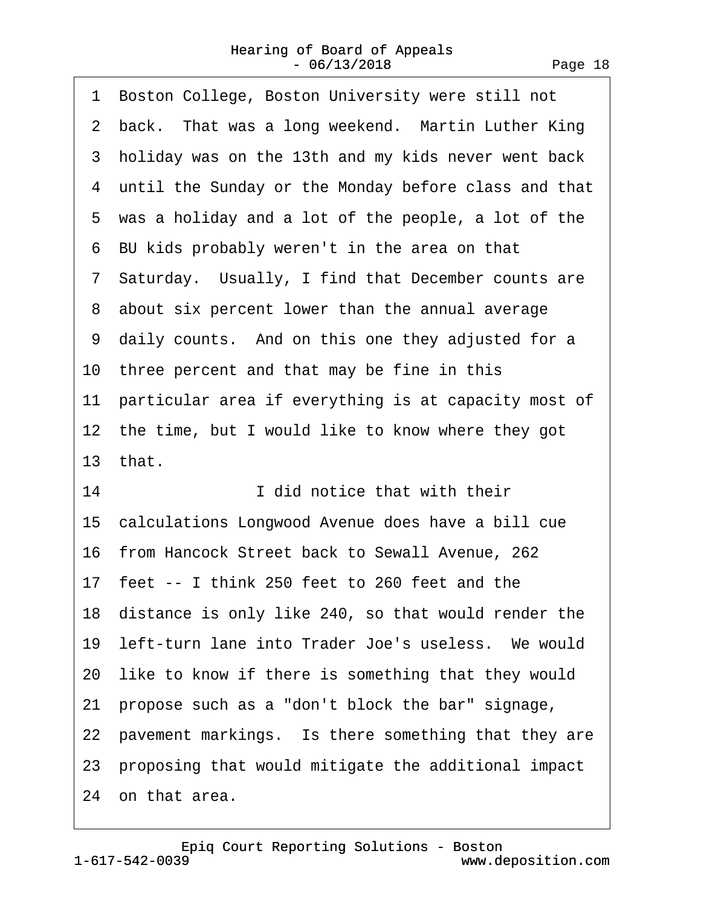1 Boston College, Boston University were still not
2 back. That was a long weekend. Martin Luther King
3 holiday was on the 13th and my kids never went back
4 until the Sunday or the Monday before class and that
5 was a holiday and a lot of the people, a lot of the
6 BU kids probably weren't in the area on that
7 Saturday. Usually, I find that December counts are
8 about six percent lower than the annual average
9 daily counts. And on this one they adjusted for a
10 three percent and that may be fine in this
11 particular area if everything is at capacity most of
12 the time, but I would like to know where they got
13 that.
14 I did notice that with their
15 calculations Longwood Avenue does have a bill cue
16 from Hancock Street back to Sewall Avenue, 262
17 feet -- I think 250 feet to 260 feet and the
18 distance is only like 240, so that would render the
19 left-turn lane into Trader Joe's useless. We would
20 like to know if there is something that they would
21 propose such as a "don't block the bar" signage,
22 pavement markings. Is there something that they are
23 proposing that would mitigate the additional impact
24 on that area.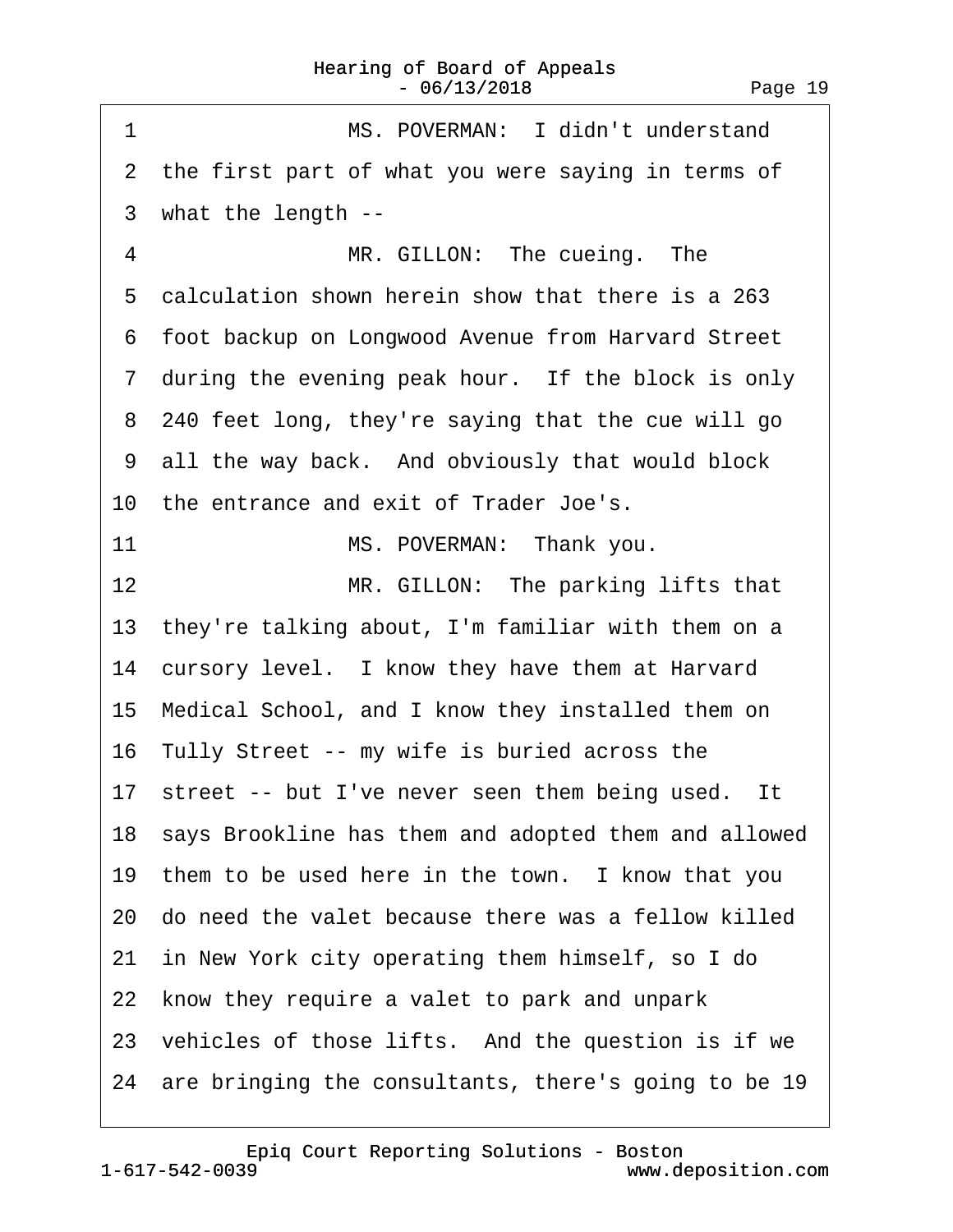1 MS. POVERMAN: I didn't understand
2 the first part of what you were saying in terms of
3 what the length --
4 MR. GILLON: The cueing. The
5 calculation shown herein show that there is a 263
6 foot backup on Longwood Avenue from Harvard Street
7 during the evening peak hour. If the block is only
8 240 feet long, they're saying that the cue will go
9 all the way back. And obviously that would block
10 the entrance and exit of Trader Joe's.
11 MS. POVERMAN: Thank you.
12 MR. GILLON: The parking lifts that
13 they're talking about, I'm familiar with them on a
14 cursory level. I know they have them at Harvard
15 Medical School, and I know they installed them on
16 Tully Street -- my wife is buried across the
17 street -- but I've never seen them being used. It
18 says Brookline has them and adopted them and allowed
19 them to be used here in the town. I know that you
20 do need the valet because there was a fellow killed
21 in New York city operating them himself, so I do
22 know they require a valet to park and unpark
23 vehicles of those lifts. And the question is if we
24 are bringing the consultants, there's going to be 19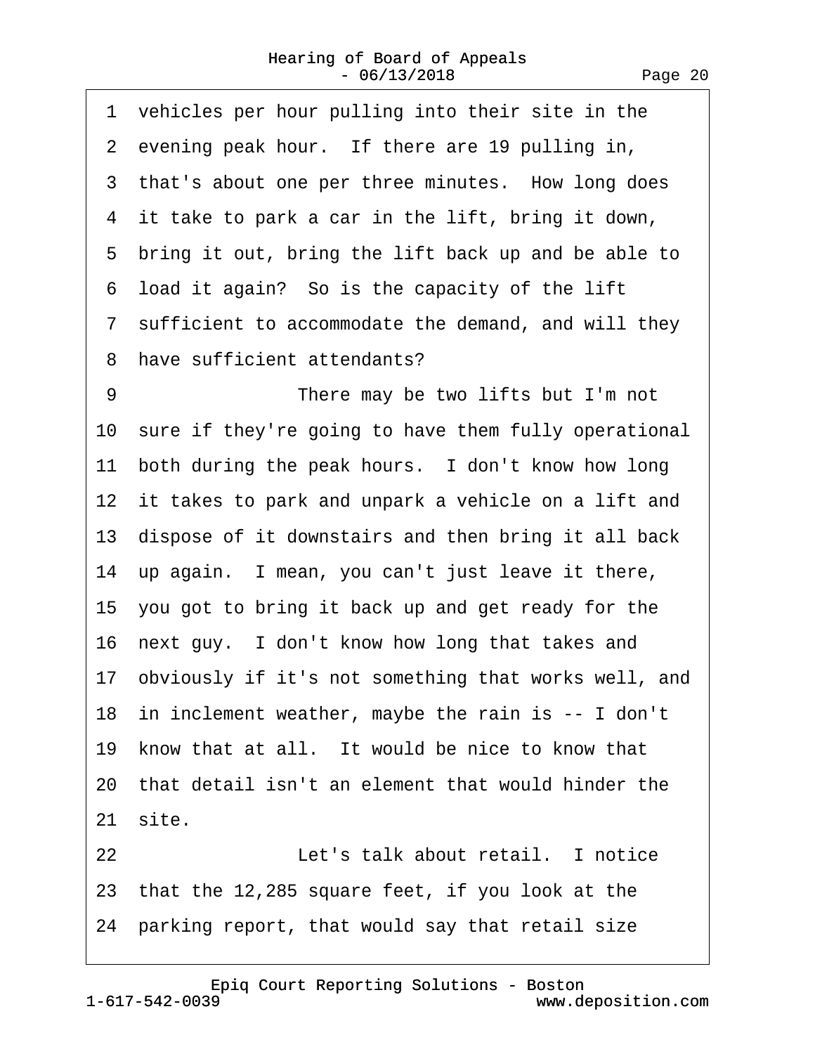1 vehicles per hour pulling into their site in the
2 evening peak hour. If there are 19 pulling in,
3 that's about one per three minutes. How long does
4 it take to park a car in the lift, bring it down,
5 bring it out, bring the lift back up and be able to
6 load it again? So is the capacity of the lift
7 sufficient to accommodate the demand, and will they
8 have sufficient attendants?
9 There may be two lifts but I'm not
10 sure if they're going to have them fully operational
11 both during the peak hours. I don't know how long
12 it takes to park and unpark a vehicle on a lift and
13 dispose of it downstairs and then bring it all back
14 up again. I mean, you can't just leave it there,
15 you got to bring it back up and get ready for the
16 next guy. I don't know how long that takes and
17 obviously if it's not something that works well, and
18 in inclement weather, maybe the rain is -- I don't
19 know that at all. It would be nice to know that
20 that detail isn't an element that would hinder the
21 site.
22 Let's talk about retail. I notice
23 that the 12,285 square feet, if you look at the
24 parking report, that would say that retail size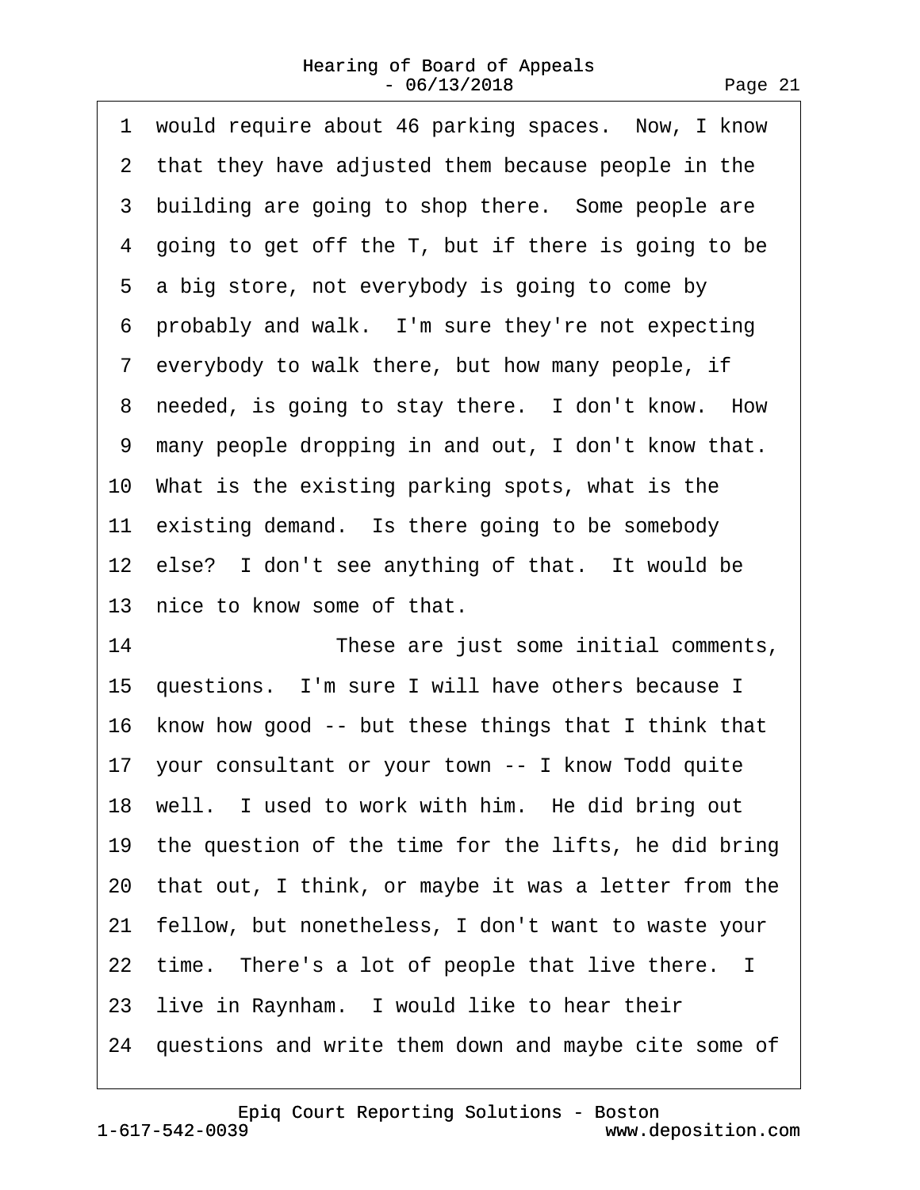1 would require about 46 parking spaces. Now, I know
2 that they have adjusted them because people in the
3 building are going to shop there. Some people are
4 going to get off the T, but if there is going to be
5 a big store, not everybody is going to come by
6 probably and walk. I'm sure they're not expecting
7 everybody to walk there, but how many people, if
8 needed, is going to stay there. I don't know. How
9 many people dropping in and out, I don't know that.
10 What is the existing parking spots, what is the
11 existing demand. Is there going to be somebody
12 else? I don't see anything of that. It would be
13 nice to know some of that.
14 These are just some initial comments,
15 questions. I'm sure I will have others because I
16 know how good -- but these things that I think that
17 your consultant or your town -- I know Todd quite
18 well. I used to work with him. He did bring out
19 the question of the time for the lifts, he did bring
20 that out, I think, or maybe it was a letter from the
21 fellow, but nonetheless, I don't want to waste your
22 time. There's a lot of people that live there. I
23 live in Raynham. I would like to hear their
24 questions and write them down and maybe cite some of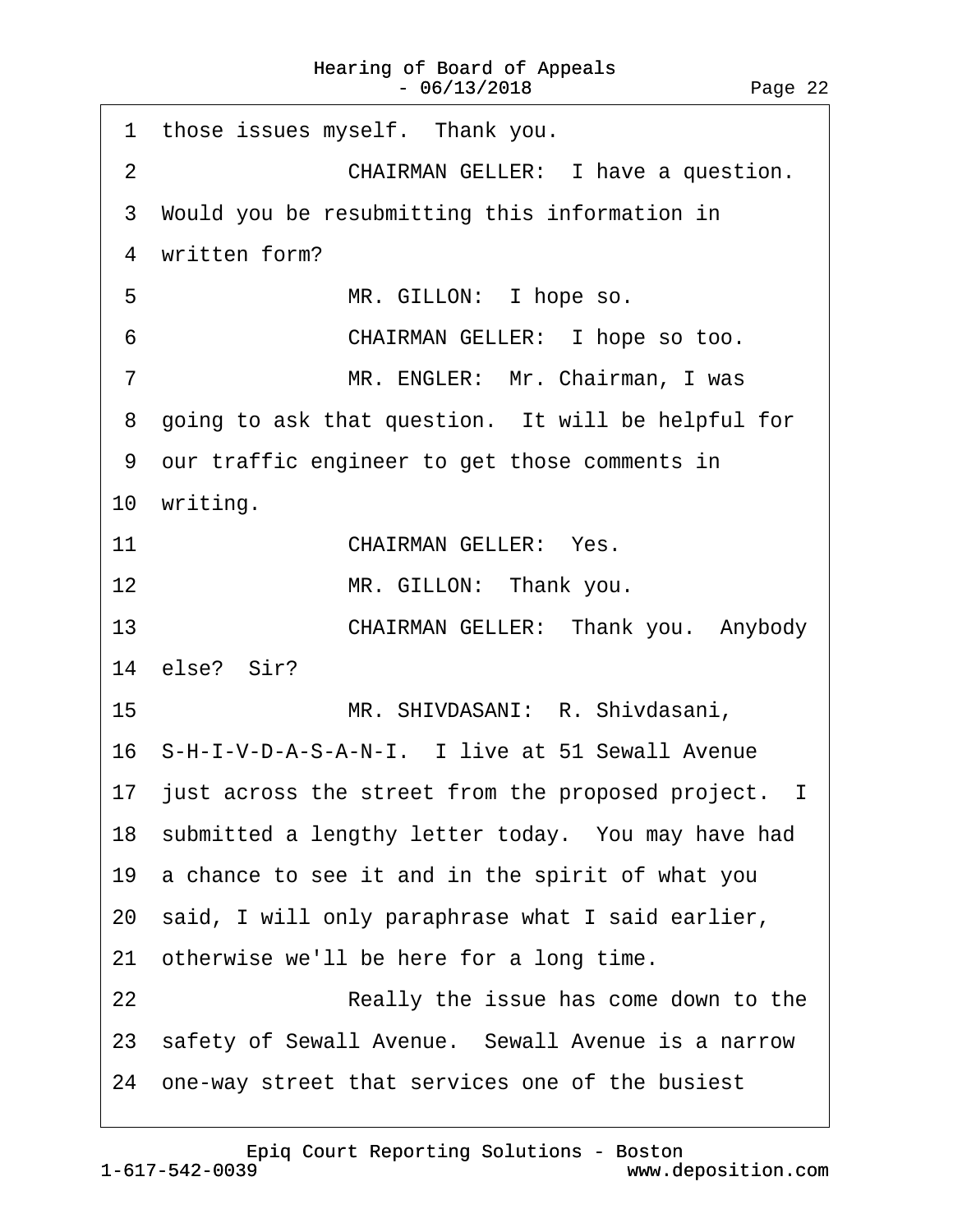1 those issues myself. Thank you.

2 CHAIRMAN GELLER: I have a question.

3 Would you be resubmitting this information in

4 written form?

5 MR. GILLON: I hope so.

6 CHAIRMAN GELLER: I hope so too.

7 MR. ENGLER: Mr. Chairman, I was

8 going to ask that question. It will be helpful for

9 our traffic engineer to get those comments in

10 writing.

11 CHAIRMAN GELLER: Yes.

12 MR. GILLON: Thank you.

13 CHAIRMAN GELLER: Thank you. Anybody

14 else? Sir?

15 MR. SHIVDASANI: R. Shivdasani,

16 S-H-I-V-D-A-S-A-N-I. I live at 51 Sewall Avenue

17 just across the street from the proposed project. I

18 submitted a lengthy letter today. You may have had

19 a chance to see it and in the spirit of what you

20 said, I will only paraphrase what I said earlier,

21 otherwise we'll be here for a long time.

22 Really the issue has come down to the

23 safety of Sewall Avenue. Sewall Avenue is a narrow

24 one-way street that services one of the busiest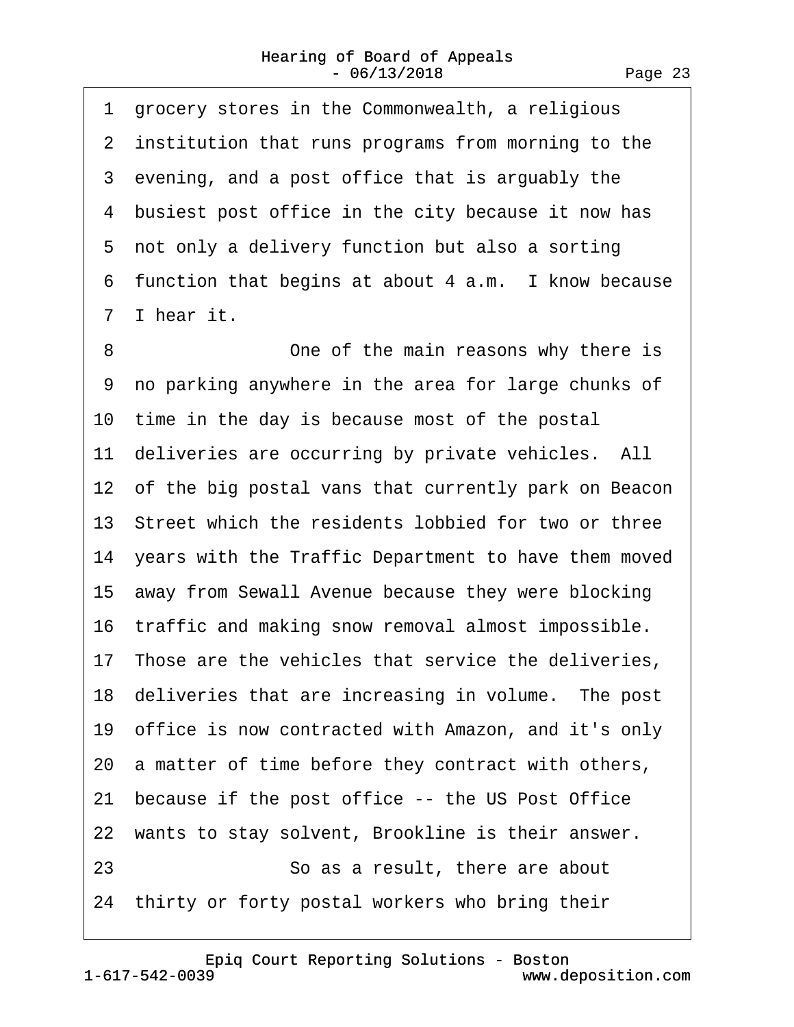1 grocery stores in the Commonwealth, a religious
2 institution that runs programs from morning to the
3 evening, and a post office that is arguably the
4 busiest post office in the city because it now has
5 not only a delivery function but also a sorting
6 function that begins at about 4 a.m. I know because
7 I hear it.

8 One of the main reasons why there is
9 no parking anywhere in the area for large chunks of
10 time in the day is because most of the postal
11 deliveries are occurring by private vehicles. All
12 of the big postal vans that currently park on Beacon
13 Street which the residents lobbied for two or three
14 years with the Traffic Department to have them moved
15 away from Sewall Avenue because they were blocking
16 traffic and making snow removal almost impossible.
17 Those are the vehicles that service the deliveries,
18 deliveries that are increasing in volume. The post
19 office is now contracted with Amazon, and it's only
20 a matter of time before they contract with others,
21 because if the post office -- the US Post Office
22 wants to stay solvent, Brookline is their answer.

23 So as a result, there are about
24 thirty or forty postal workers who bring their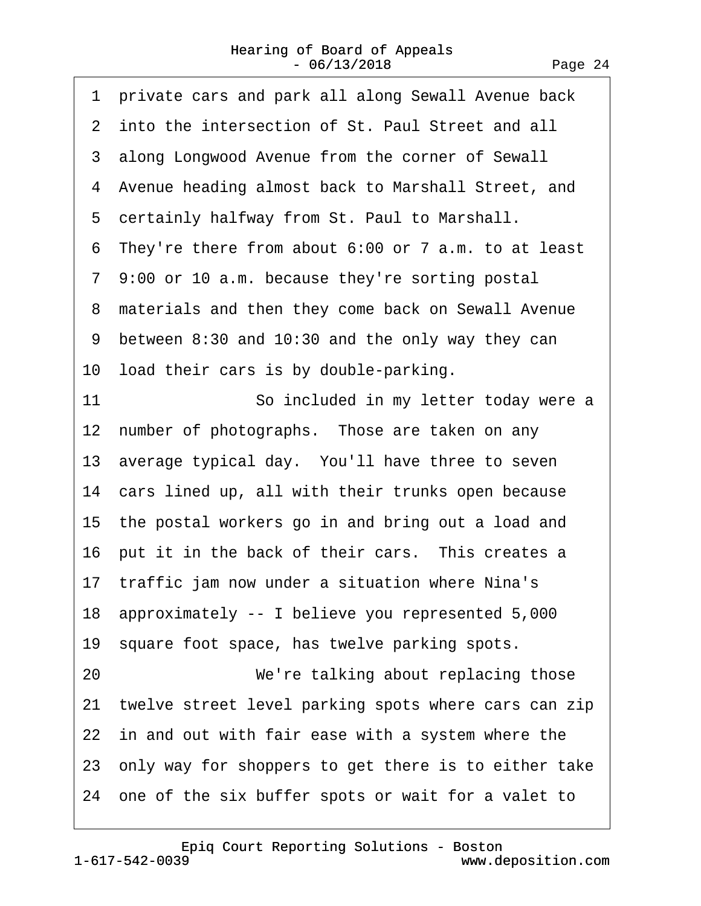1 private cars and park all along Sewall Avenue back
2 into the intersection of St. Paul Street and all
3 along Longwood Avenue from the corner of Sewall
4 Avenue heading almost back to Marshall Street, and
5 certainly halfway from St. Paul to Marshall.
6 They're there from about 6:00 or 7 a.m. to at least
7 9:00 or 10 a.m. because they're sorting postal
8 materials and then they come back on Sewall Avenue
9 between 8:30 and 10:30 and the only way they can
10 load their cars is by double-parking.
11 So included in my letter today were a
12 number of photographs. Those are taken on any
13 average typical day. You'll have three to seven
14 cars lined up, all with their trunks open because
15 the postal workers go in and bring out a load and
16 put it in the back of their cars. This creates a
17 traffic jam now under a situation where Nina's
18 approximately -- I believe you represented 5,000
19 square foot space, has twelve parking spots.
20 We're talking about replacing those
21 twelve street level parking spots where cars can zip
22 in and out with fair ease with a system where the
23 only way for shoppers to get there is to either take
24 one of the six buffer spots or wait for a valet to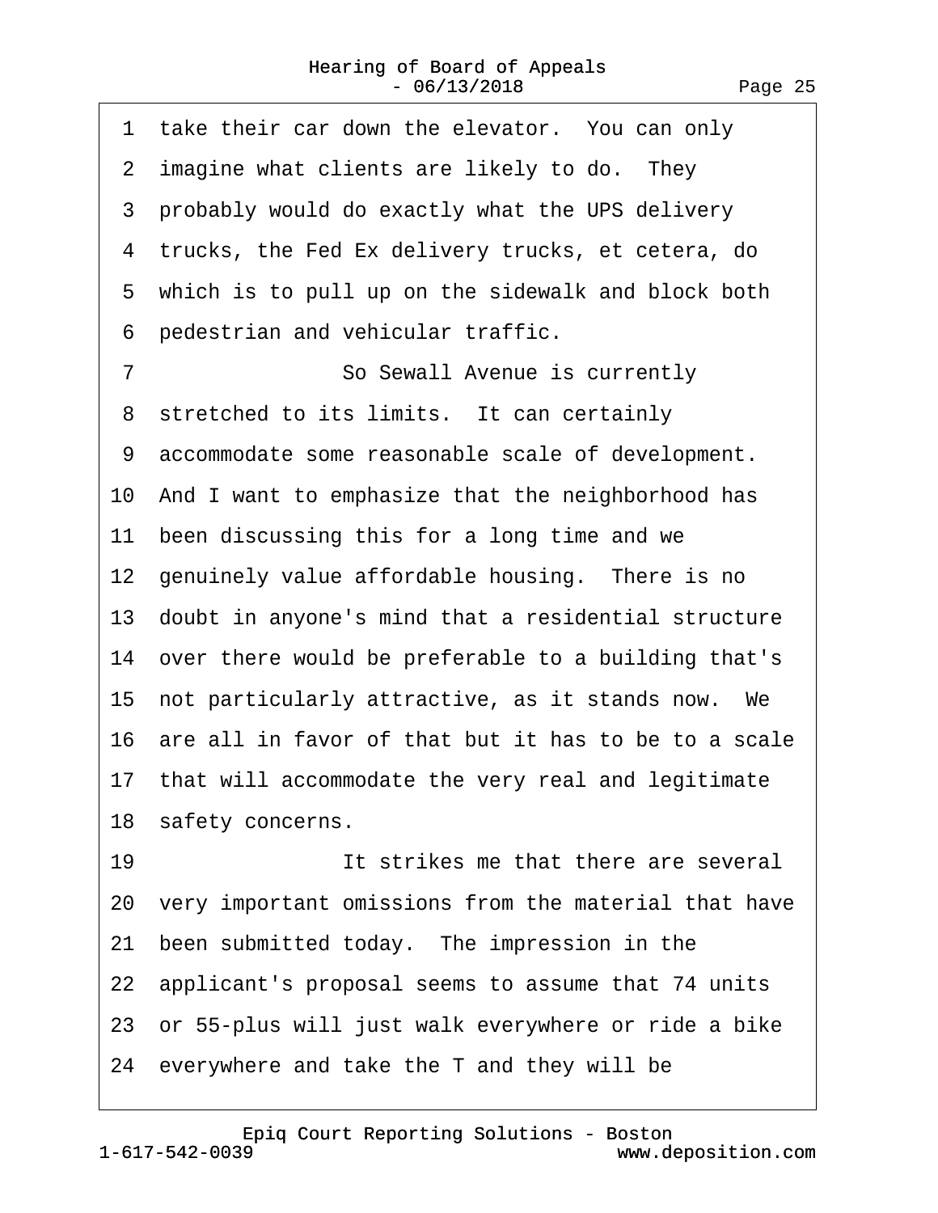1 take their car down the elevator. You can only
2 imagine what clients are likely to do. They
3 probably would do exactly what the UPS delivery
4 trucks, the Fed Ex delivery trucks, et cetera, do
5 which is to pull up on the sidewalk and block both
6 pedestrian and vehicular traffic.
7 So Sewall Avenue is currently
8 stretched to its limits. It can certainly
9 accommodate some reasonable scale of development.
10 And I want to emphasize that the neighborhood has
11 been discussing this for a long time and we
12 genuinely value affordable housing. There is no
13 doubt in anyone's mind that a residential structure
14 over there would be preferable to a building that's
15 not particularly attractive, as it stands now. We
16 are all in favor of that but it has to be to a scale
17 that will accommodate the very real and legitimate
18 safety concerns.
19 It strikes me that there are several
20 very important omissions from the material that have
21 been submitted today. The impression in the
22 applicant's proposal seems to assume that 74 units
23 or 55-plus will just walk everywhere or ride a bike
24 everywhere and take the T and they will be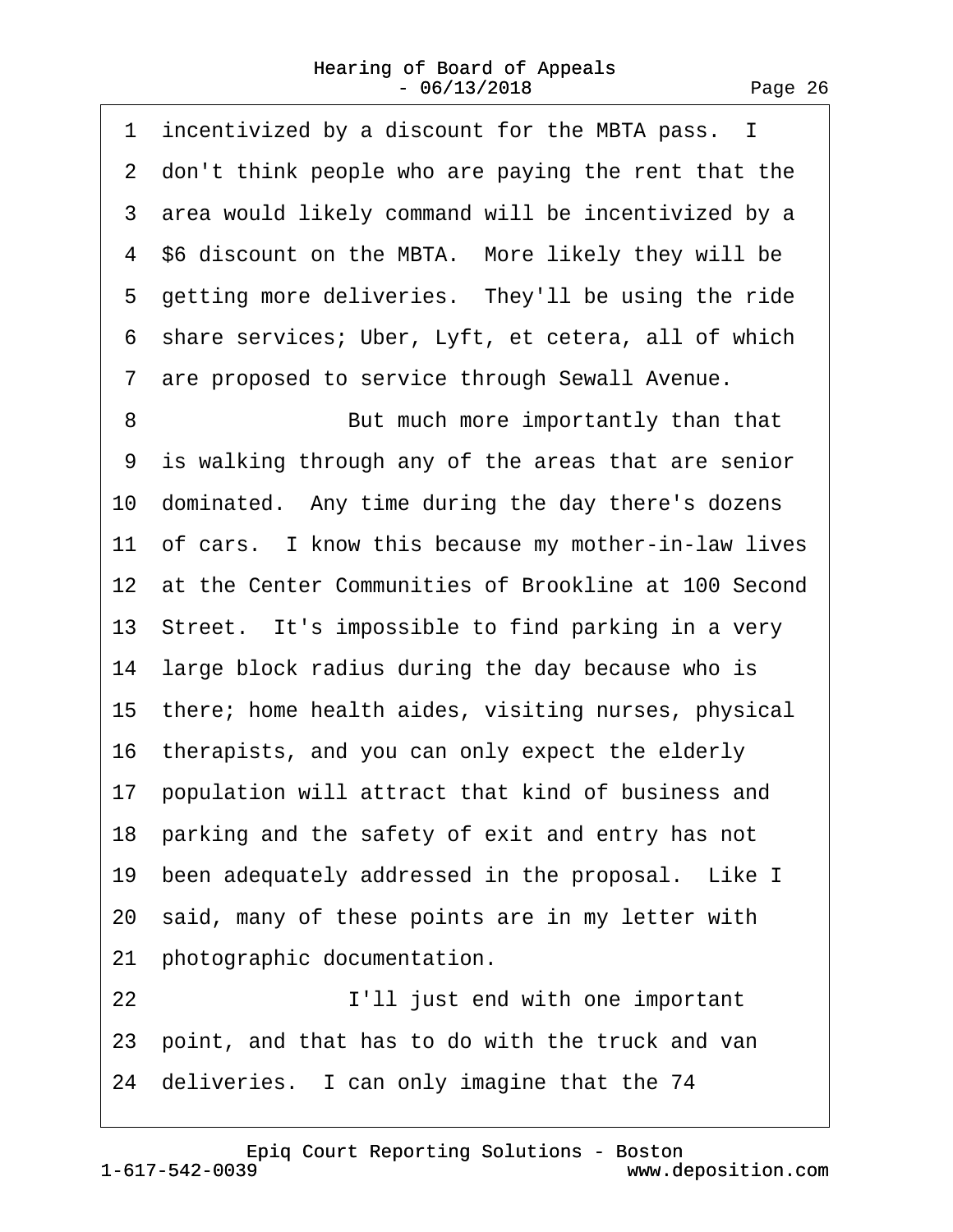1 incentivized by a discount for the MBTA pass. I
2 don't think people who are paying the rent that the
3 area would likely command will be incentivized by a
4 $6 discount on the MBTA. More likely they will be
5 getting more deliveries. They'll be using the ride
6 share services; Uber, Lyft, et cetera, all of which
7 are proposed to service through Sewall Avenue.

8 But much more importantly than that
9 is walking through any of the areas that are senior
10 dominated. Any time during the day there's dozens
11 of cars. I know this because my mother-in-law lives
12 at the Center Communities of Brookline at 100 Second
13 Street. It's impossible to find parking in a very
14 large block radius during the day because who is
15 there; home health aides, visiting nurses, physical
16 therapists, and you can only expect the elderly
17 population will attract that kind of business and
18 parking and the safety of exit and entry has not
19 been adequately addressed in the proposal. Like I
20 said, many of these points are in my letter with
21 photographic documentation.

22 I'll just end with one important
23 point, and that has to do with the truck and van
24 deliveries. I can only imagine that the 74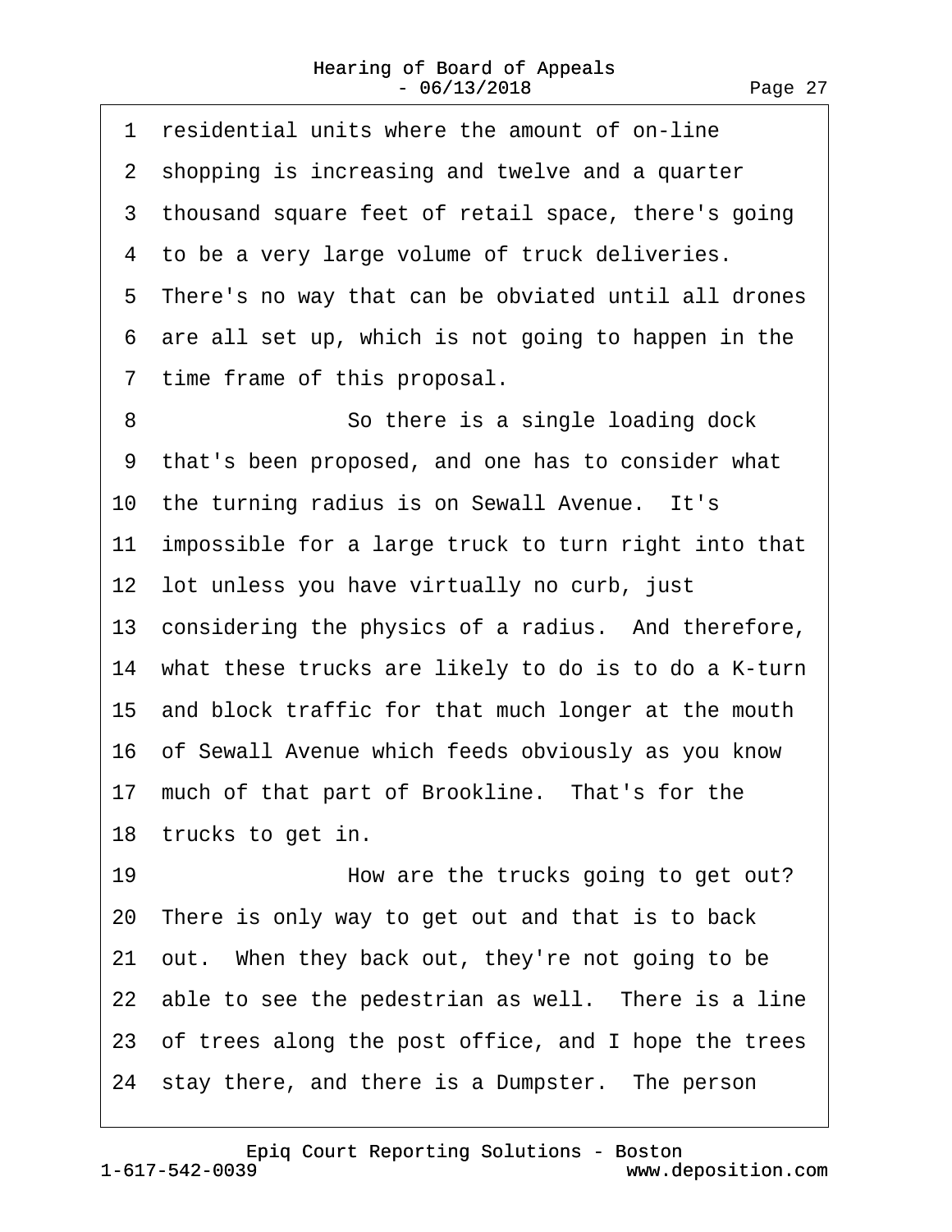1 residential units where the amount of on-line
2 shopping is increasing and twelve and a quarter
3 thousand square feet of retail space, there's going
4 to be a very large volume of truck deliveries.
5 There's no way that can be obviated until all drones
6 are all set up, which is not going to happen in the
7 time frame of this proposal.
8 So there is a single loading dock
9 that's been proposed, and one has to consider what
10 the turning radius is on Sewall Avenue. It's
11 impossible for a large truck to turn right into that
12 lot unless you have virtually no curb, just
13 considering the physics of a radius. And therefore,
14 what these trucks are likely to do is to do a K-turn
15 and block traffic for that much longer at the mouth
16 of Sewall Avenue which feeds obviously as you know
17 much of that part of Brookline. That's for the
18 trucks to get in.
19 How are the trucks going to get out?
20 There is only way to get out and that is to back
21 out. When they back out, they're not going to be
22 able to see the pedestrian as well. There is a line
23 of trees along the post office, and I hope the trees
24 stay there, and there is a Dumpster. The person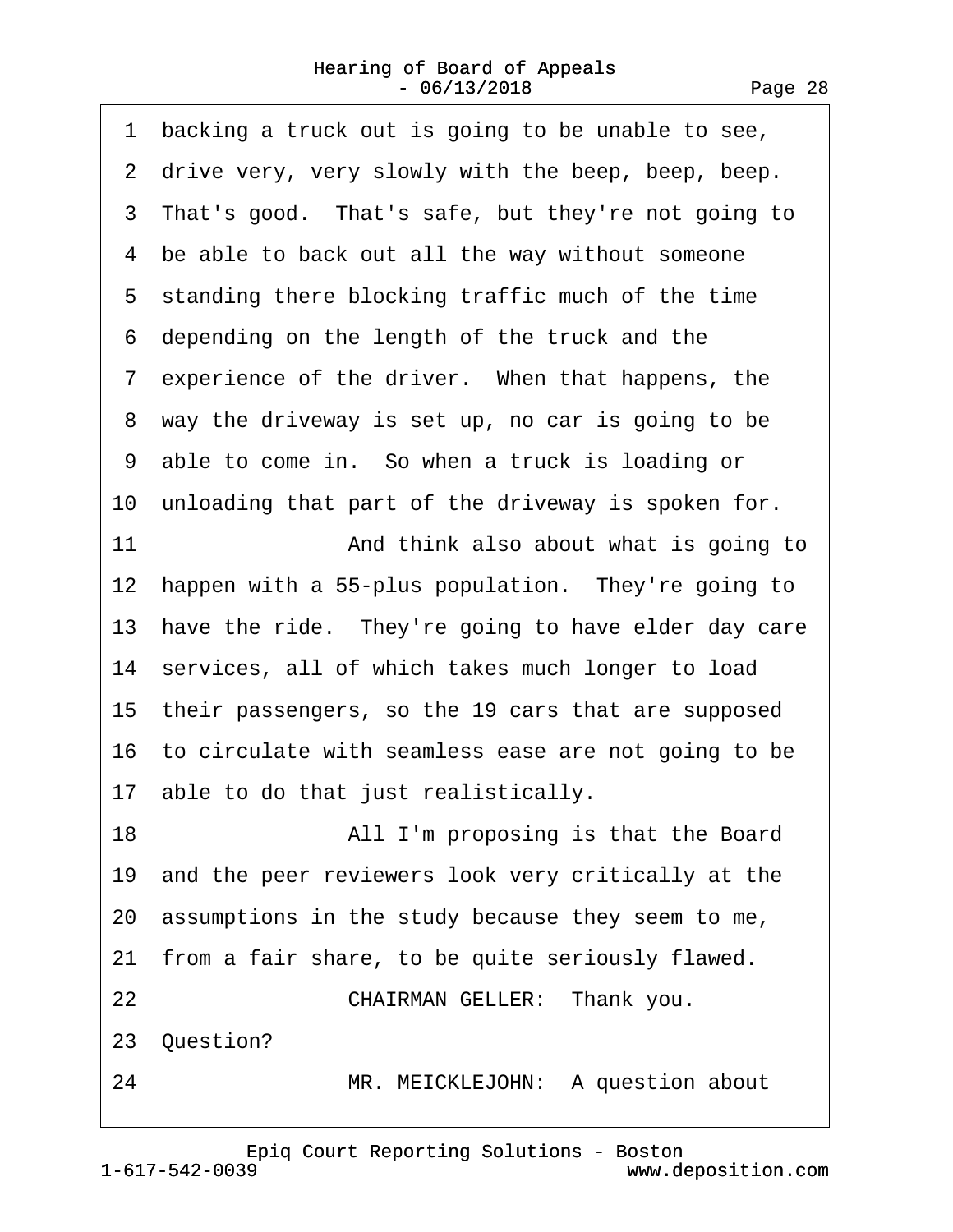1 backing a truck out is going to be unable to see,
2 drive very, very slowly with the beep, beep, beep.
3 That's good. That's safe, but they're not going to
4 be able to back out all the way without someone
5 standing there blocking traffic much of the time
6 depending on the length of the truck and the
7 experience of the driver. When that happens, the
8 way the driveway is set up, no car is going to be
9 able to come in. So when a truck is loading or
10 unloading that part of the driveway is spoken for.
11 And think also about what is going to
12 happen with a 55-plus population. They're going to
13 have the ride. They're going to have elder day care
14 services, all of which takes much longer to load
15 their passengers, so the 19 cars that are supposed
16 to circulate with seamless ease are not going to be
17 able to do that just realistically.
18 All I'm proposing is that the Board
19 and the peer reviewers look very critically at the
20 assumptions in the study because they seem to me,
21 from a fair share, to be quite seriously flawed.
22 CHAIRMAN GELLER: Thank you.
23 Question?
24 MR. MEICKLEJOHN: A question about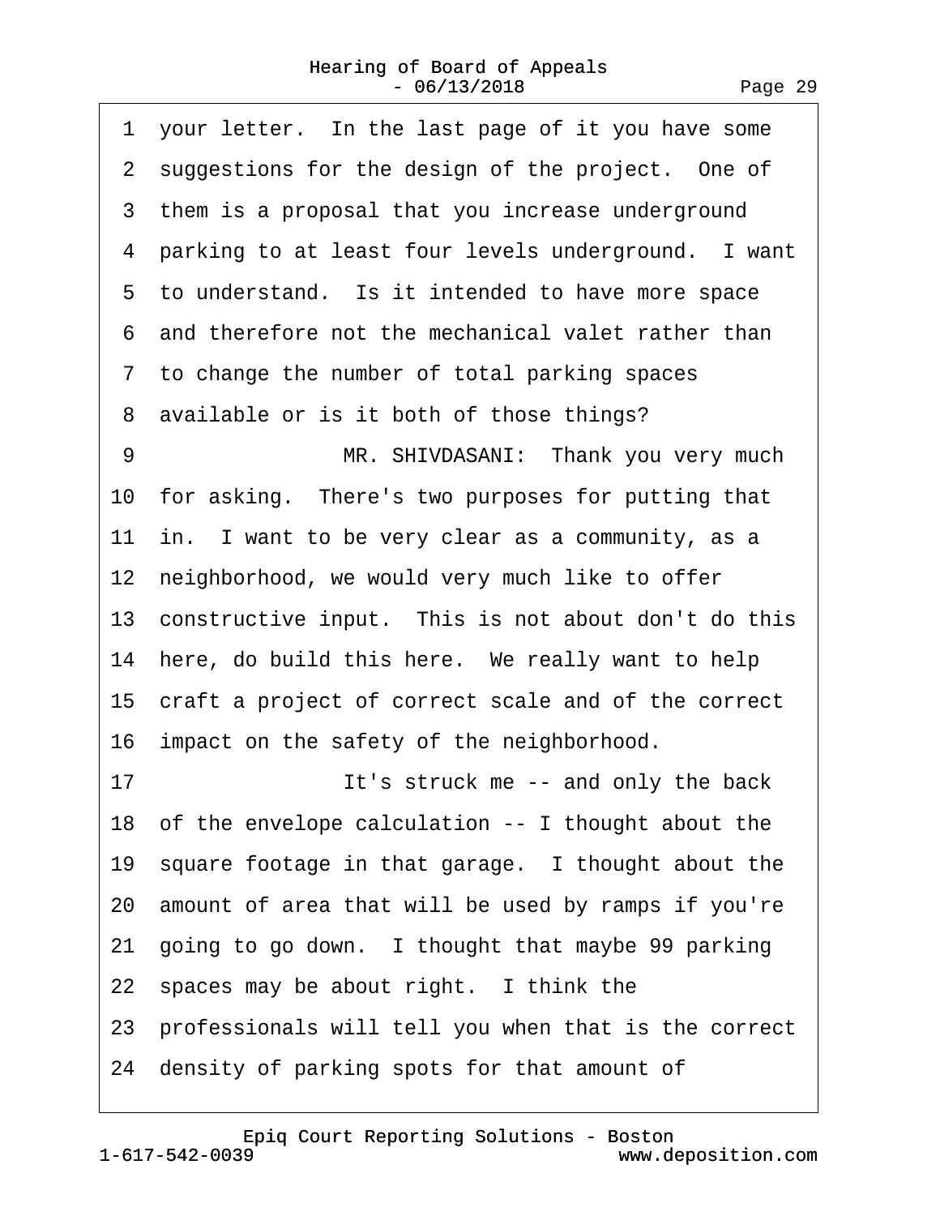1 your letter. In the last page of it you have some
2 suggestions for the design of the project. One of
3 them is a proposal that you increase underground
4 parking to at least four levels underground. I want
5 to understand. Is it intended to have more space
6 and therefore not the mechanical valet rather than
7 to change the number of total parking spaces
8 available or is it both of those things?

9 MR. SHIVDASANI: Thank you very much
10 for asking. There's two purposes for putting that
11 in. I want to be very clear as a community, as a
12 neighborhood, we would very much like to offer
13 constructive input. This is not about don't do this
14 here, do build this here. We really want to help
15 craft a project of correct scale and of the correct
16 impact on the safety of the neighborhood.

17 It's struck me -- and only the back
18 of the envelope calculation -- I thought about the
19 square footage in that garage. I thought about the
20 amount of area that will be used by ramps if you're
21 going to go down. I thought that maybe 99 parking
22 spaces may be about right. I think the
23 professionals will tell you when that is the correct
24 density of parking spots for that amount of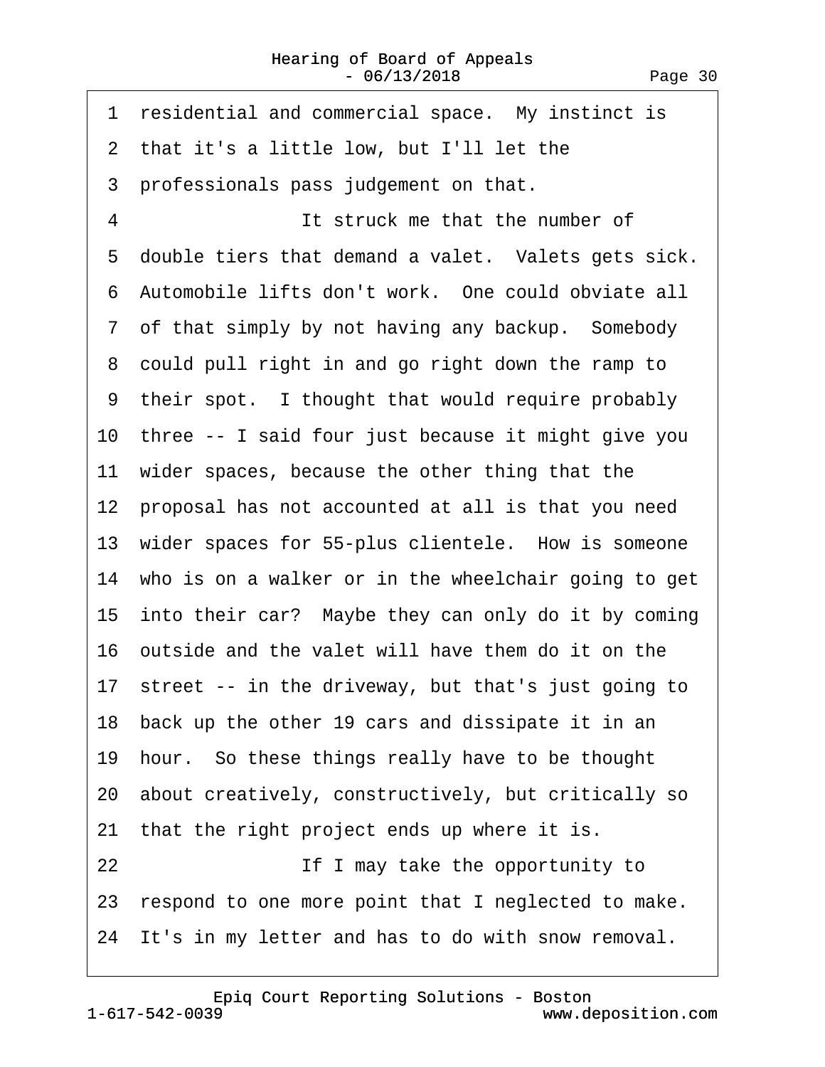1 residential and commercial space. My instinct is
2 that it's a little low, but I'll let the
3 professionals pass judgement on that.
4 It struck me that the number of
5 double tiers that demand a valet. Valets gets sick.
6 Automobile lifts don't work. One could obviate all
7 of that simply by not having any backup. Somebody
8 could pull right in and go right down the ramp to
9 their spot. I thought that would require probably
10 three -- I said four just because it might give you
11 wider spaces, because the other thing that the
12 proposal has not accounted at all is that you need
13 wider spaces for 55-plus clientele. How is someone
14 who is on a walker or in the wheelchair going to get
15 into their car? Maybe they can only do it by coming
16 outside and the valet will have them do it on the
17 street -- in the driveway, but that's just going to
18 back up the other 19 cars and dissipate it in an
19 hour. So these things really have to be thought
20 about creatively, constructively, but critically so
21 that the right project ends up where it is.
22 If I may take the opportunity to
23 respond to one more point that I neglected to make.
24 It's in my letter and has to do with snow removal.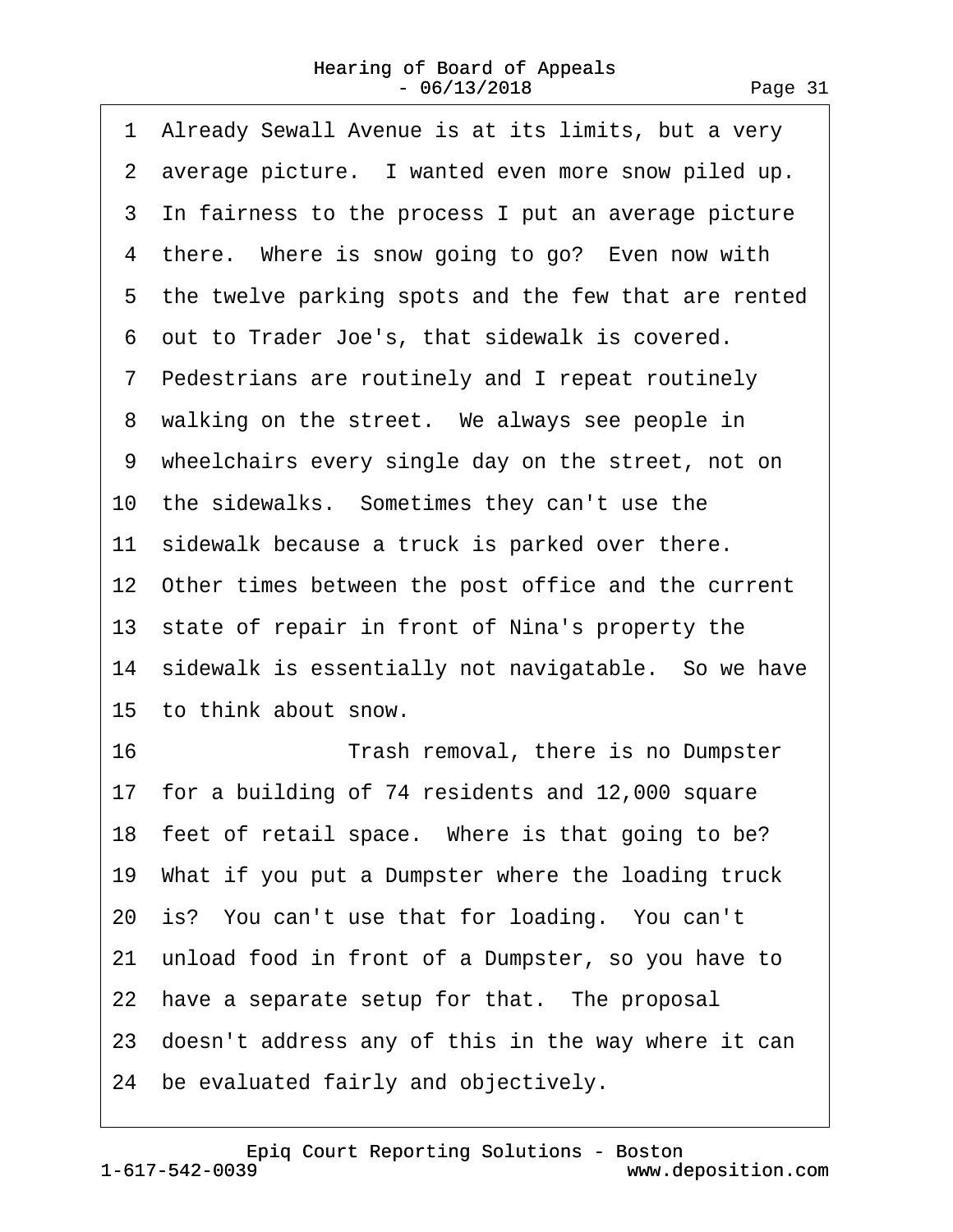1 Already Sewall Avenue is at its limits, but a very
2 average picture. I wanted even more snow piled up.
3 In fairness to the process I put an average picture
4 there. Where is snow going to go? Even now with
5 the twelve parking spots and the few that are rented
6 out to Trader Joe's, that sidewalk is covered.
7 Pedestrians are routinely and I repeat routinely
8 walking on the street. We always see people in
9 wheelchairs every single day on the street, not on
10 the sidewalks. Sometimes they can't use the
11 sidewalk because a truck is parked over there.
12 Other times between the post office and the current
13 state of repair in front of Nina's property the
14 sidewalk is essentially not navigatable. So we have
15 to think about snow.
16 Trash removal, there is no Dumpster
17 for a building of 74 residents and 12,000 square
18 feet of retail space. Where is that going to be?
19 What if you put a Dumpster where the loading truck
20 is? You can't use that for loading. You can't
21 unload food in front of a Dumpster, so you have to
22 have a separate setup for that. The proposal
23 doesn't address any of this in the way where it can
24 be evaluated fairly and objectively.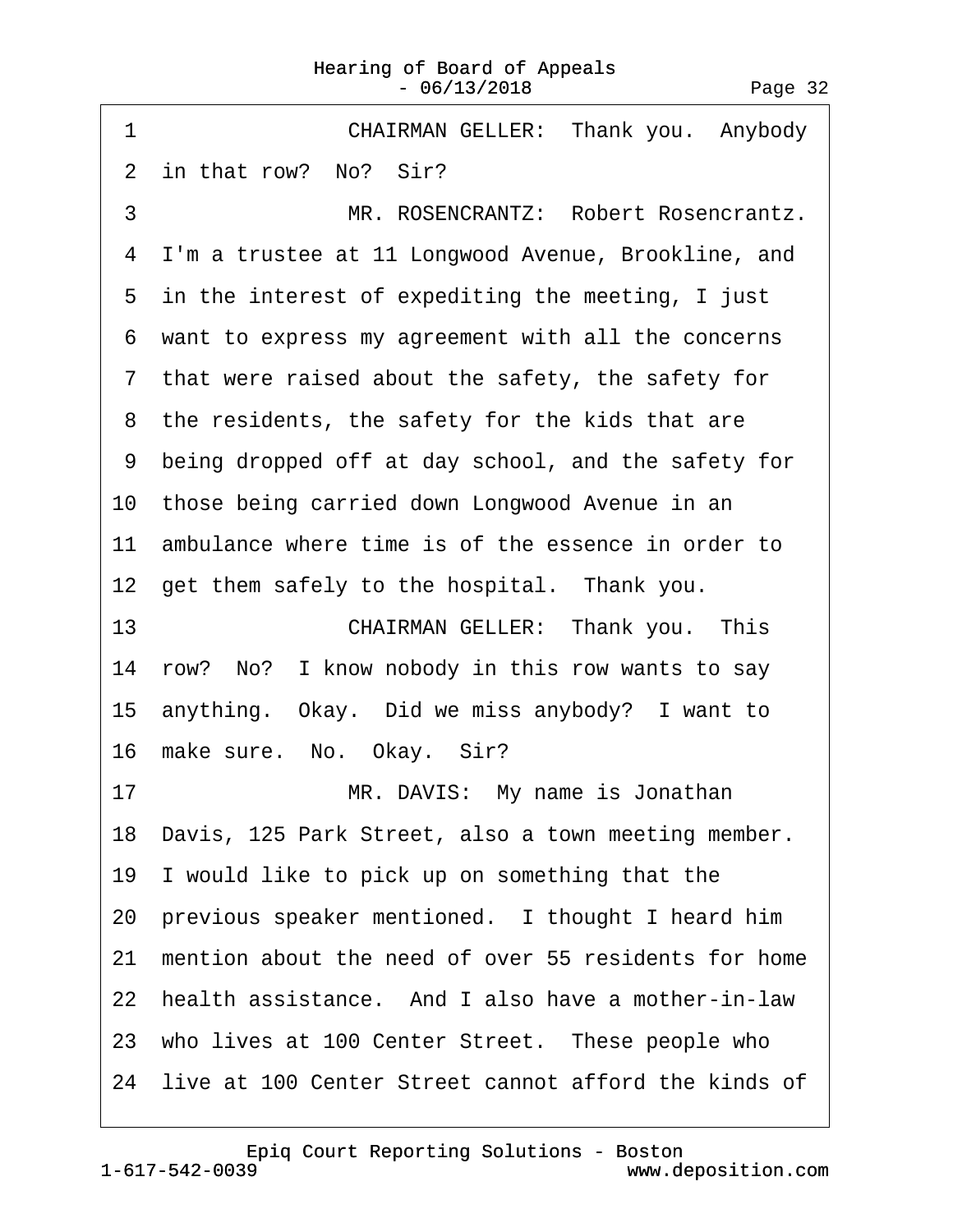1 CHAIRMAN GELLER: Thank you. Anybody
2 in that row? No? Sir?
3 MR. ROSENCRANTZ: Robert Rosencrantz.
4 I'm a trustee at 11 Longwood Avenue, Brookline, and
5 in the interest of expediting the meeting, I just
6 want to express my agreement with all the concerns
7 that were raised about the safety, the safety for
8 the residents, the safety for the kids that are
9 being dropped off at day school, and the safety for
10 those being carried down Longwood Avenue in an
11 ambulance where time is of the essence in order to
12 get them safely to the hospital. Thank you.
13 CHAIRMAN GELLER: Thank you. This
14 row? No? I know nobody in this row wants to say
15 anything. Okay. Did we miss anybody? I want to
16 make sure. No. Okay. Sir?
17 MR. DAVIS: My name is Jonathan
18 Davis, 125 Park Street, also a town meeting member.
19 I would like to pick up on something that the
20 previous speaker mentioned. I thought I heard him
21 mention about the need of over 55 residents for home
22 health assistance. And I also have a mother-in-law
23 who lives at 100 Center Street. These people who
24 live at 100 Center Street cannot afford the kinds of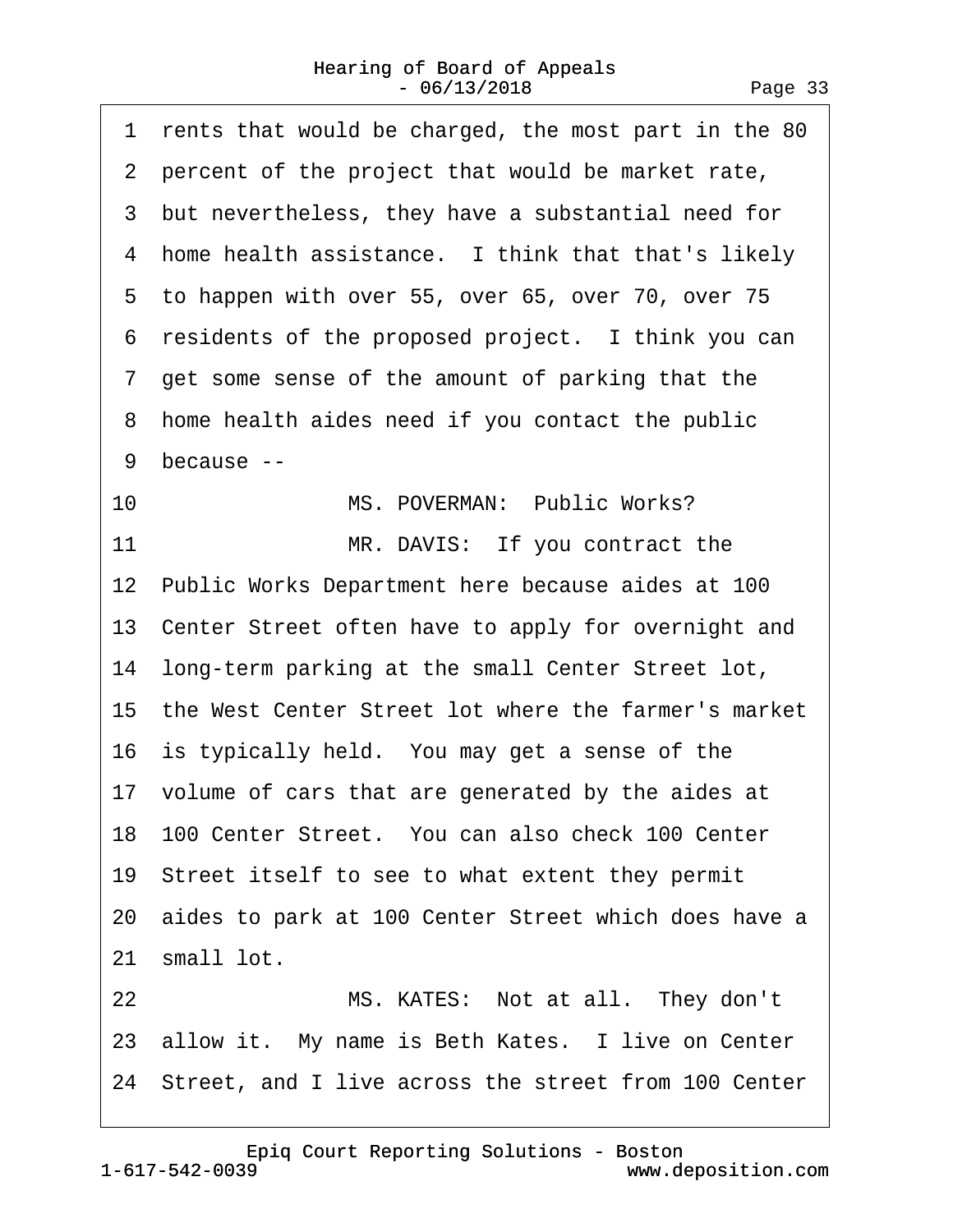1 rents that would be charged, the most part in the 80
2 percent of the project that would be market rate,
3 but nevertheless, they have a substantial need for
4 home health assistance. I think that that's likely
5 to happen with over 55, over 65, over 70, over 75
6 residents of the proposed project. I think you can
7 get some sense of the amount of parking that the
8 home health aides need if you contact the public
9 because --
10 MS. POVERMAN: Public Works?
11 MR. DAVIS: If you contract the
12 Public Works Department here because aides at 100
13 Center Street often have to apply for overnight and
14 long-term parking at the small Center Street lot,
15 the West Center Street lot where the farmer's market
16 is typically held. You may get a sense of the
17 volume of cars that are generated by the aides at
18 100 Center Street. You can also check 100 Center
19 Street itself to see to what extent they permit
20 aides to park at 100 Center Street which does have a
21 small lot.
22 MS. KATES: Not at all. They don't
23 allow it. My name is Beth Kates. I live on Center
24 Street, and I live across the street from 100 Center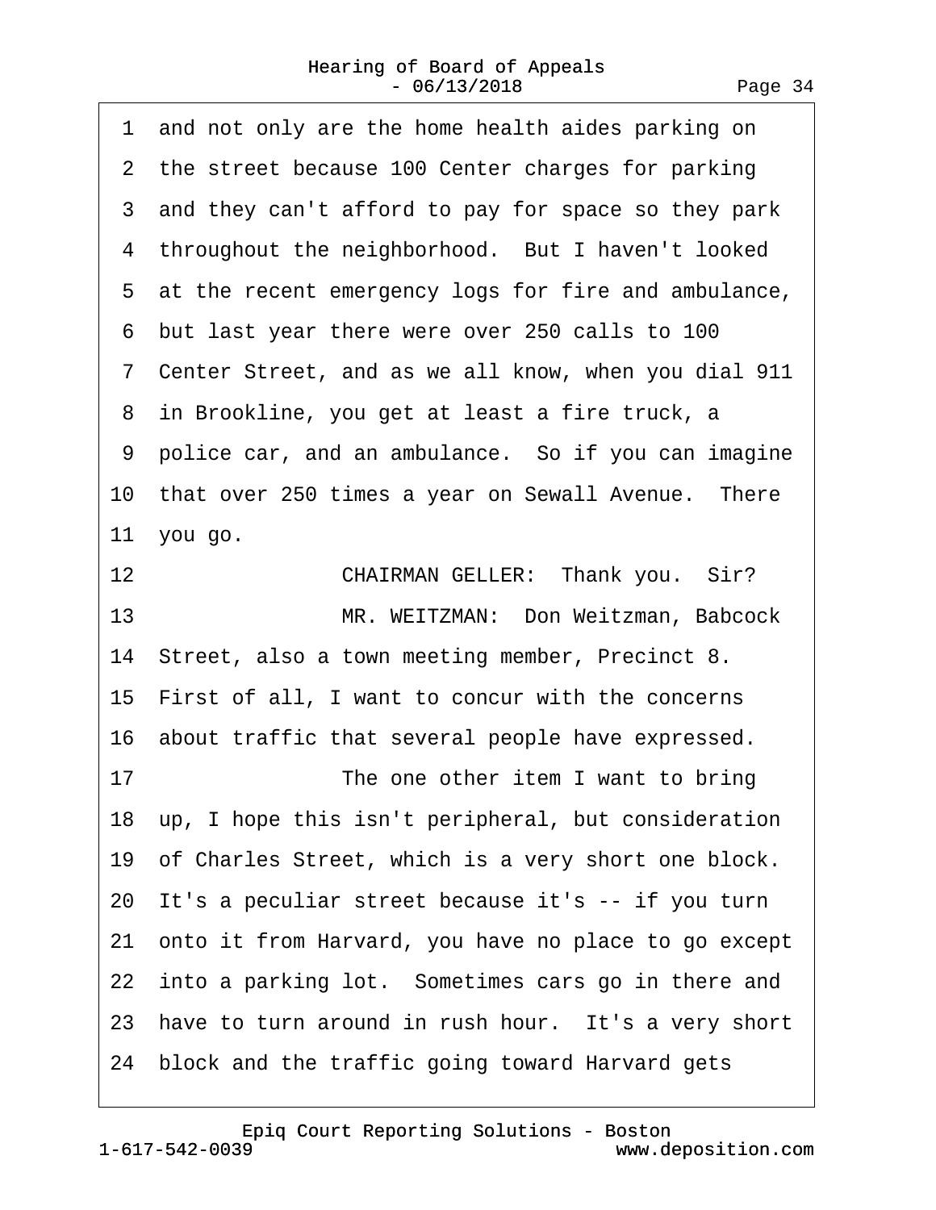1 and not only are the home health aides parking on
2 the street because 100 Center charges for parking
3 and they can't afford to pay for space so they park
4 throughout the neighborhood. But I haven't looked
5 at the recent emergency logs for fire and ambulance,
6 but last year there were over 250 calls to 100
7 Center Street, and as we all know, when you dial 911
8 in Brookline, you get at least a fire truck, a
9 police car, and an ambulance. So if you can imagine
10 that over 250 times a year on Sewall Avenue. There
11 you go.
12 CHAIRMAN GELLER: Thank you. Sir?
13 MR. WEITZMAN: Don Weitzman, Babcock
14 Street, also a town meeting member, Precinct 8.
15 First of all, I want to concur with the concerns
16 about traffic that several people have expressed.
17 The one other item I want to bring
18 up, I hope this isn't peripheral, but consideration
19 of Charles Street, which is a very short one block.
20 It's a peculiar street because it's -- if you turn
21 onto it from Harvard, you have no place to go except
22 into a parking lot. Sometimes cars go in there and
23 have to turn around in rush hour. It's a very short
24 block and the traffic going toward Harvard gets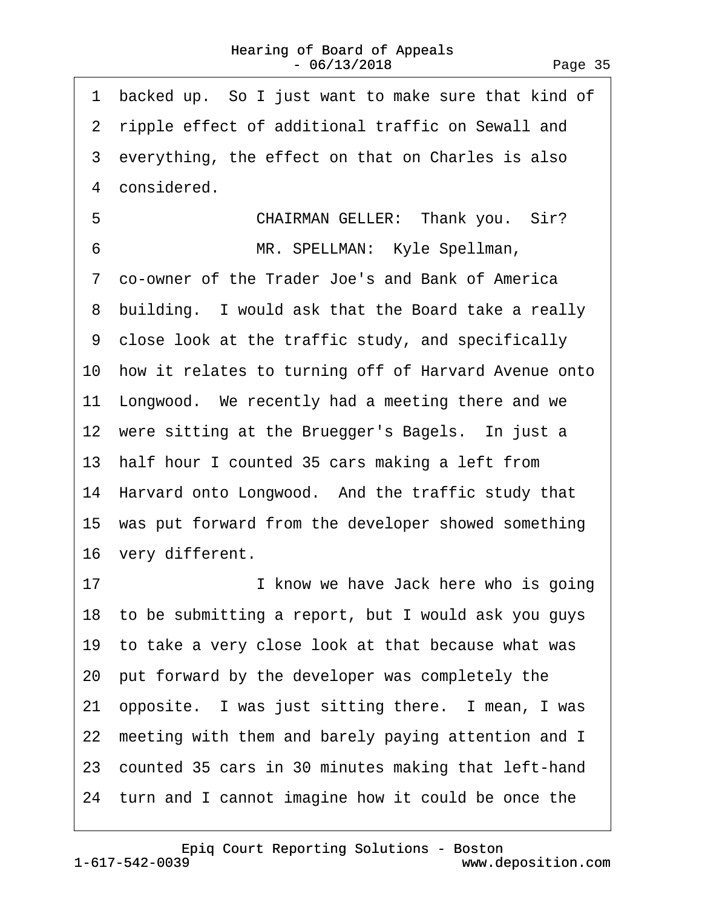1 backed up. So I just want to make sure that kind of
2 ripple effect of additional traffic on Sewall and
3 everything, the effect on that on Charles is also
4 considered.

5 CHAIRMAN GELLER: Thank you. Sir?

6 MR. SPELLMAN: Kyle Spellman,
7 co-owner of the Trader Joe's and Bank of America
8 building. I would ask that the Board take a really
9 close look at the traffic study, and specifically
10 how it relates to turning off of Harvard Avenue onto
11 Longwood. We recently had a meeting there and we
12 were sitting at the Bruegger's Bagels. In just a
13 half hour I counted 35 cars making a left from
14 Harvard onto Longwood. And the traffic study that
15 was put forward from the developer showed something
16 very different.

17 I know we have Jack here who is going
18 to be submitting a report, but I would ask you guys
19 to take a very close look at that because what was
20 put forward by the developer was completely the
21 opposite. I was just sitting there. I mean, I was
22 meeting with them and barely paying attention and I
23 counted 35 cars in 30 minutes making that left-hand
24 turn and I cannot imagine how it could be once the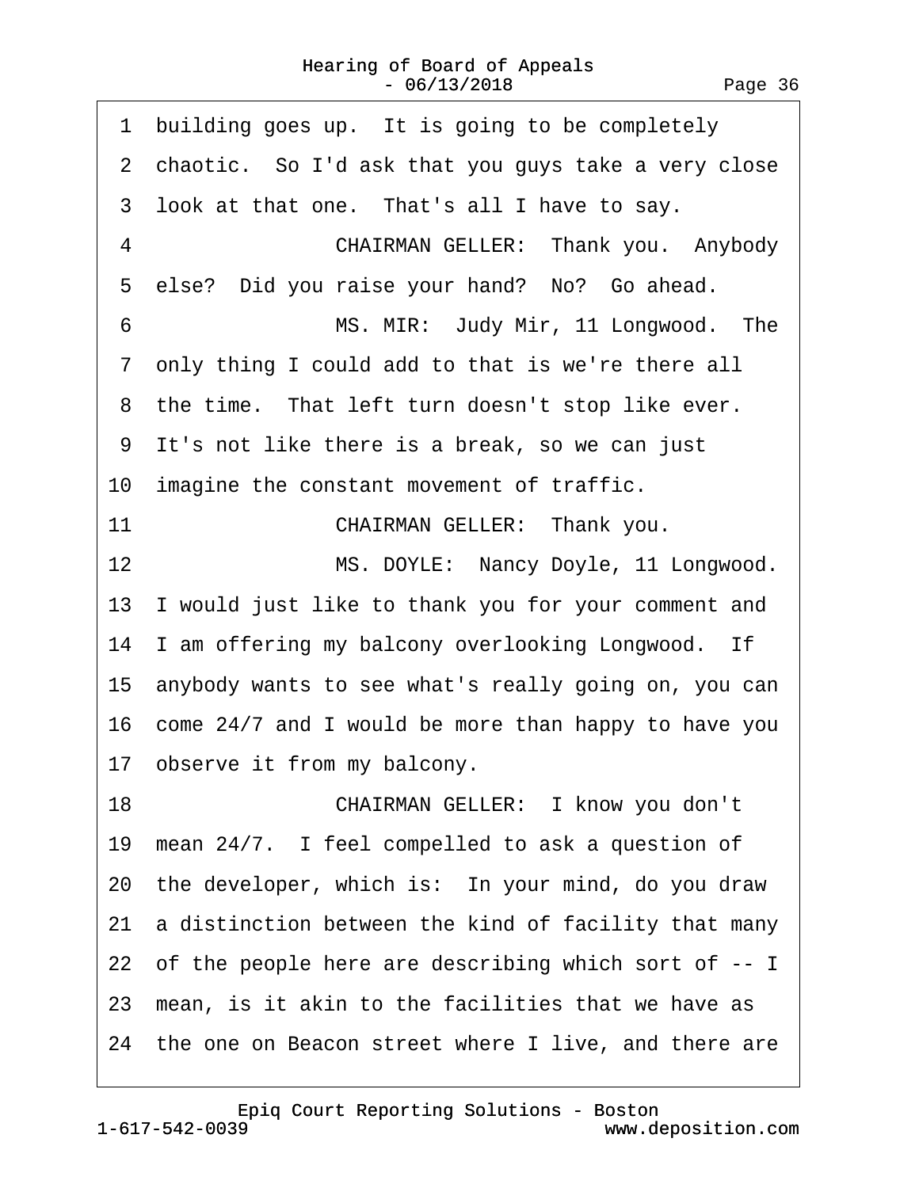1 building goes up. It is going to be completely
2 chaotic. So I'd ask that you guys take a very close
3 look at that one. That's all I have to say.
4 CHAIRMAN GELLER: Thank you. Anybody
5 else? Did you raise your hand? No? Go ahead.
6 MS. MIR: Judy Mir, 11 Longwood. The
7 only thing I could add to that is we're there all
8 the time. That left turn doesn't stop like ever.
9 It's not like there is a break, so we can just
10 imagine the constant movement of traffic.
11 CHAIRMAN GELLER: Thank you.
12 MS. DOYLE: Nancy Doyle, 11 Longwood.
13 I would just like to thank you for your comment and
14 I am offering my balcony overlooking Longwood. If
15 anybody wants to see what's really going on, you can
16 come 24/7 and I would be more than happy to have you
17 observe it from my balcony.
18 CHAIRMAN GELLER: I know you don't
19 mean 24/7. I feel compelled to ask a question of
20 the developer, which is: In your mind, do you draw
21 a distinction between the kind of facility that many
22 of the people here are describing which sort of -- I
23 mean, is it akin to the facilities that we have as
24 the one on Beacon street where I live, and there are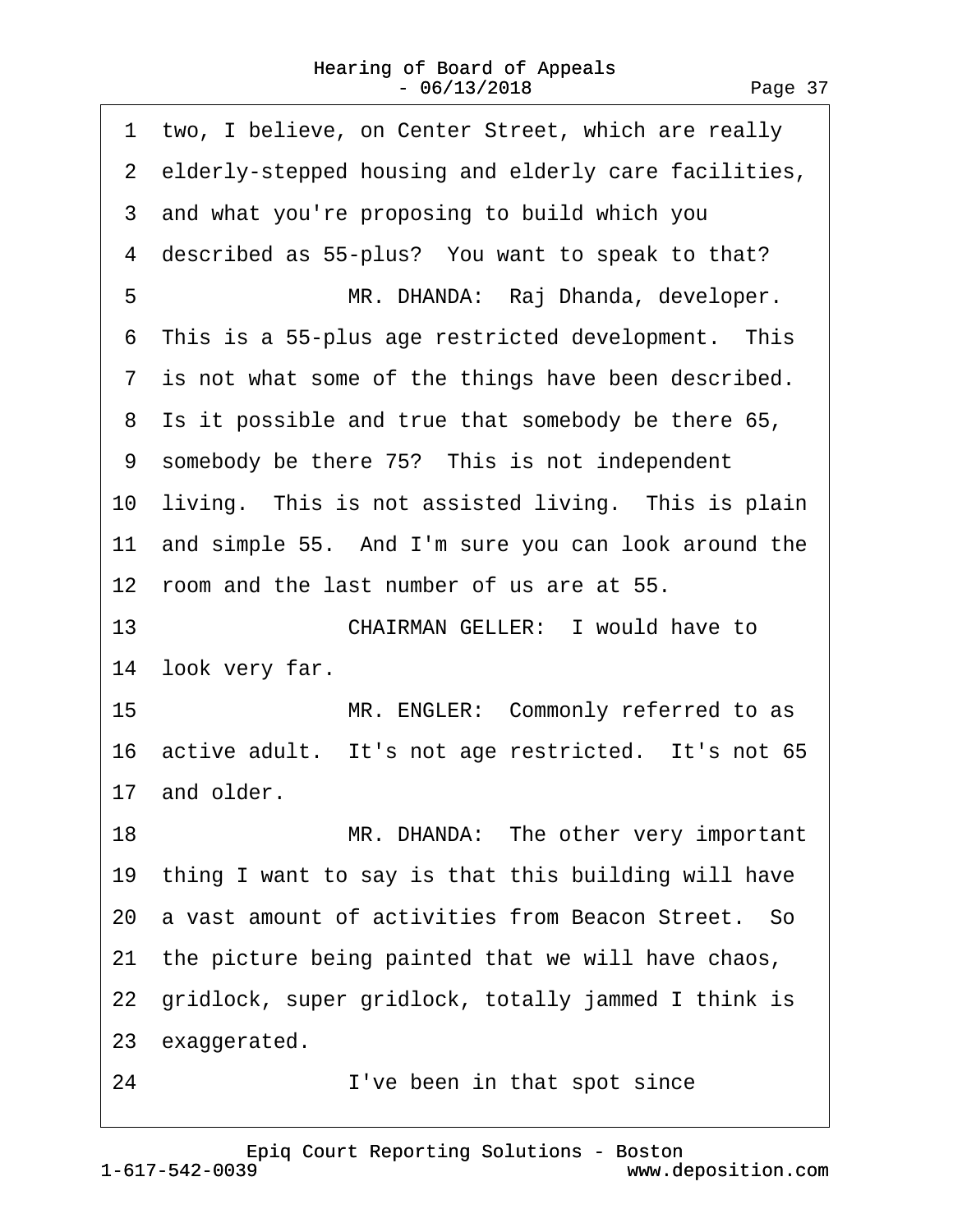1 two, I believe, on Center Street, which are really
2 elderly-stepped housing and elderly care facilities,
3 and what you're proposing to build which you
4 described as 55-plus? You want to speak to that?
5 MR. DHANDA: Raj Dhanda, developer.
6 This is a 55-plus age restricted development. This
7 is not what some of the things have been described.
8 Is it possible and true that somebody be there 65,
9 somebody be there 75? This is not independent
10 living. This is not assisted living. This is plain
11 and simple 55. And I'm sure you can look around the
12 room and the last number of us are at 55.
13 CHAIRMAN GELLER: I would have to
14 look very far.
15 MR. ENGLER: Commonly referred to as
16 active adult. It's not age restricted. It's not 65
17 and older.
18 MR. DHANDA: The other very important
19 thing I want to say is that this building will have
20 a vast amount of activities from Beacon Street. So
21 the picture being painted that we will have chaos,
22 gridlock, super gridlock, totally jammed I think is
23 exaggerated.
24 I've been in that spot since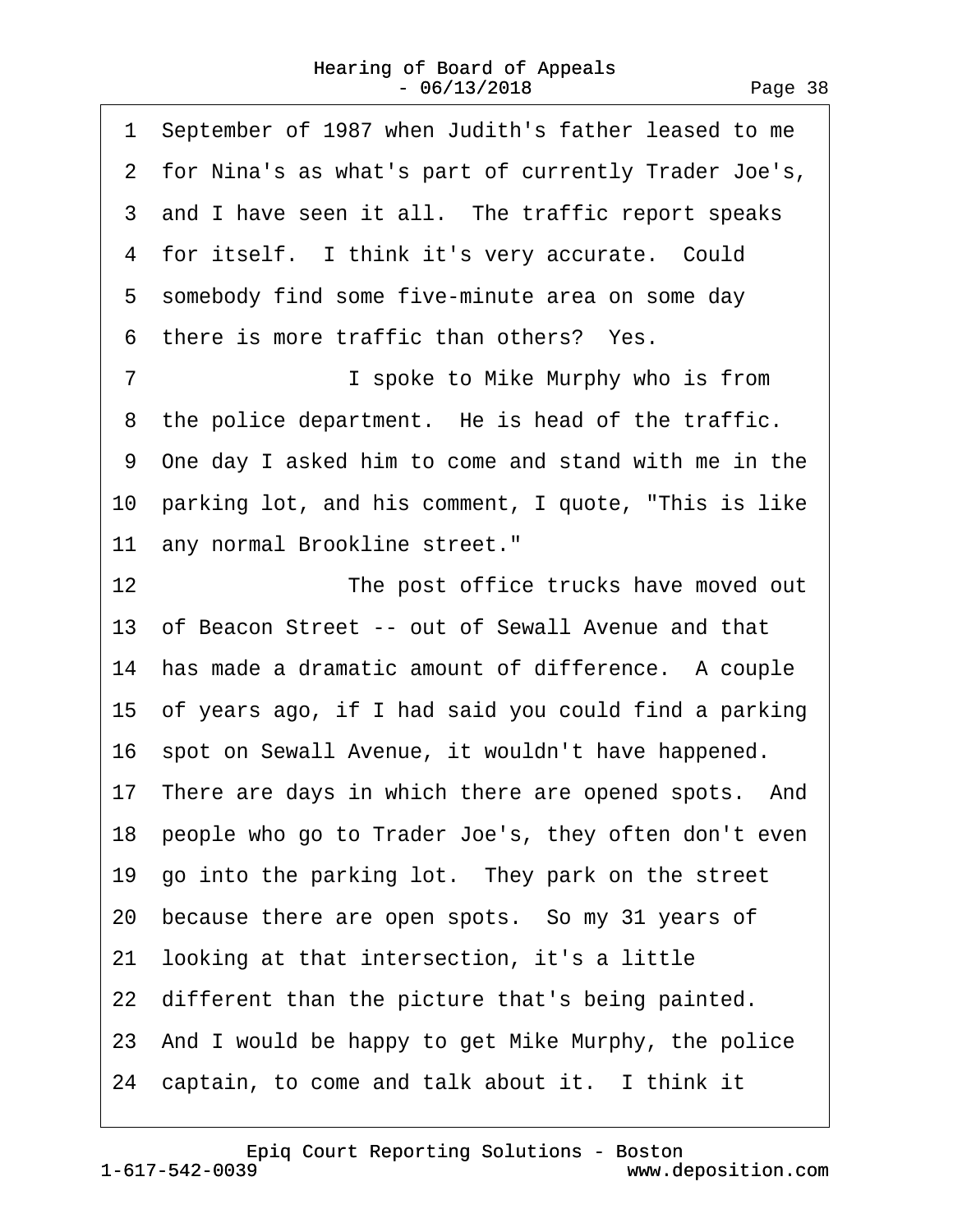1 September of 1987 when Judith's father leased to me
2 for Nina's as what's part of currently Trader Joe's,
3 and I have seen it all. The traffic report speaks
4 for itself. I think it's very accurate. Could
5 somebody find some five-minute area on some day
6 there is more traffic than others? Yes.
7 I spoke to Mike Murphy who is from
8 the police department. He is head of the traffic.
9 One day I asked him to come and stand with me in the
10 parking lot, and his comment, I quote, "This is like
11 any normal Brookline street."
12 The post office trucks have moved out
13 of Beacon Street -- out of Sewall Avenue and that
14 has made a dramatic amount of difference. A couple
15 of years ago, if I had said you could find a parking
16 spot on Sewall Avenue, it wouldn't have happened.
17 There are days in which there are opened spots. And
18 people who go to Trader Joe's, they often don't even
19 go into the parking lot. They park on the street
20 because there are open spots. So my 31 years of
21 looking at that intersection, it's a little
22 different than the picture that's being painted.
23 And I would be happy to get Mike Murphy, the police
24 captain, to come and talk about it. I think it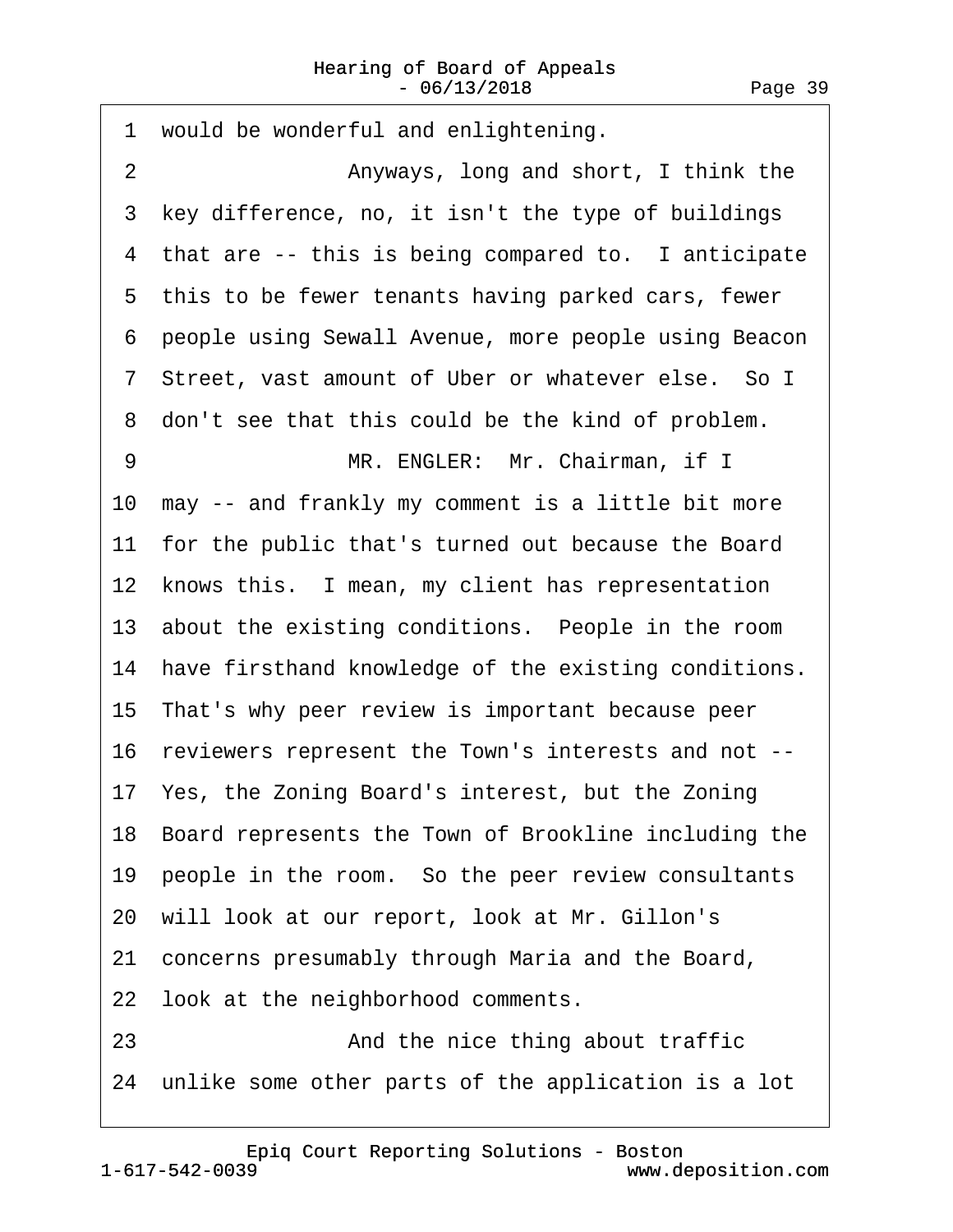1 would be wonderful and enlightening.

2 Anyways, long and short, I think the

3 key difference, no, it isn't the type of buildings

4 that are -- this is being compared to. I anticipate

5 this to be fewer tenants having parked cars, fewer

6 people using Sewall Avenue, more people using Beacon

7 Street, vast amount of Uber or whatever else. So I

8 don't see that this could be the kind of problem.

9 MR. ENGLER: Mr. Chairman, if I

10 may -- and frankly my comment is a little bit more

11 for the public that's turned out because the Board

12 knows this. I mean, my client has representation

13 about the existing conditions. People in the room

14 have firsthand knowledge of the existing conditions.

15 That's why peer review is important because peer

16 reviewers represent the Town's interests and not --

17 Yes, the Zoning Board's interest, but the Zoning

18 Board represents the Town of Brookline including the

19 people in the room. So the peer review consultants

20 will look at our report, look at Mr. Gillon's

21 concerns presumably through Maria and the Board,

22 look at the neighborhood comments.

23 And the nice thing about traffic

24 unlike some other parts of the application is a lot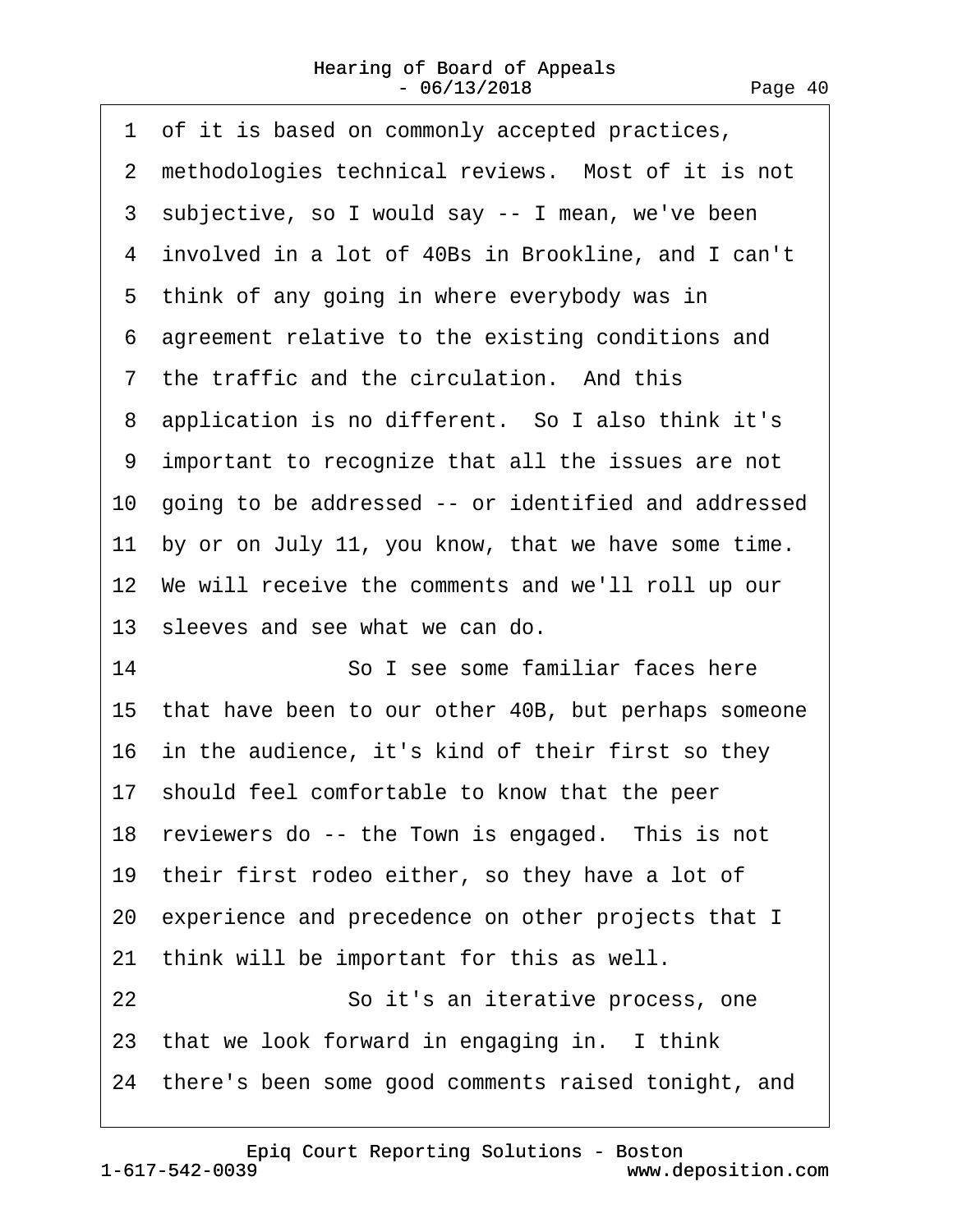1 of it is based on commonly accepted practices,
2 methodologies technical reviews. Most of it is not
3 subjective, so I would say -- I mean, we've been
4 involved in a lot of 40Bs in Brookline, and I can't
5 think of any going in where everybody was in
6 agreement relative to the existing conditions and
7 the traffic and the circulation. And this
8 application is no different. So I also think it's
9 important to recognize that all the issues are not
10 going to be addressed -- or identified and addressed
11 by or on July 11, you know, that we have some time.
12 We will receive the comments and we'll roll up our
13 sleeves and see what we can do.
14 So I see some familiar faces here
15 that have been to our other 40B, but perhaps someone
16 in the audience, it's kind of their first so they
17 should feel comfortable to know that the peer
18 reviewers do -- the Town is engaged. This is not
19 their first rodeo either, so they have a lot of
20 experience and precedence on other projects that I
21 think will be important for this as well.
22 So it's an iterative process, one
23 that we look forward in engaging in. I think
24 there's been some good comments raised tonight, and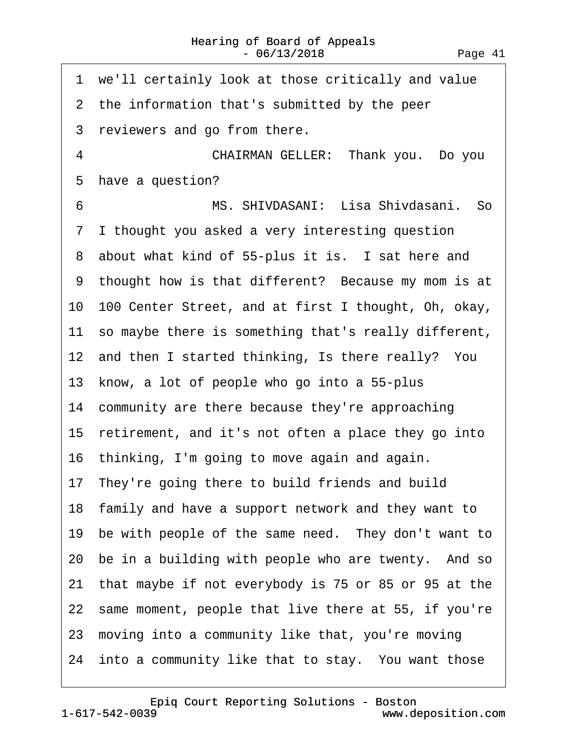1 we'll certainly look at those critically and value
2 the information that's submitted by the peer
3 reviewers and go from there.
4 CHAIRMAN GELLER: Thank you. Do you
5 have a question?
6 MS. SHIVDASANI: Lisa Shivdasani. So
7 I thought you asked a very interesting question
8 about what kind of 55-plus it is. I sat here and
9 thought how is that different? Because my mom is at
10 100 Center Street, and at first I thought, Oh, okay,
11 so maybe there is something that's really different,
12 and then I started thinking, Is there really? You
13 know, a lot of people who go into a 55-plus
14 community are there because they're approaching
15 retirement, and it's not often a place they go into
16 thinking, I'm going to move again and again.
17 They're going there to build friends and build
18 family and have a support network and they want to
19 be with people of the same need. They don't want to
20 be in a building with people who are twenty. And so
21 that maybe if not everybody is 75 or 85 or 95 at the
22 same moment, people that live there at 55, if you're
23 moving into a community like that, you're moving
24 into a community like that to stay. You want those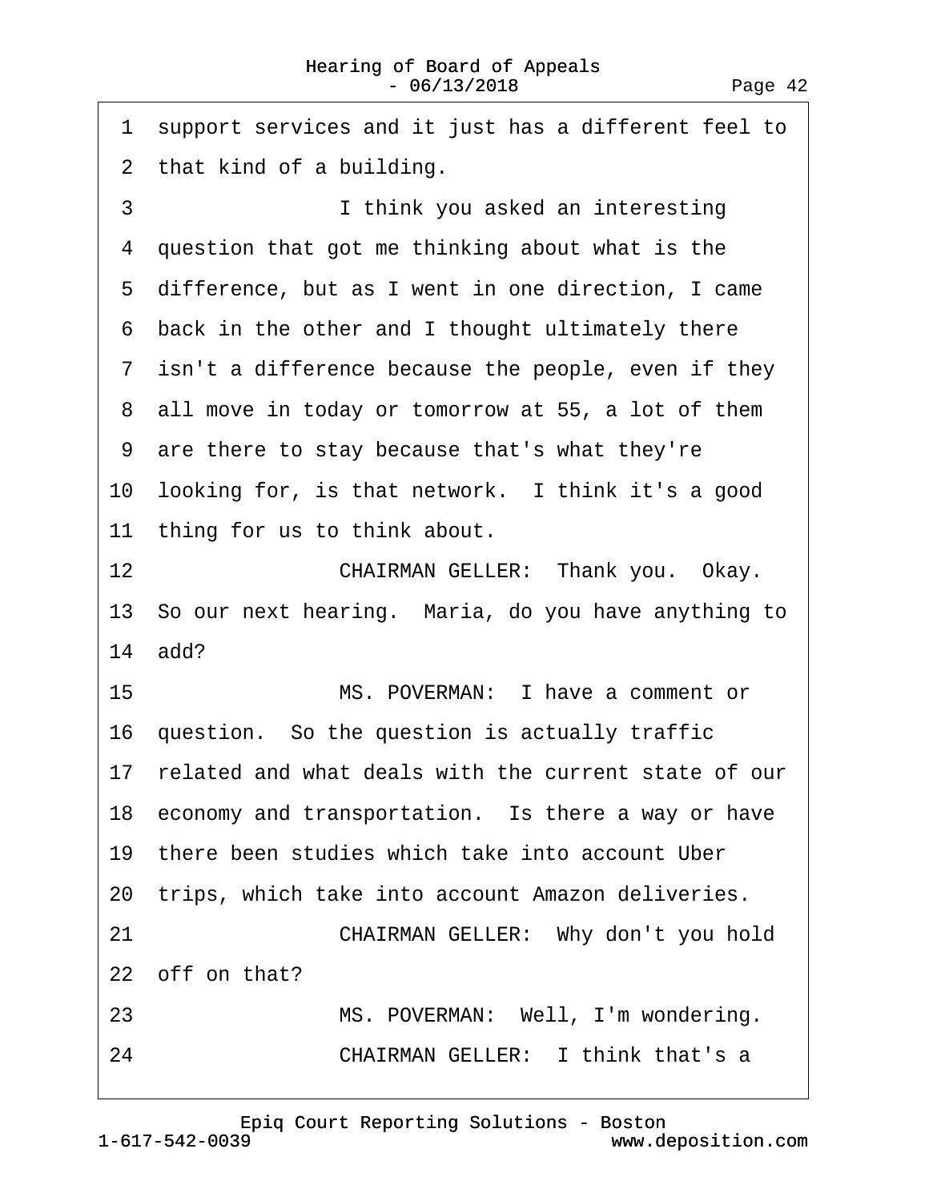1 support services and it just has a different feel to
2 that kind of a building.
3 I think you asked an interesting
4 question that got me thinking about what is the
5 difference, but as I went in one direction, I came
6 back in the other and I thought ultimately there
7 isn't a difference because the people, even if they
8 all move in today or tomorrow at 55, a lot of them
9 are there to stay because that's what they're
10 looking for, is that network. I think it's a good
11 thing for us to think about.
12 CHAIRMAN GELLER: Thank you. Okay.
13 So our next hearing. Maria, do you have anything to
14 add?
15 MS. POVERMAN: I have a comment or
16 question. So the question is actually traffic
17 related and what deals with the current state of our
18 economy and transportation. Is there a way or have
19 there been studies which take into account Uber
20 trips, which take into account Amazon deliveries.
21 CHAIRMAN GELLER: Why don't you hold
22 off on that?
23 MS. POVERMAN: Well, I'm wondering.
24 CHAIRMAN GELLER: I think that's a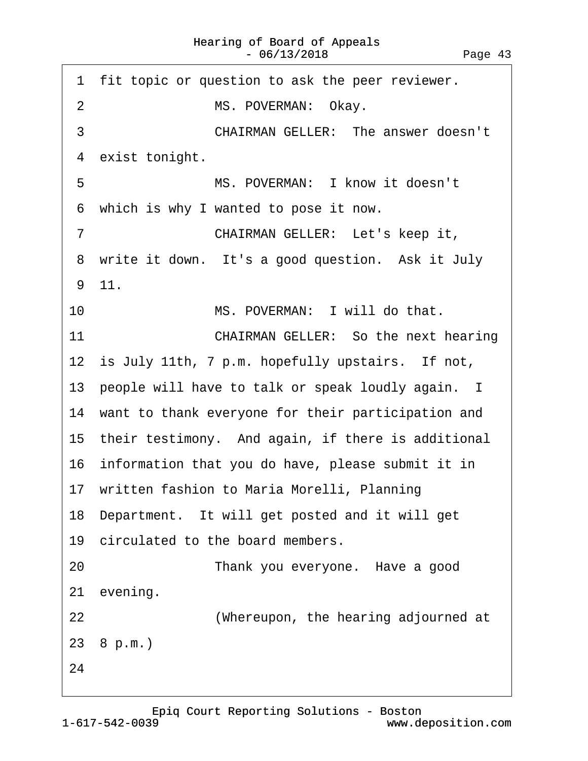1 fit topic or question to ask the peer reviewer.

2 MS. POVERMAN: Okay.

3 CHAIRMAN GELLER: The answer doesn't

4 exist tonight.

5 MS. POVERMAN: I know it doesn't

6 which is why I wanted to pose it now.

7 CHAIRMAN GELLER: Let's keep it,

8 write it down. It's a good question. Ask it July

9 11.

10 MS. POVERMAN: I will do that.

11 CHAIRMAN GELLER: So the next hearing

12 is July 11th, 7 p.m. hopefully upstairs. If not,

13 people will have to talk or speak loudly again. I

14 want to thank everyone for their participation and

15 their testimony. And again, if there is additional

16 information that you do have, please submit it in

17 written fashion to Maria Morelli, Planning

18 Department. It will get posted and it will get

19 circulated to the board members.

20 Thank you everyone. Have a good

21 evening.

22 (Whereupon, the hearing adjourned at

23 8 p.m.)

24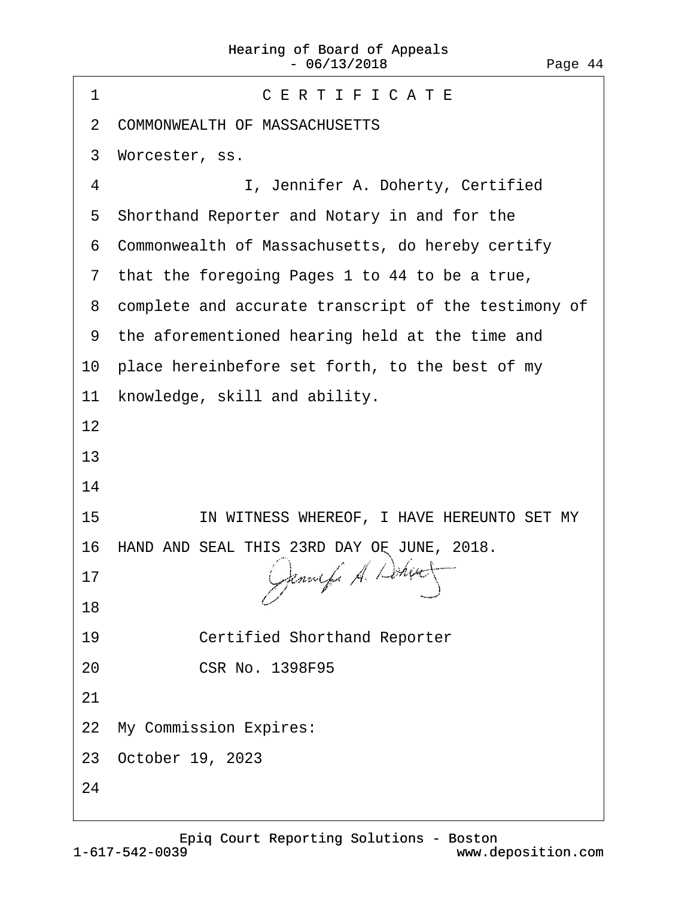# C E R T I F I C A T E

COMMONWEALTH OF MASSACHUSETTS

Worcester, ss.

I, Jennifer A. Doherty, Certified Shorthand Reporter and Notary in and for the Commonwealth of Massachusetts, do hereby certify that the foregoing Pages 1 to 44 to be a true, complete and accurate transcript of the testimony of the aforementioned hearing held at the time and place hereinbefore set forth, to the best of my knowledge, skill and ability.

IN WITNESS WHEREOF, I HAVE HEREUNTO SET MY HAND AND SEAL THIS 23RD DAY OF JUNE, 2018.

Jennifer A. Doherty

Certified Shorthand Reporter

CSR No. 1398F95

My Commission Expires:

October 19, 2023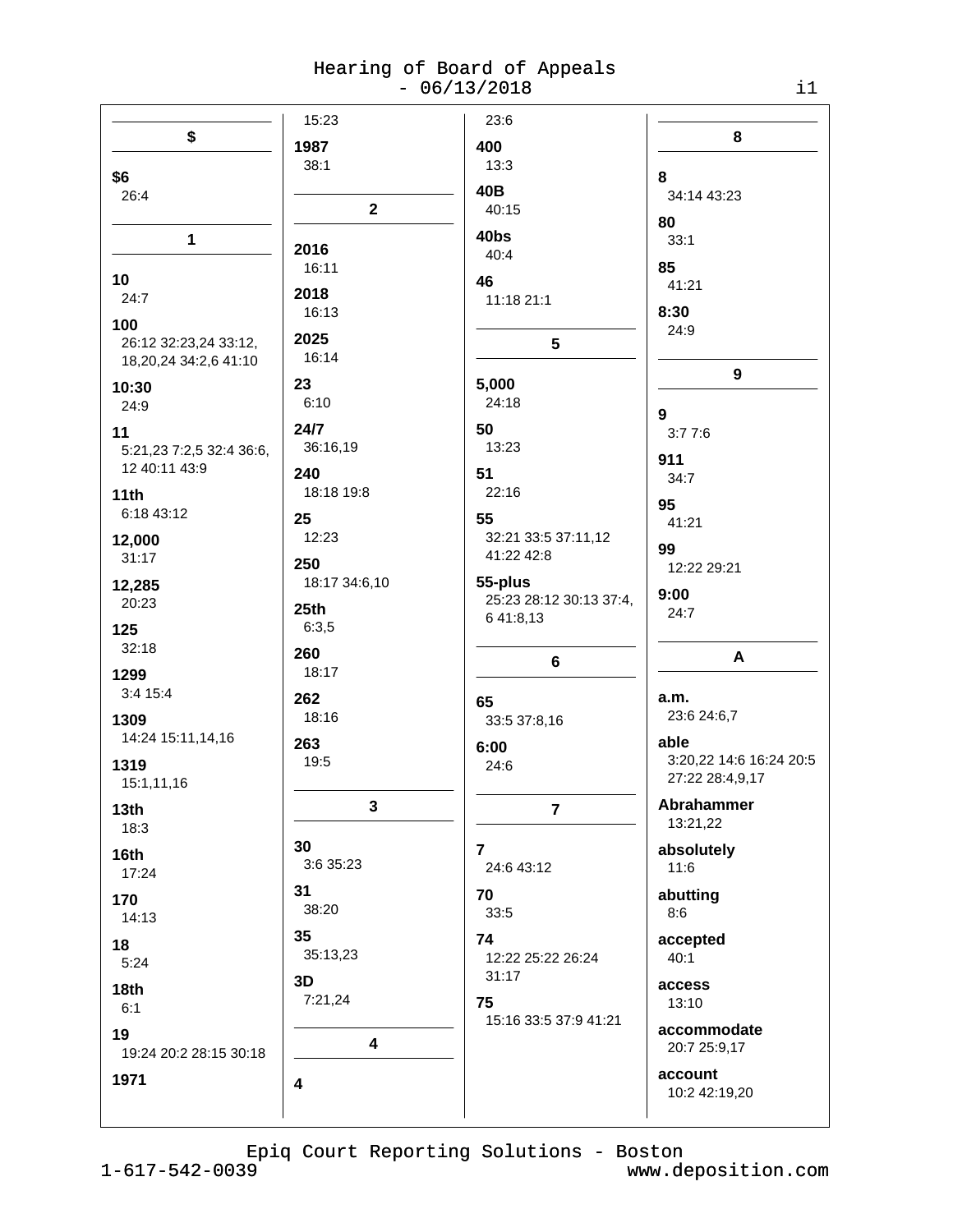## $

**$6**
26:4

## 1

**10**
24:7

**100**
26:12 32:23,24 33:12, 18,20,24 34:2,6 41:10

**10:30**
24:9

**11**
5:21,23 7:2,5 32:4 36:6, 12 40:11 43:9

**11th**
6:18 43:12

**12,000**
31:17

**12,285**
20:23

**125**
32:18

**1299**
3:4 15:4

**1309**
14:24 15:11,14,16

**1319**
15:1,11,16

**13th**
18:3

**16th**
17:24

**170**
14:13

**18**
5:24

**18th**
6:1

**19**
19:24 20:2 28:15 30:18

**1971**
15:23

**1987**
38:1

## 2

**2016**
16:11

**2018**
16:13

**2025**
16:14

**23**
6:10

**24/7**
36:16,19

**240**
18:18 19:8

**25**
12:23

**250**
18:17 34:6,10

**25th**
6:3,5

**260**
18:17

**262**
18:16

**263**
19:5

## 3

**30**
3:6 35:23

**31**
38:20

**35**
35:13,23

**3D**
7:21,24

## 4

**4**
23:6

**400**
13:3

**40B**
40:15

**40bs**
40:4

**46**
11:18 21:1

## 5

**5,000**
24:18

**50**
13:23

**51**
22:16

**55**
32:21 33:5 37:11,12 41:22 42:8

**55-plus**
25:23 28:12 30:13 37:4, 6 41:8,13

## 6

**65**
33:5 37:8,16

**6:00**
24:6

## 7

**7**
24:6 43:12

**70**
33:5

**74**
12:22 25:22 26:24 31:17

**75**
15:16 33:5 37:9 41:21

## 8

**8**
34:14 43:23

**80**
33:1

**85**
41:21

**8:30**
24:9

## 9

**9**
3:7 7:6

**911**
34:7

**95**
41:21

**99**
12:22 29:21

**9:00**
24:7

## A

**a.m.**
23:6 24:6,7

**able**
3:20,22 14:6 16:24 20:5 27:22 28:4,9,17

**Abrahammer**
13:21,22

**absolutely**
11:6

**abutting**
8:6

**accepted**
40:1

**access**
13:10

**accommodate**
20:7 25:9,17

**account**
10:2 42:19,20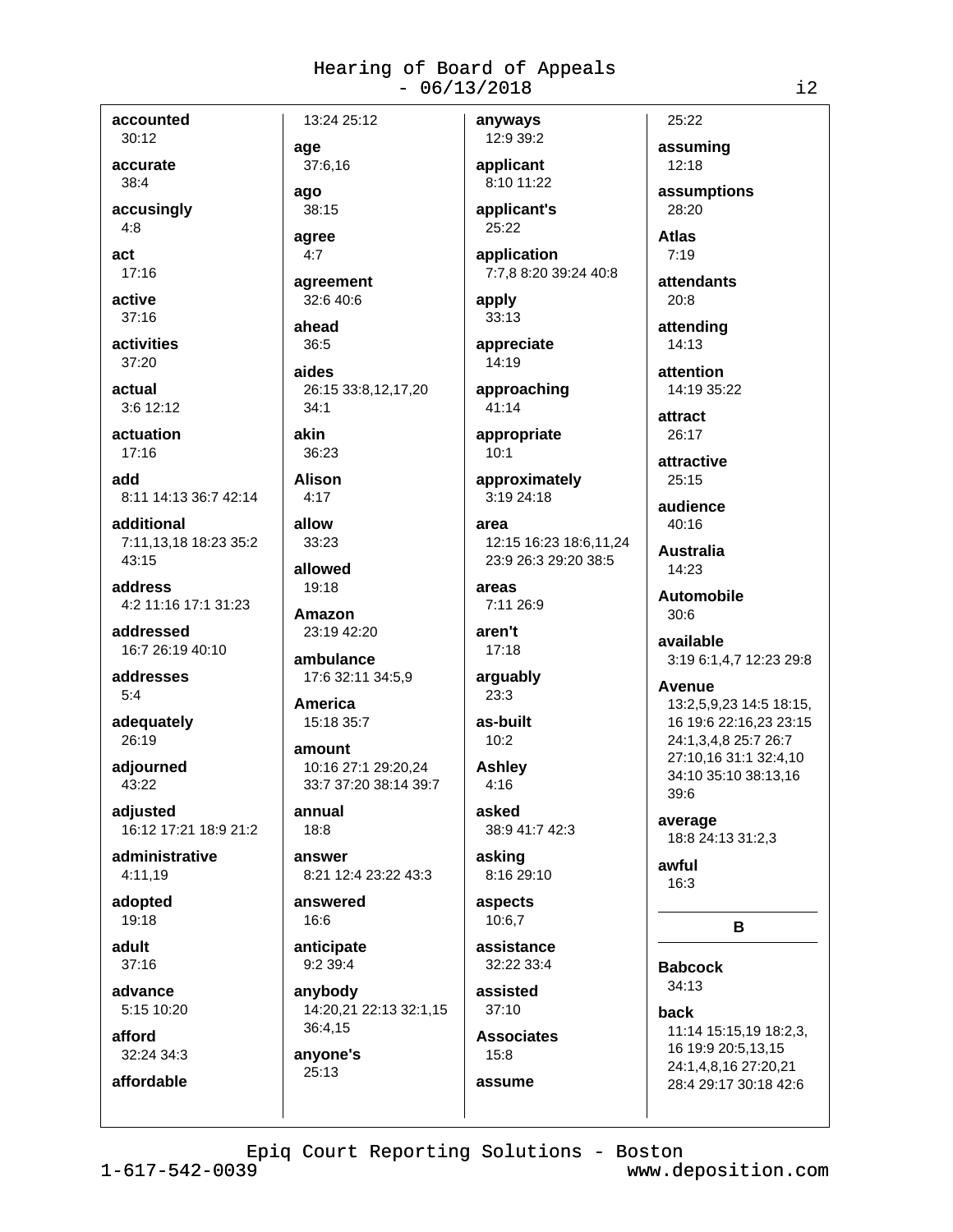**accounted**
30:12

**accurate**
38:4

**accusingly**
4:8

**act**
17:16

**active**
37:16

**activities**
37:20

**actual**
3:6 12:12

**actuation**
17:16

**add**
8:11 14:13 36:7 42:14

**additional**
7:11,13,18 18:23 35:2 43:15

**address**
4:2 11:16 17:1 31:23

**addressed**
16:7 26:19 40:10

**addresses**
5:4

**adequately**
26:19

**adjourned**
43:22

**adjusted**
16:12 17:21 18:9 21:2

**administrative**
4:11,19

**adopted**
19:18

**adult**
37:16

**advance**
5:15 10:20

**afford**
32:24 34:3

**affordable**
13:24 25:12

**age**
37:6,16

**ago**
38:15

**agree**
4:7

**agreement**
32:6 40:6

**ahead**
36:5

**aides**
26:15 33:8,12,17,20 34:1

**akin**
36:23

**Alison**
4:17

**allow**
33:23

**allowed**
19:18

**Amazon**
23:19 42:20

**ambulance**
17:6 32:11 34:5,9

**America**
15:18 35:7

**amount**
10:16 27:1 29:20,24 33:7 37:20 38:14 39:7

**annual**
18:8

**answer**
8:21 12:4 23:22 43:3

**answered**
16:6

**anticipate**
9:2 39:4

**anybody**
14:20,21 22:13 32:1,15 36:4,15

**anyone's**
25:13

**anyways**
12:9 39:2

**applicant**
8:10 11:22

**applicant's**
25:22

**application**
7:7,8 8:20 39:24 40:8

**apply**
33:13

**appreciate**
14:19

**approaching**
41:14

**appropriate**
10:1

**approximately**
3:19 24:18

**area**
12:15 16:23 18:6,11,24 23:9 26:3 29:20 38:5

**areas**
7:11 26:9

**aren't**
17:18

**arguably**
23:3

**as-built**
10:2

**Ashley**
4:16

**asked**
38:9 41:7 42:3

**asking**
8:16 29:10

**aspects**
10:6,7

**assistance**
32:22 33:4

**assisted**
37:10

**Associates**
15:8

**assume**
25:22

**assuming**
12:18

**assumptions**
28:20

**Atlas**
7:19

**attendants**
20:8

**attending**
14:13

**attention**
14:19 35:22

**attract**
26:17

**attractive**
25:15

**audience**
40:16

**Australia**
14:23

**Automobile**
30:6

**available**
3:19 6:1,4,7 12:23 29:8

**Avenue**
13:2,5,9,23 14:5 18:15,16 19:6 22:16,23 23:15 24:1,3,4,8 25:7 26:7 27:10,16 31:1 32:4,10 34:10 35:10 38:13,16 39:6

**average**
18:8 24:13 31:2,3

**awful**
16:3

## B

**Babcock**
34:13

**back**
11:14 15:15,19 18:2,3,16 19:9 20:5,13,15 24:1,4,8,16 27:20,21 28:4 29:17 30:18 42:6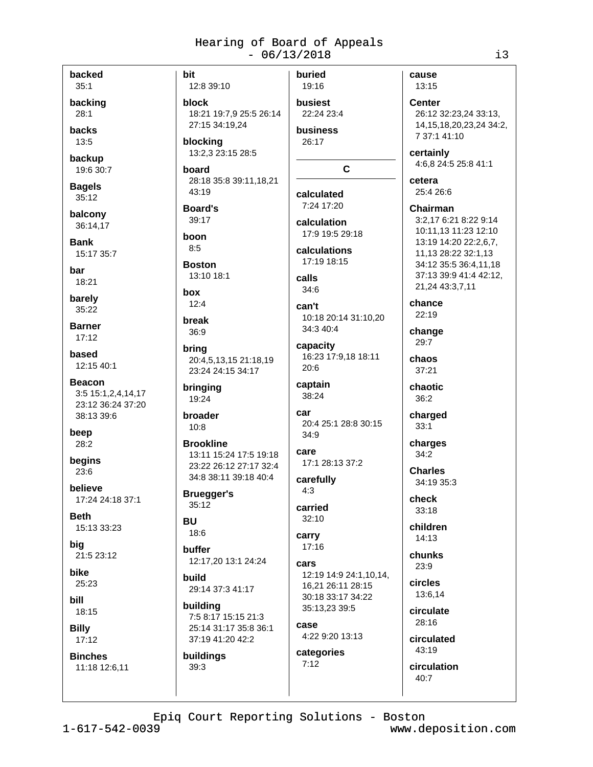**backed**
35:1

**backing**
28:1

**backs**
13:5

**backup**
19:6 30:7

**Bagels**
35:12

**balcony**
36:14,17

**Bank**
15:17 35:7

**bar**
18:21

**barely**
35:22

**Barner**
17:12

**based**
12:15 40:1

**Beacon**
3:5 15:1,2,4,14,17 23:12 36:24 37:20 38:13 39:6

**beep**
28:2

**begins**
23:6

**believe**
17:24 24:18 37:1

**Beth**
15:13 33:23

**big**
21:5 23:12

**bike**
25:23

**bill**
18:15

**Billy**
17:12

**Binches**
11:18 12:6,11

**bit**
12:8 39:10

**block**
18:21 19:7,9 25:5 26:14 27:15 34:19,24

**blocking**
13:2,3 23:15 28:5

**board**
28:18 35:8 39:11,18,21 43:19

**Board's**
39:17

**boon**
8:5

**Boston**
13:10 18:1

**box**
12:4

**break**
36:9

**bring**
20:4,5,13,15 21:18,19 23:24 24:15 34:17

**bringing**
19:24

**broader**
10:8

**Brookline**
13:11 15:24 17:5 19:18 23:22 26:12 27:17 32:4 34:8 38:11 39:18 40:4

**Bruegger's**
35:12

**BU**
18:6

**buffer**
12:17,20 13:1 24:24

**build**
29:14 37:3 41:17

**building**
7:5 8:17 15:15 21:3 25:14 31:17 35:8 36:1 37:19 41:20 42:2

**buildings**
39:3

**buried**
19:16

**busiest**
22:24 23:4

**business**
26:17

## C

**calculated**
7:24 17:20

**calculation**
17:9 19:5 29:18

**calculations**
17:19 18:15

**calls**
34:6

**can't**
10:18 20:14 31:10,20 34:3 40:4

**capacity**
16:23 17:9,18 18:11 20:6

**captain**
38:24

**car**
20:4 25:1 28:8 30:15 34:9

**care**
17:1 28:13 37:2

**carefully**
4:3

**carried**
32:10

**carry**
17:16

**cars**
12:19 14:9 24:1,10,14,16,21 26:11 28:15 30:18 33:17 34:22 35:13,23 39:5

**case**
4:22 9:20 13:13

**categories**
7:12

**cause**
13:15

**Center**
26:12 32:23,24 33:13,14,15,18,20,23,24 34:2,7 37:1 41:10

**certainly**
4:6,8 24:5 25:8 41:1

**cetera**
25:4 26:6

**Chairman**
3:2,17 6:21 8:22 9:14 10:11,13 11:23 12:10 13:19 14:20 22:2,6,7,11,13 28:22 32:1,13 34:12 35:5 36:4,11,18 37:13 39:9 41:4 42:12,21,24 43:3,7,11

**chance**
22:19

**change**
29:7

**chaos**
37:21

**chaotic**
36:2

**charged**
33:1

**charges**
34:2

**Charles**
34:19 35:3

**check**
33:18

**children**
14:13

**chunks**
23:9

**circles**
13:6,14

**circulate**
28:16

**circulated**
43:19

**circulation**
40:7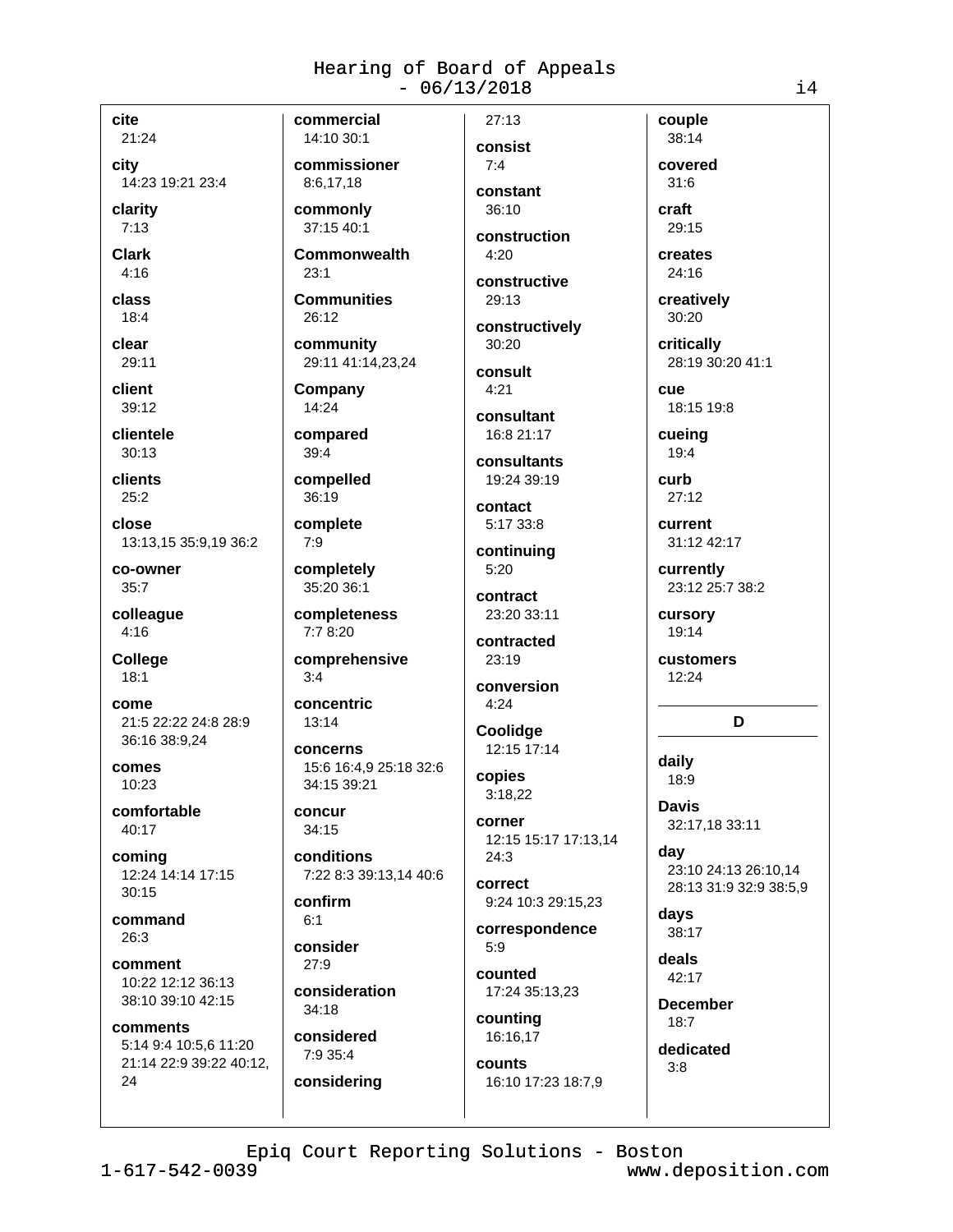**cite**
21:24

**city**
14:23 19:21 23:4

**clarity**
7:13

**Clark**
4:16

**class**
18:4

**clear**
29:11

**client**
39:12

**clientele**
30:13

**clients**
25:2

**close**
13:13,15 35:9,19 36:2

**co-owner**
35:7

**colleague**
4:16

**College**
18:1

**come**
21:5 22:22 24:8 28:9 36:16 38:9,24

**comes**
10:23

**comfortable**
40:17

**coming**
12:24 14:14 17:15 30:15

**command**
26:3

**comment**
10:22 12:12 36:13 38:10 39:10 42:15

**comments**
5:14 9:4 10:5,6 11:20 21:14 22:9 39:22 40:12, 24

**commercial**
14:10 30:1

**commissioner**
8:6,17,18

**commonly**
37:15 40:1

**Commonwealth**
23:1

**Communities**
26:12

**community**
29:11 41:14,23,24

**Company**
14:24

**compared**
39:4

**compelled**
36:19

**complete**
7:9

**completely**
35:20 36:1

**completeness**
7:7 8:20

**comprehensive**
3:4

**concentric**
13:14

**concerns**
15:6 16:4,9 25:18 32:6 34:15 39:21

**concur**
34:15

**conditions**
7:22 8:3 39:13,14 40:6

**confirm**
6:1

**consider**
27:9

**consideration**
34:18

**considered**
7:9 35:4

**considering**
27:13

**consist**
7:4

**constant**
36:10

**construction**
4:20

**constructive**
29:13

**constructively**
30:20

**consult**
4:21

**consultant**
16:8 21:17

**consultants**
19:24 39:19

**contact**
5:17 33:8

**continuing**
5:20

**contract**
23:20 33:11

**contracted**
23:19

**conversion**
4:24

**Coolidge**
12:15 17:14

**copies**
3:18,22

**corner**
12:15 15:17 17:13,14 24:3

**correct**
9:24 10:3 29:15,23

**correspondence**
5:9

**counted**
17:24 35:13,23

**counting**
16:16,17

**counts**
16:10 17:23 18:7,9

**couple**
38:14

**covered**
31:6

**craft**
29:15

**creates**
24:16

**creatively**
30:20

**critically**
28:19 30:20 41:1

**cue**
18:15 19:8

**cueing**
19:4

**curb**
27:12

**current**
31:12 42:17

**currently**
23:12 25:7 38:2

**cursory**
19:14

**customers**
12:24

## D

**daily**
18:9

**Davis**
32:17,18 33:11

**day**
23:10 24:13 26:10,14 28:13 31:9 32:9 38:5,9

**days**
38:17

**deals**
42:17

**December**
18:7

**dedicated**
3:8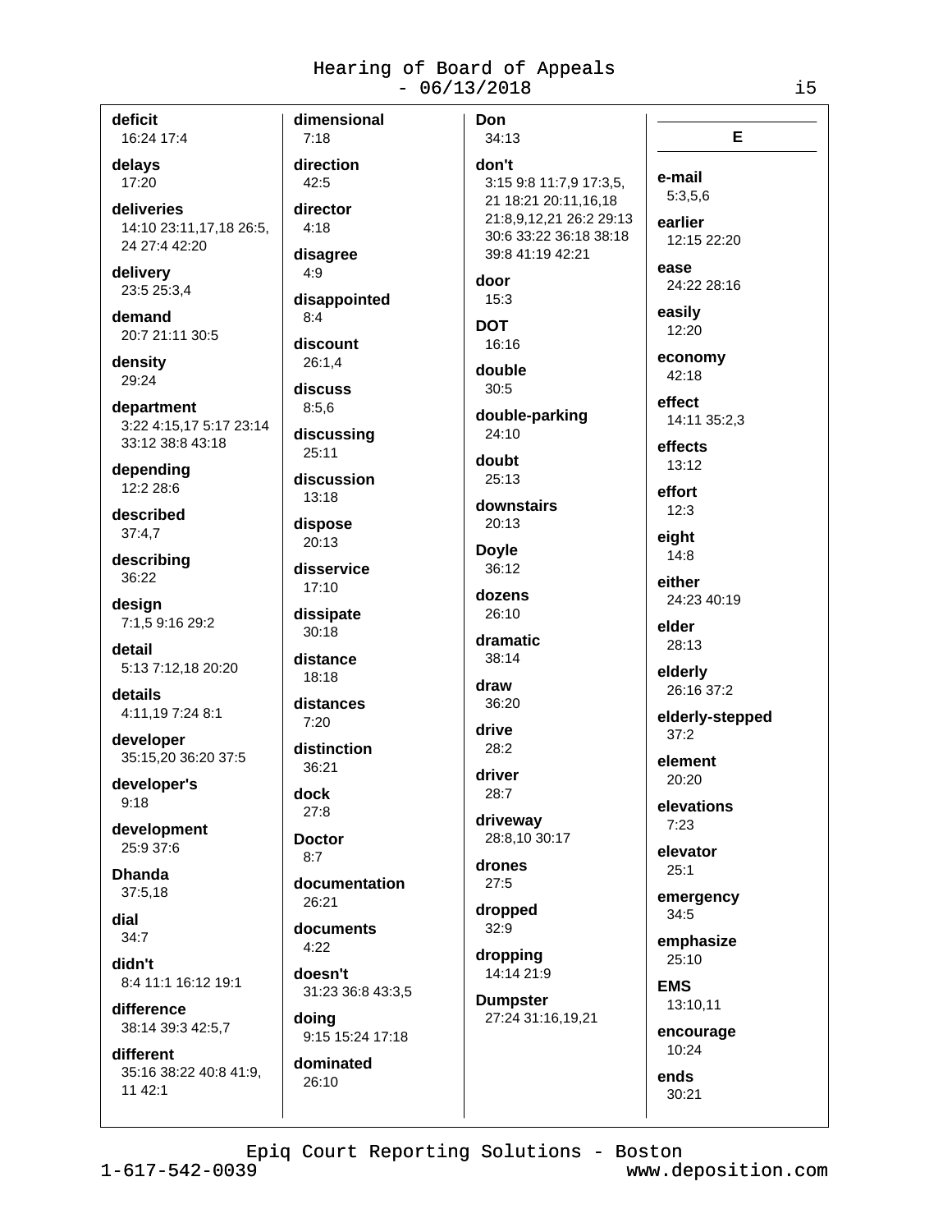**deficit**
16:24 17:4

**delays**
17:20

**deliveries**
14:10 23:11,17,18 26:5, 24 27:4 42:20

**delivery**
23:5 25:3,4

**demand**
20:7 21:11 30:5

**density**
29:24

**department**
3:22 4:15,17 5:17 23:14 33:12 38:8 43:18

**depending**
12:2 28:6

**described**
37:4,7

**describing**
36:22

**design**
7:1,5 9:16 29:2

**detail**
5:13 7:12,18 20:20

**details**
4:11,19 7:24 8:1

**developer**
35:15,20 36:20 37:5

**developer's**
9:18

**development**
25:9 37:6

**Dhanda**
37:5,18

**dial**
34:7

**didn't**
8:4 11:1 16:12 19:1

**difference**
38:14 39:3 42:5,7

**different**
35:16 38:22 40:8 41:9, 11 42:1

**dimensional**
7:18

**direction**
42:5

**director**
4:18

**disagree**
4:9

**disappointed**
8:4

**discount**
26:1,4

**discuss**
8:5,6

**discussing**
25:11

**discussion**
13:18

**dispose**
20:13

**disservice**
17:10

**dissipate**
30:18

**distance**
18:18

**distances**
7:20

**distinction**
36:21

**dock**
27:8

**Doctor**
8:7

**documentation**
26:21

**documents**
4:22

**doesn't**
31:23 36:8 43:3,5

**doing**
9:15 15:24 17:18

**dominated**
26:10

**Don**
34:13

**don't**
3:15 9:8 11:7,9 17:3,5, 21 18:21 20:11,16,18 21:8,9,12,21 26:2 29:13 30:6 33:22 36:18 38:18 39:8 41:19 42:21

**door**
15:3

**DOT**
16:16

**double**
30:5

**double-parking**
24:10

**doubt**
25:13

**downstairs**
20:13

**Doyle**
36:12

**dozens**
26:10

**dramatic**
38:14

**draw**
36:20

**drive**
28:2

**driver**
28:7

**driveway**
28:8,10 30:17

**drones**
27:5

**dropped**
32:9

**dropping**
14:14 21:9

**Dumpster**
27:24 31:16,19,21

## E

**e-mail**
5:3,5,6

**earlier**
12:15 22:20

**ease**
24:22 28:16

**easily**
12:20

**economy**
42:18

**effect**
14:11 35:2,3

**effects**
13:12

**effort**
12:3

**eight**
14:8

**either**
24:23 40:19

**elder**
28:13

**elderly**
26:16 37:2

**elderly-stepped**
37:2

**element**
20:20

**elevations**
7:23

**elevator**
25:1

**emergency**
34:5

**emphasize**
25:10

**EMS**
13:10,11

**encourage**
10:24

**ends**
30:21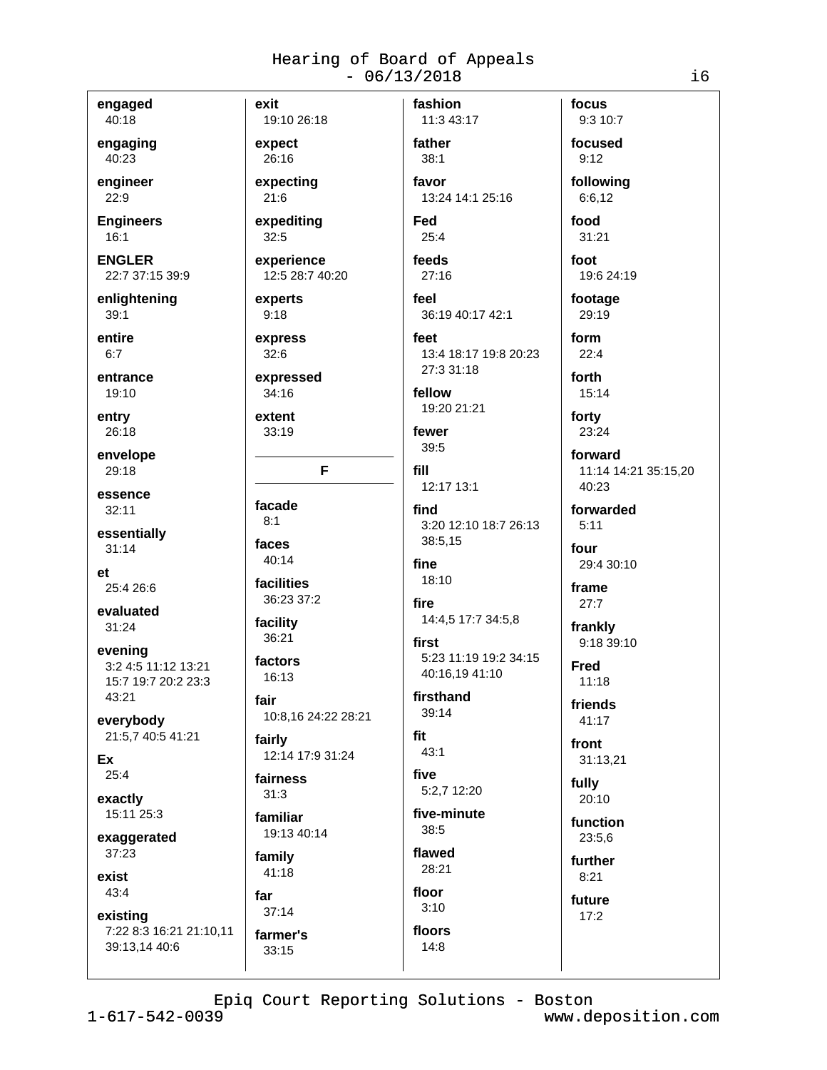**engaged**
40:18

**engaging**
40:23

**engineer**
22:9

**Engineers**
16:1

**ENGLER**
22:7 37:15 39:9

**enlightening**
39:1

**entire**
6:7

**entrance**
19:10

**entry**
26:18

**envelope**
29:18

**essence**
32:11

**essentially**
31:14

**et**
25:4 26:6

**evaluated**
31:24

**evening**
3:2 4:5 11:12 13:21 15:7 19:7 20:2 23:3 43:21

**everybody**
21:5,7 40:5 41:21

**Ex**
25:4

**exactly**
15:11 25:3

**exaggerated**
37:23

**exist**
43:4

**existing**
7:22 8:3 16:21 21:10,11 39:13,14 40:6

**exit**
19:10 26:18

**expect**
26:16

**expecting**
21:6

**expediting**
32:5

**experience**
12:5 28:7 40:20

**experts**
9:18

**express**
32:6

**expressed**
34:16

**extent**
33:19

## F

**facade**
8:1

**faces**
40:14

**facilities**
36:23 37:2

**facility**
36:21

**factors**
16:13

**fair**
10:8,16 24:22 28:21

**fairly**
12:14 17:9 31:24

**fairness**
31:3

**familiar**
19:13 40:14

**family**
41:18

**far**
37:14

**farmer's**
33:15

**fashion**
11:3 43:17

**father**
38:1

**favor**
13:24 14:1 25:16

**Fed**
25:4

**feeds**
27:16

**feel**
36:19 40:17 42:1

**feet**
13:4 18:17 19:8 20:23 27:3 31:18

**fellow**
19:20 21:21

**fewer**
39:5

**fill**
12:17 13:1

**find**
3:20 12:10 18:7 26:13 38:5,15

**fine**
18:10

**fire**
14:4,5 17:7 34:5,8

**first**
5:23 11:19 19:2 34:15 40:16,19 41:10

**firsthand**
39:14

**fit**
43:1

**five**
5:2,7 12:20

**five-minute**
38:5

**flawed**
28:21

**floor**
3:10

**floors**
14:8

**focus**
9:3 10:7

**focused**
9:12

**following**
6:6,12

**food**
31:21

**foot**
19:6 24:19

**footage**
29:19

**form**
22:4

**forth**
15:14

**forty**
23:24

**forward**
11:14 14:21 35:15,20 40:23

**forwarded**
5:11

**four**
29:4 30:10

**frame**
27:7

**frankly**
9:18 39:10

**Fred**
11:18

**friends**
41:17

**front**
31:13,21

**fully**
20:10

**function**
23:5,6

**further**
8:21

**future**
17:2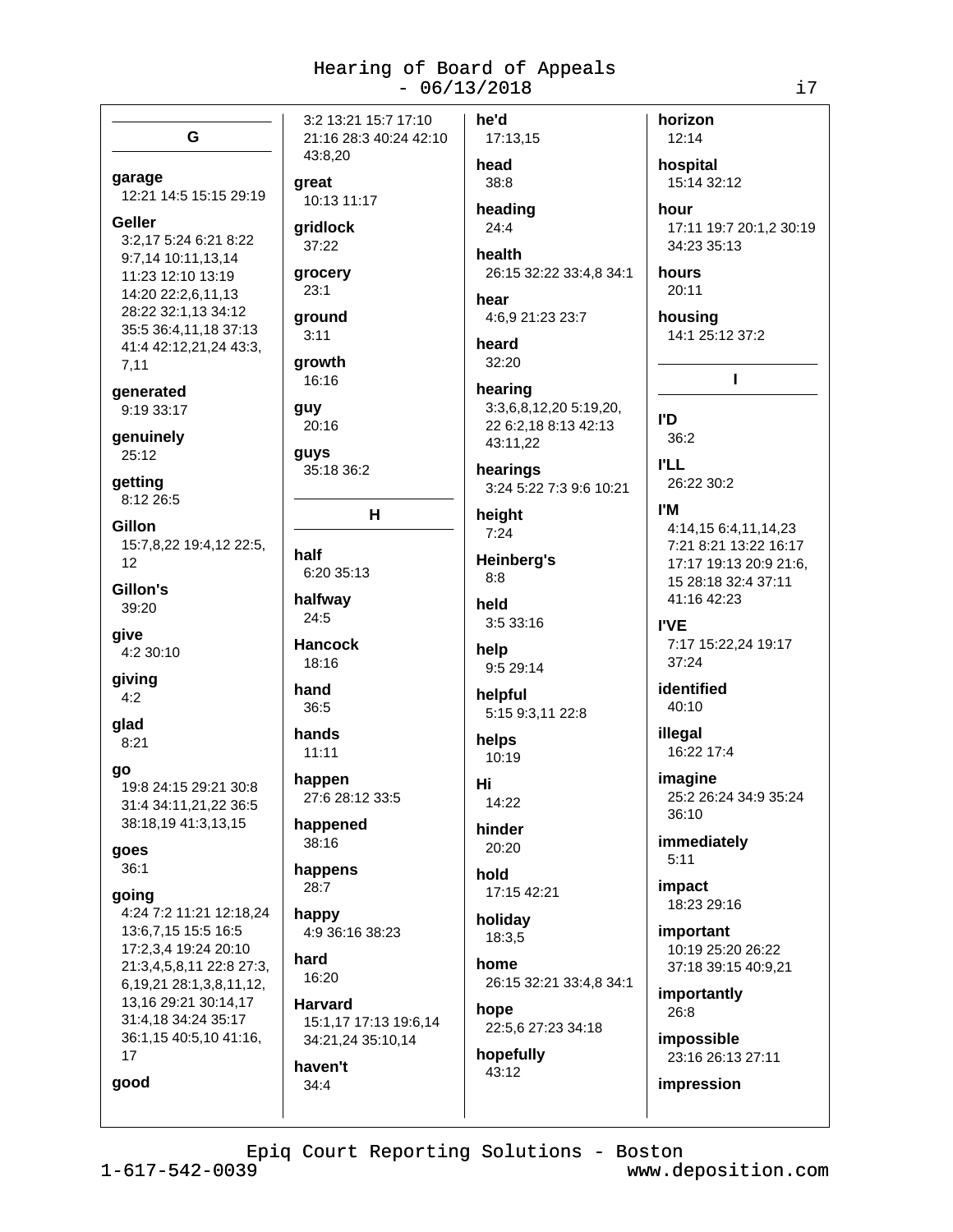## G

**garage**
12:21 14:5 15:15 29:19

**Geller**
3:2,17 5:24 6:21 8:22 9:7,14 10:11,13,14 11:23 12:10 13:19 14:20 22:2,6,11,13 28:22 32:1,13 34:12 35:5 36:4,11,18 37:13 41:4 42:12,21,24 43:3, 7,11

**generated**
9:19 33:17

**genuinely**
25:12

**getting**
8:12 26:5

**Gillon**
15:7,8,22 19:4,12 22:5, 12

**Gillon's**
39:20

**give**
4:2 30:10

**giving**
4:2

**glad**
8:21

**go**
19:8 24:15 29:21 30:8 31:4 34:11,21,22 36:5 38:18,19 41:3,13,15

**goes**
36:1

**going**
4:24 7:2 11:21 12:18,24 13:6,7,15 15:5 16:5 17:2,3,4 19:24 20:10 21:3,4,5,8,11 22:8 27:3, 6,19,21 28:1,3,8,11,12, 13,16 29:21 30:14,17 31:4,18 34:24 35:17 36:1,15 40:5,10 41:16, 17

**good**
3:2 13:21 15:7 17:10 21:16 28:3 40:24 42:10 43:8,20

**great**
10:13 11:17

**gridlock**
37:22

**grocery**
23:1

**ground**
3:11

**growth**
16:16

**guy**
20:16

**guys**
35:18 36:2

## H

**half**
6:20 35:13

**halfway**
24:5

**Hancock**
18:16

**hand**
36:5

**hands**
11:11

**happen**
27:6 28:12 33:5

**happened**
38:16

**happens**
28:7

**happy**
4:9 36:16 38:23

**hard**
16:20

**Harvard**
15:1,17 17:13 19:6,14 34:21,24 35:10,14

**haven't**
34:4

**he'd**
17:13,15

**head**
38:8

**heading**
24:4

**health**
26:15 32:22 33:4,8 34:1

**hear**
4:6,9 21:23 23:7

**heard**
32:20

**hearing**
3:3,6,8,12,20 5:19,20, 22 6:2,18 8:13 42:13 43:11,22

**hearings**
3:24 5:22 7:3 9:6 10:21

**height**
7:24

**Heinberg's**
8:8

**held**
3:5 33:16

**help**
9:5 29:14

**helpful**
5:15 9:3,11 22:8

**helps**
10:19

**Hi**
14:22

**hinder**
20:20

**hold**
17:15 42:21

**holiday**
18:3,5

**home**
26:15 32:21 33:4,8 34:1

**hope**
22:5,6 27:23 34:18

**hopefully**
43:12

**horizon**
12:14

**hospital**
15:14 32:12

**hour**
17:11 19:7 20:1,2 30:19 34:23 35:13

**hours**
20:11

**housing**
14:1 25:12 37:2

## I

**I'D**
36:2

**I'LL**
26:22 30:2

**I'M**
4:14,15 6:4,11,14,23 7:21 8:21 13:22 16:17 17:17 19:13 20:9 21:6, 15 28:18 32:4 37:11 41:16 42:23

**I'VE**
7:17 15:22,24 19:17 37:24

**identified**
40:10

**illegal**
16:22 17:4

**imagine**
25:2 26:24 34:9 35:24 36:10

**immediately**
5:11

**impact**
18:23 29:16

**important**
10:19 25:20 26:22 37:18 39:15 40:9,21

**importantly**
26:8

**impossible**
23:16 26:13 27:11

**impression**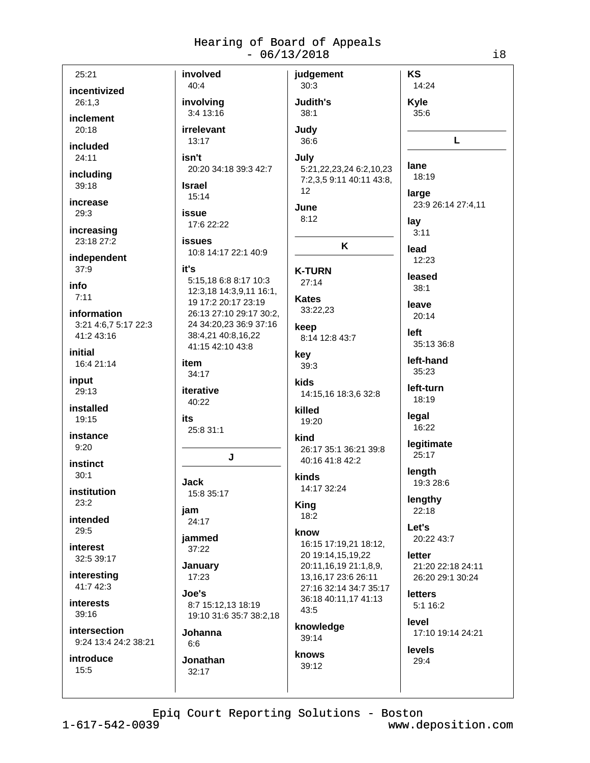25:21

**incentivized**
26:1,3

**inclement**
20:18

**included**
24:11

**including**
39:18

**increase**
29:3

**increasing**
23:18 27:2

**independent**
37:9

**info**
7:11

**information**
3:21 4:6,7 5:17 22:3 41:2 43:16

**initial**
16:4 21:14

**input**
29:13

**installed**
19:15

**instance**
9:20

**instinct**
30:1

**institution**
23:2

**intended**
29:5

**interest**
32:5 39:17

**interesting**
41:7 42:3

**interests**
39:16

**intersection**
9:24 13:4 24:2 38:21

**introduce**
15:5

**involved**
40:4

**involving**
3:4 13:16

**irrelevant**
13:17

**isn't**
20:20 34:18 39:3 42:7

**Israel**
15:14

**issue**
17:6 22:22

**issues**
10:8 14:17 22:1 40:9

**it's**
5:15,18 6:8 8:17 10:3 12:3,18 14:3,9,11 16:1, 19 17:2 20:17 23:19 26:13 27:10 29:17 30:2, 24 34:20,23 36:9 37:16 38:4,21 40:8,16,22 41:15 42:10 43:8

**item**
34:17

**iterative**
40:22

**its**
25:8 31:1

## J

**Jack**
15:8 35:17

**jam**
24:17

**jammed**
37:22

**January**
17:23

**Joe's**
8:7 15:12,13 18:19 19:10 31:6 35:7 38:2,18

**Johanna**
6:6

**Jonathan**
32:17

**judgement**
30:3

**Judith's**
38:1

**Judy**
36:6

**July**
5:21,22,23,24 6:2,10,23 7:2,3,5 9:11 40:11 43:8, 12

**June**
8:12

## K

**K-TURN**
27:14

**Kates**
33:22,23

**keep**
8:14 12:8 43:7

**key**
39:3

**kids**
14:15,16 18:3,6 32:8

**killed**
19:20

**kind**
26:17 35:1 36:21 39:8 40:16 41:8 42:2

**kinds**
14:17 32:24

**King**
18:2

**know**
16:15 17:19,21 18:12, 20 19:14,15,19,22 20:11,16,19 21:1,8,9, 13,16,17 23:6 26:11 27:16 32:14 34:7 35:17 36:18 40:11,17 41:13 43:5

**knowledge**
39:14

**knows**
39:12

**KS**
14:24

**Kyle**
35:6

## L

**lane**
18:19

**large**
23:9 26:14 27:4,11

**lay**
3:11

**lead**
12:23

**leased**
38:1

**leave**
20:14

**left**
35:13 36:8

**left-hand**
35:23

**left-turn**
18:19

**legal**
16:22

**legitimate**
25:17

**length**
19:3 28:6

**lengthy**
22:18

**Let's**
20:22 43:7

**letter**
21:20 22:18 24:11 26:20 29:1 30:24

**letters**
5:1 16:2

**level**
17:10 19:14 24:21

**levels**
29:4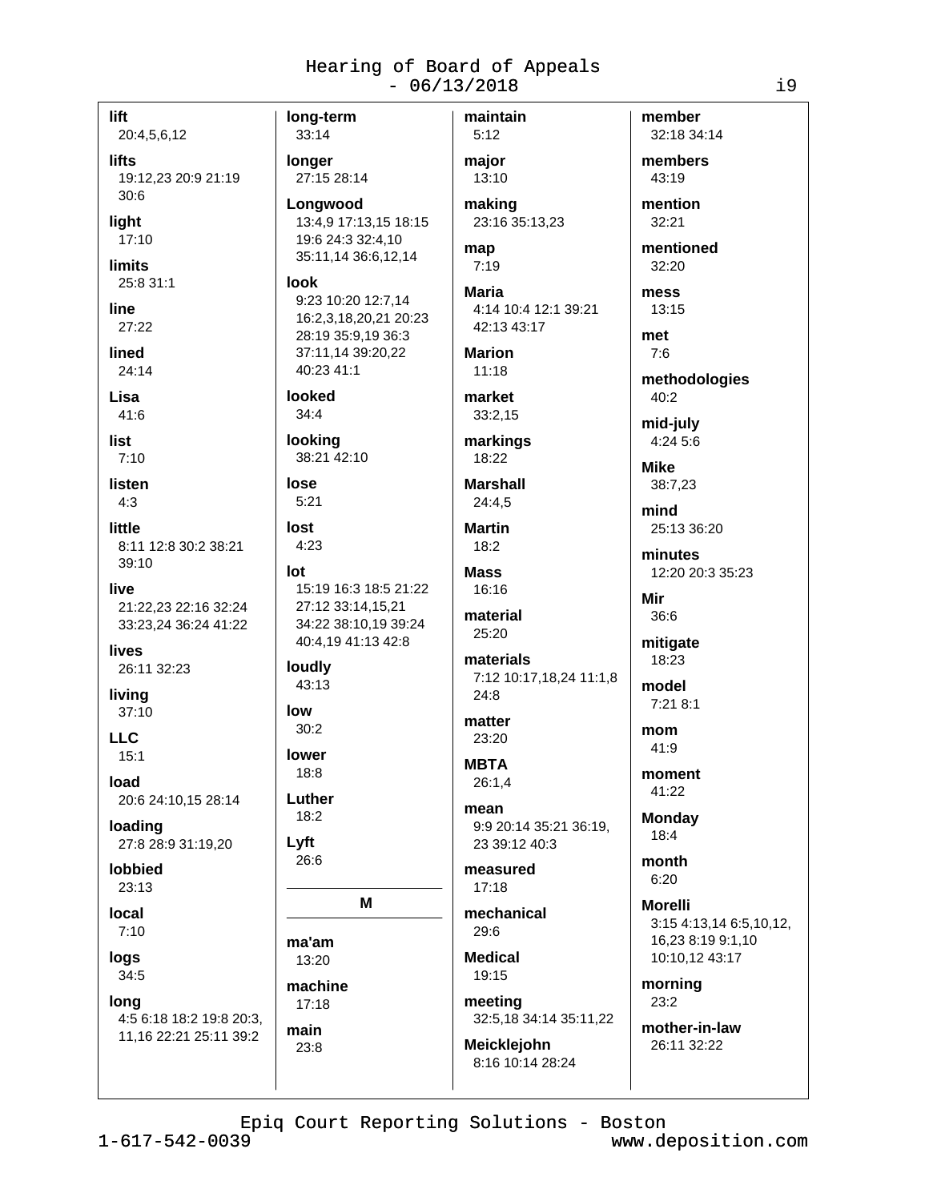**lift**
20:4,5,6,12

**lifts**
19:12,23 20:9 21:19 30:6

**light**
17:10

**limits**
25:8 31:1

**line**
27:22

**lined**
24:14

**Lisa**
41:6

**list**
7:10

**listen**
4:3

**little**
8:11 12:8 30:2 38:21 39:10

**live**
21:22,23 22:16 32:24 33:23,24 36:24 41:22

**lives**
26:11 32:23

**living**
37:10

**LLC**
15:1

**load**
20:6 24:10,15 28:14

**loading**
27:8 28:9 31:19,20

**lobbied**
23:13

**local**
7:10

**logs**
34:5

**long**
4:5 6:18 18:2 19:8 20:3, 11,16 22:21 25:11 39:2

**long-term**
33:14

**longer**
27:15 28:14

**Longwood**
13:4,9 17:13,15 18:15 19:6 24:3 32:4,10 35:11,14 36:6,12,14

**look**
9:23 10:20 12:7,14 16:2,3,18,20,21 20:23 28:19 35:9,19 36:3 37:11,14 39:20,22 40:23 41:1

**looked**
34:4

**looking**
38:21 42:10

**lose**
5:21

**lost**
4:23

**lot**
15:19 16:3 18:5 21:22 27:12 33:14,15,21 34:22 38:10,19 39:24 40:4,19 41:13 42:8

**loudly**
43:13

**low**
30:2

**lower**
18:8

**Luther**
18:2

**Lyft**
26:6

## M

**ma'am**
13:20

**machine**
17:18

**main**
23:8

**maintain**
5:12

**major**
13:10

**making**
23:16 35:13,23

**map**
7:19

**Maria**
4:14 10:4 12:1 39:21 42:13 43:17

**Marion**
11:18

**market**
33:2,15

**markings**
18:22

**Marshall**
24:4,5

**Martin**
18:2

**Mass**
16:16

**material**
25:20

**materials**
7:12 10:17,18,24 11:1,8 24:8

**matter**
23:20

**MBTA**
26:1,4

**mean**
9:9 20:14 35:21 36:19, 23 39:12 40:3

**measured**
17:18

**mechanical**
29:6

**Medical**
19:15

**meeting**
32:5,18 34:14 35:11,22

**Meicklejohn**
8:16 10:14 28:24

**member**
32:18 34:14

**members**
43:19

**mention**
32:21

**mentioned**
32:20

**mess**
13:15

**met**
7:6

**methodologies**
40:2

**mid-july**
4:24 5:6

**Mike**
38:7,23

**mind**
25:13 36:20

**minutes**
12:20 20:3 35:23

**Mir**
36:6

**mitigate**
18:23

**model**
7:21 8:1

**mom**
41:9

**moment**
41:22

**Monday**
18:4

**month**
6:20

**Morelli**
3:15 4:13,14 6:5,10,12, 16,23 8:19 9:1,10 10:10,12 43:17

**morning**
23:2

**mother-in-law**
26:11 32:22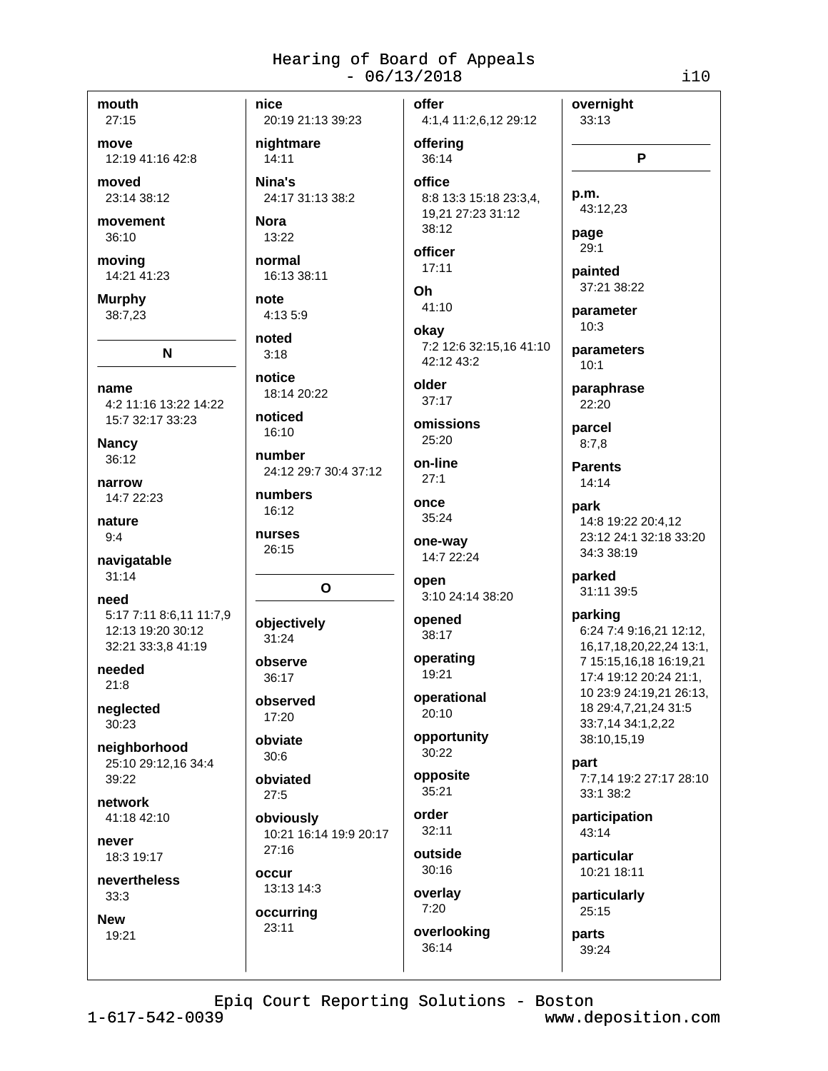**mouth**
27:15

**move**
12:19 41:16 42:8

**moved**
23:14 38:12

**movement**
36:10

**moving**
14:21 41:23

**Murphy**
38:7,23

## N

**name**
4:2 11:16 13:22 14:22 15:7 32:17 33:23

**Nancy**
36:12

**narrow**
14:7 22:23

**nature**
9:4

**navigatable**
31:14

**need**
5:17 7:11 8:6,11 11:7,9 12:13 19:20 30:12 32:21 33:3,8 41:19

**needed**
21:8

**neglected**
30:23

**neighborhood**
25:10 29:12,16 34:4 39:22

**network**
41:18 42:10

**never**
18:3 19:17

**nevertheless**
33:3

**New**
19:21

**nice**
20:19 21:13 39:23

**nightmare**
14:11

**Nina's**
24:17 31:13 38:2

**Nora**
13:22

**normal**
16:13 38:11

**note**
4:13 5:9

**noted**
3:18

**notice**
18:14 20:22

**noticed**
16:10

**number**
24:12 29:7 30:4 37:12

**numbers**
16:12

**nurses**
26:15

## O

**objectively**
31:24

**observe**
36:17

**observed**
17:20

**obviate**
30:6

**obviated**
27:5

**obviously**
10:21 16:14 19:9 20:17 27:16

**occur**
13:13 14:3

**occurring**
23:11

**offer**
4:1,4 11:2,6,12 29:12

**offering**
36:14

**office**
8:8 13:3 15:18 23:3,4, 19,21 27:23 31:12 38:12

**officer**
17:11

**Oh**
41:10

**okay**
7:2 12:6 32:15,16 41:10 42:12 43:2

**older**
37:17

**omissions**
25:20

**on-line**
27:1

**once**
35:24

**one-way**
14:7 22:24

**open**
3:10 24:14 38:20

**opened**
38:17

**operating**
19:21

**operational**
20:10

**opportunity**
30:22

**opposite**
35:21

**order**
32:11

**outside**
30:16

**overlay**
7:20

**overlooking**
36:14

**overnight**
33:13

## P

**p.m.**
43:12,23

**page**
29:1

**painted**
37:21 38:22

**parameter**
10:3

**parameters**
10:1

**paraphrase**
22:20

**parcel**
8:7,8

**Parents**
14:14

**park**
14:8 19:22 20:4,12 23:12 24:1 32:18 33:20 34:3 38:19

**parked**
31:11 39:5

**parking**
6:24 7:4 9:16,21 12:12, 16,17,18,20,22,24 13:1, 7 15:15,16,18 16:19,21 17:4 19:12 20:24 21:1, 10 23:9 24:19,21 26:13, 18 29:4,7,21,24 31:5 33:7,14 34:1,2,22 38:10,15,19

**part**
7:7,14 19:2 27:17 28:10 33:1 38:2

**participation**
43:14

**particular**
10:21 18:11

**particularly**
25:15

**parts**
39:24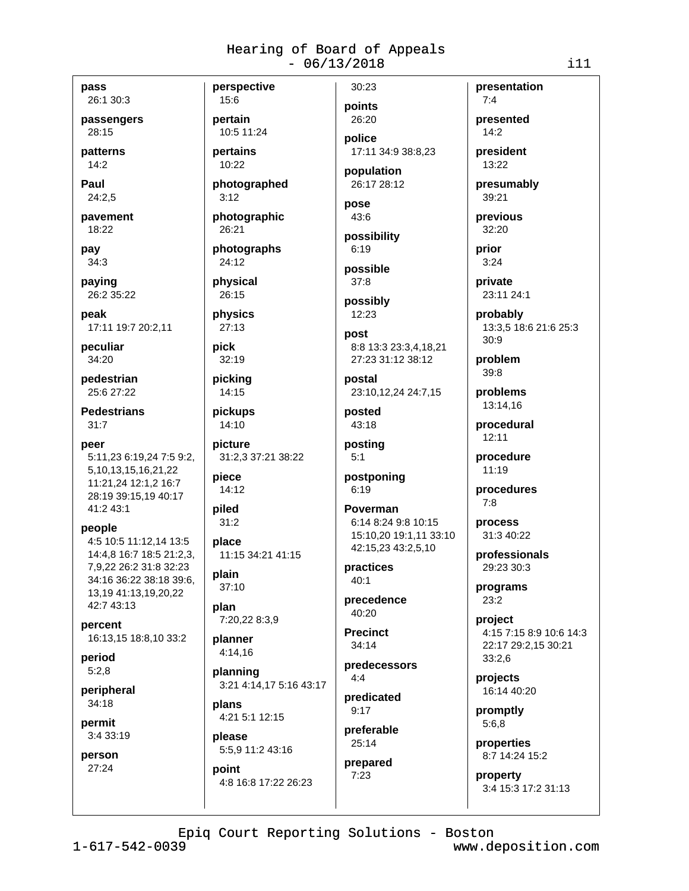**pass**
26:1 30:3

**passengers**
28:15

**patterns**
14:2

**Paul**
24:2,5

**pavement**
18:22

**pay**
34:3

**paying**
26:2 35:22

**peak**
17:11 19:7 20:2,11

**peculiar**
34:20

**pedestrian**
25:6 27:22

**Pedestrians**
31:7

**peer**
5:11,23 6:19,24 7:5 9:2, 5,10,13,15,16,21,22 11:21,24 12:1,2 16:7 28:19 39:15,19 40:17 41:2 43:1

**people**
4:5 10:5 11:12,14 13:5 14:4,8 16:7 18:5 21:2,3, 7,9,22 26:2 31:8 32:23 34:16 36:22 38:18 39:6, 13,19 41:13,19,20,22 42:7 43:13

**percent**
16:13,15 18:8,10 33:2

**period**
5:2,8

**peripheral**
34:18

**permit**
3:4 33:19

**person**
27:24

**perspective**
15:6

**pertain**
10:5 11:24

**pertains**
10:22

**photographed**
3:12

**photographic**
26:21

**photographs**
24:12

**physical**
26:15

**physics**
27:13

**pick**
32:19

**picking**
14:15

**pickups**
14:10

**picture**
31:2,3 37:21 38:22

**piece**
14:12

**piled**
31:2

**place**
11:15 34:21 41:15

**plain**
37:10

**plan**
7:20,22 8:3,9

**planner**
4:14,16

**planning**
3:21 4:14,17 5:16 43:17

**plans**
4:21 5:1 12:15

**please**
5:5,9 11:2 43:16

**point**
4:8 16:8 17:22 26:23 30:23

**points**
26:20

**police**
17:11 34:9 38:8,23

**population**
26:17 28:12

**pose**
43:6

**possibility**
6:19

**possible**
37:8

**possibly**
12:23

**post**
8:8 13:3 23:3,4,18,21 27:23 31:12 38:12

**postal**
23:10,12,24 24:7,15

**posted**
43:18

**posting**
5:1

**postponing**
6:19

**Poverman**
6:14 8:24 9:8 10:15 15:10,20 19:1,11 33:10 42:15,23 43:2,5,10

**practices**
40:1

**precedence**
40:20

**Precinct**
34:14

**predecessors**
4:4

**predicated**
9:17

**preferable**
25:14

**prepared**
7:23

**presentation**
7:4

**presented**
14:2

**president**
13:22

**presumably**
39:21

**previous**
32:20

**prior**
3:24

**private**
23:11 24:1

**probably**
13:3,5 18:6 21:6 25:3 30:9

**problem**
39:8

**problems**
13:14,16

**procedural**
12:11

**procedure**
11:19

**procedures**
7:8

**process**
31:3 40:22

**professionals**
29:23 30:3

**programs**
23:2

**project**
4:15 7:15 8:9 10:6 14:3 22:17 29:2,15 30:21 33:2,6

**projects**
16:14 40:20

**promptly**
5:6,8

**properties**
8:7 14:24 15:2

**property**
3:4 15:3 17:2 31:13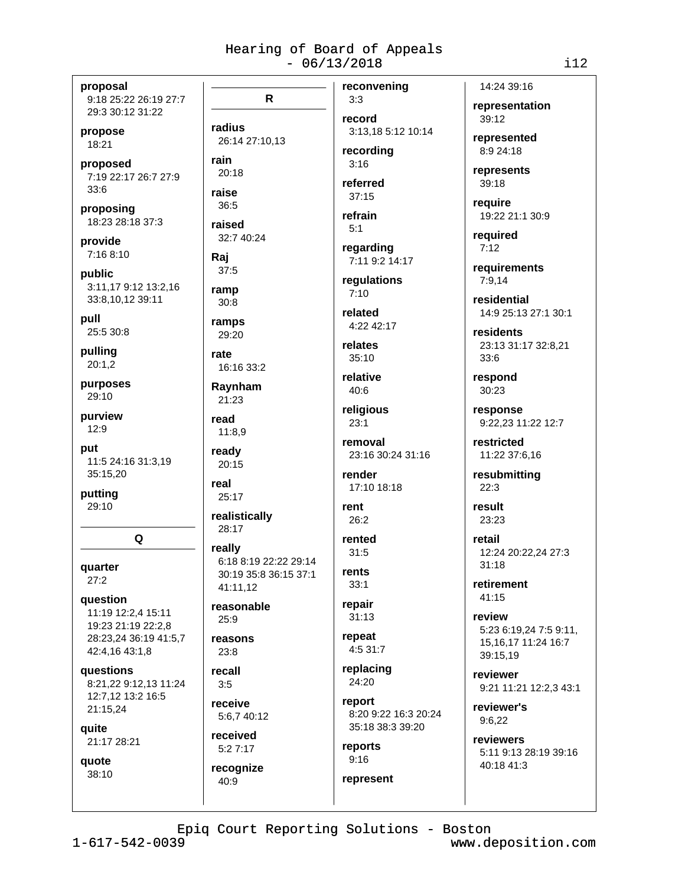**proposal**
9:18 25:22 26:19 27:7 29:3 30:12 31:22

**propose**
18:21

**proposed**
7:19 22:17 26:7 27:9 33:6

**proposing**
18:23 28:18 37:3

**provide**
7:16 8:10

**public**
3:11,17 9:12 13:2,16 33:8,10,12 39:11

**pull**
25:5 30:8

**pulling**
20:1,2

**purposes**
29:10

**purview**
12:9

**put**
11:5 24:16 31:3,19 35:15,20

**putting**
29:10

## Q

**quarter**
27:2

**question**
11:19 12:2,4 15:11 19:23 21:19 22:2,8 28:23,24 36:19 41:5,7 42:4,16 43:1,8

**questions**
8:21,22 9:12,13 11:24 12:7,12 13:2 16:5 21:15,24

**quite**
21:17 28:21

**quote**
38:10

## R

**radius**
26:14 27:10,13

**rain**
20:18

**raise**
36:5

**raised**
32:7 40:24

**Raj**
37:5

**ramp**
30:8

**ramps**
29:20

**rate**
16:16 33:2

**Raynham**
21:23

**read**
11:8,9

**ready**
20:15

**real**
25:17

**realistically**
28:17

**really**
6:18 8:19 22:22 29:14 30:19 35:8 36:15 37:1 41:11,12

**reasonable**
25:9

**reasons**
23:8

**recall**
3:5

**receive**
5:6,7 40:12

**received**
5:2 7:17

**recognize**
40:9

**reconvening**
3:3

**record**
3:13,18 5:12 10:14

**recording**
3:16

**referred**
37:15

**refrain**
5:1

**regarding**
7:11 9:2 14:17

**regulations**
7:10

**related**
4:22 42:17

**relates**
35:10

**relative**
40:6

**religious**
23:1

**removal**
23:16 30:24 31:16

**render**
17:10 18:18

**rent**
26:2

**rented**
31:5

**rents**
33:1

**repair**
31:13

**repeat**
4:5 31:7

**replacing**
24:20

**report**
8:20 9:22 16:3 20:24 35:18 38:3 39:20

**reports**
9:16

**represent**
14:24 39:16

**representation**
39:12

**represented**
8:9 24:18

**represents**
39:18

**require**
19:22 21:1 30:9

**required**
7:12

**requirements**
7:9,14

**residential**
14:9 25:13 27:1 30:1

**residents**
23:13 31:17 32:8,21 33:6

**respond**
30:23

**response**
9:22,23 11:22 12:7

**restricted**
11:22 37:6,16

**resubmitting**
22:3

**result**
23:23

**retail**
12:24 20:22,24 27:3 31:18

**retirement**
41:15

**review**
5:23 6:19,24 7:5 9:11, 15,16,17 11:24 16:7 39:15,19

**reviewer**
9:21 11:21 12:2,3 43:1

**reviewer's**
9:6,22

**reviewers**
5:11 9:13 28:19 39:16 40:18 41:3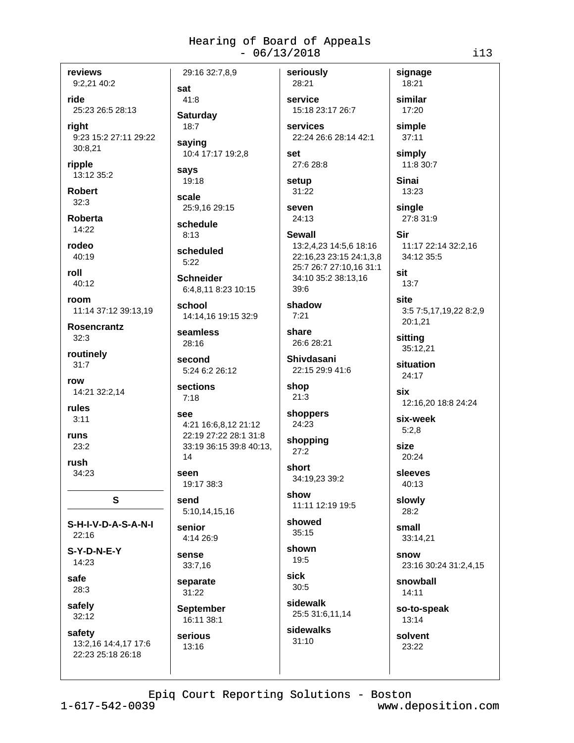**reviews**
9:2,21 40:2

**ride**
25:23 26:5 28:13

**right**
9:23 15:2 27:11 29:22 30:8,21

**ripple**
13:12 35:2

**Robert**
32:3

**Roberta**
14:22

**rodeo**
40:19

**roll**
40:12

**room**
11:14 37:12 39:13,19

**Rosencrantz**
32:3

**routinely**
31:7

**row**
14:21 32:2,14

**rules**
3:11

**runs**
23:2

**rush**
34:23

## S

**S-H-I-V-D-A-S-A-N-I**
22:16

**S-Y-D-N-E-Y**
14:23

**safe**
28:3

**safely**
32:12

**safety**
13:2,16 14:4,17 17:6 22:23 25:18 26:18 29:16 32:7,8,9

**sat**
41:8

**Saturday**
18:7

**saying**
10:4 17:17 19:2,8

**says**
19:18

**scale**
25:9,16 29:15

**schedule**
8:13

**scheduled**
5:22

**Schneider**
6:4,8,11 8:23 10:15

**school**
14:14,16 19:15 32:9

**seamless**
28:16

**second**
5:24 6:2 26:12

**sections**
7:18

**see**
4:21 16:6,8,12 21:12 22:19 27:22 28:1 31:8 33:19 36:15 39:8 40:13, 14

**seen**
19:17 38:3

**send**
5:10,14,15,16

**senior**
4:14 26:9

**sense**
33:7,16

**separate**
31:22

**September**
16:11 38:1

**serious**
13:16

**seriously**
28:21

**service**
15:18 23:17 26:7

**services**
22:24 26:6 28:14 42:1

**set**
27:6 28:8

**setup**
31:22

**seven**
24:13

**Sewall**
13:2,4,23 14:5,6 18:16 22:16,23 23:15 24:1,3,8 25:7 26:7 27:10,16 31:1 34:10 35:2 38:13,16 39:6

**shadow**
7:21

**share**
26:6 28:21

**Shivdasani**
22:15 29:9 41:6

**shop**
21:3

**shoppers**
24:23

**shopping**
27:2

**short**
34:19,23 39:2

**show**
11:11 12:19 19:5

**showed**
35:15

**shown**
19:5

**sick**
30:5

**sidewalk**
25:5 31:6,11,14

**sidewalks**
31:10

**signage**
18:21

**similar**
17:20

**simple**
37:11

**simply**
11:8 30:7

**Sinai**
13:23

**single**
27:8 31:9

**Sir**
11:17 22:14 32:2,16 34:12 35:5

**sit**
13:7

**site**
3:5 7:5,17,19,22 8:2,9 20:1,21

**sitting**
35:12,21

**situation**
24:17

**six**
12:16,20 18:8 24:24

**six-week**
5:2,8

**size**
20:24

**sleeves**
40:13

**slowly**
28:2

**small**
33:14,21

**snow**
23:16 30:24 31:2,4,15

**snowball**
14:11

**so-to-speak**
13:14

**solvent**
23:22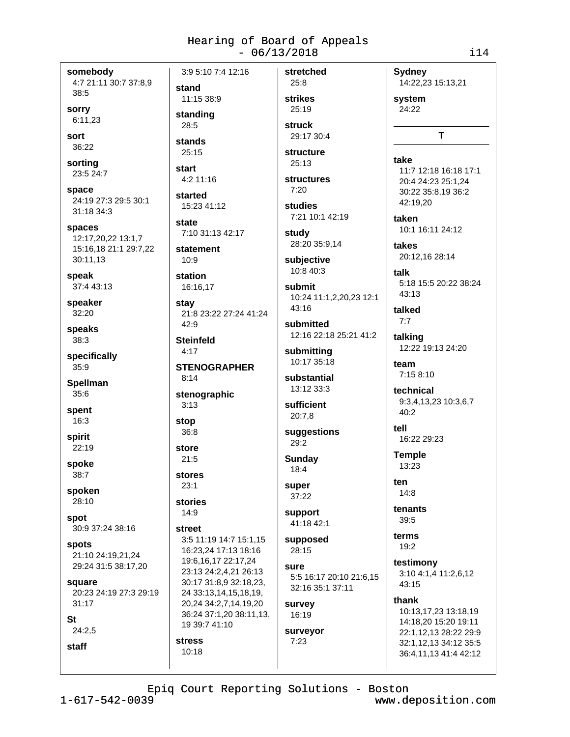**somebody**
4:7 21:11 30:7 37:8,9 38:5

**sorry**
6:11,23

**sort**
36:22

**sorting**
23:5 24:7

**space**
24:19 27:3 29:5 30:1 31:18 34:3

**spaces**
12:17,20,22 13:1,7 15:16,18 21:1 29:7,22 30:11,13

**speak**
37:4 43:13

**speaker**
32:20

**speaks**
38:3

**specifically**
35:9

**Spellman**
35:6

**spent**
16:3

**spirit**
22:19

**spoke**
38:7

**spoken**
28:10

**spot**
30:9 37:24 38:16

**spots**
21:10 24:19,21,24 29:24 31:5 38:17,20

**square**
20:23 24:19 27:3 29:19 31:17

**St**
24:2,5

**staff**
3:9 5:10 7:4 12:16

**stand**
11:15 38:9

**standing**
28:5

**stands**
25:15

**start**
4:2 11:16

**started**
15:23 41:12

**state**
7:10 31:13 42:17

**statement**
10:9

**station**
16:16,17

**stay**
21:8 23:22 27:24 41:24 42:9

**Steinfeld**
4:17

**STENOGRAPHER**
8:14

**stenographic**
3:13

**stop**
36:8

**store**
21:5

**stores**
23:1

**stories**
14:9

**street**
3:5 11:19 14:7 15:1,15 16:23,24 17:13 18:16 19:6,16,17 22:17,24 23:13 24:2,4,21 26:13 30:17 31:8,9 32:18,23, 24 33:13,14,15,18,19, 20,24 34:2,7,14,19,20 36:24 37:1,20 38:11,13, 19 39:7 41:10

**stress**
10:18

**stretched**
25:8

**strikes**
25:19

**struck**
29:17 30:4

**structure**
25:13

**structures**
7:20

**studies**
7:21 10:1 42:19

**study**
28:20 35:9,14

**subjective**
10:8 40:3

**submit**
10:24 11:1,2,20,23 12:1 43:16

**submitted**
12:16 22:18 25:21 41:2

**submitting**
10:17 35:18

**substantial**
13:12 33:3

**sufficient**
20:7,8

**suggestions**
29:2

**Sunday**
18:4

**super**
37:22

**support**
41:18 42:1

**supposed**
28:15

**sure**
5:5 16:17 20:10 21:6,15 32:16 35:1 37:11

**survey**
16:19

**surveyor**
7:23

**Sydney**
14:22,23 15:13,21

**system**
24:22

## T

**take**
11:7 12:18 16:18 17:1 20:4 24:23 25:1,24 30:22 35:8,19 36:2 42:19,20

**taken**
10:1 16:11 24:12

**takes**
20:12,16 28:14

**talk**
5:18 15:5 20:22 38:24 43:13

**talked**
7:7

**talking**
12:22 19:13 24:20

**team**
7:15 8:10

**technical**
9:3,4,13,23 10:3,6,7 40:2

**tell**
16:22 29:23

**Temple**
13:23

**ten**
14:8

**tenants**
39:5

**terms**
19:2

**testimony**
3:10 4:1,4 11:2,6,12 43:15

**thank**
10:13,17,23 13:18,19 14:18,20 15:20 19:11 22:1,12,13 28:22 29:9 32:1,12,13 34:12 35:5 36:4,11,13 41:4 42:12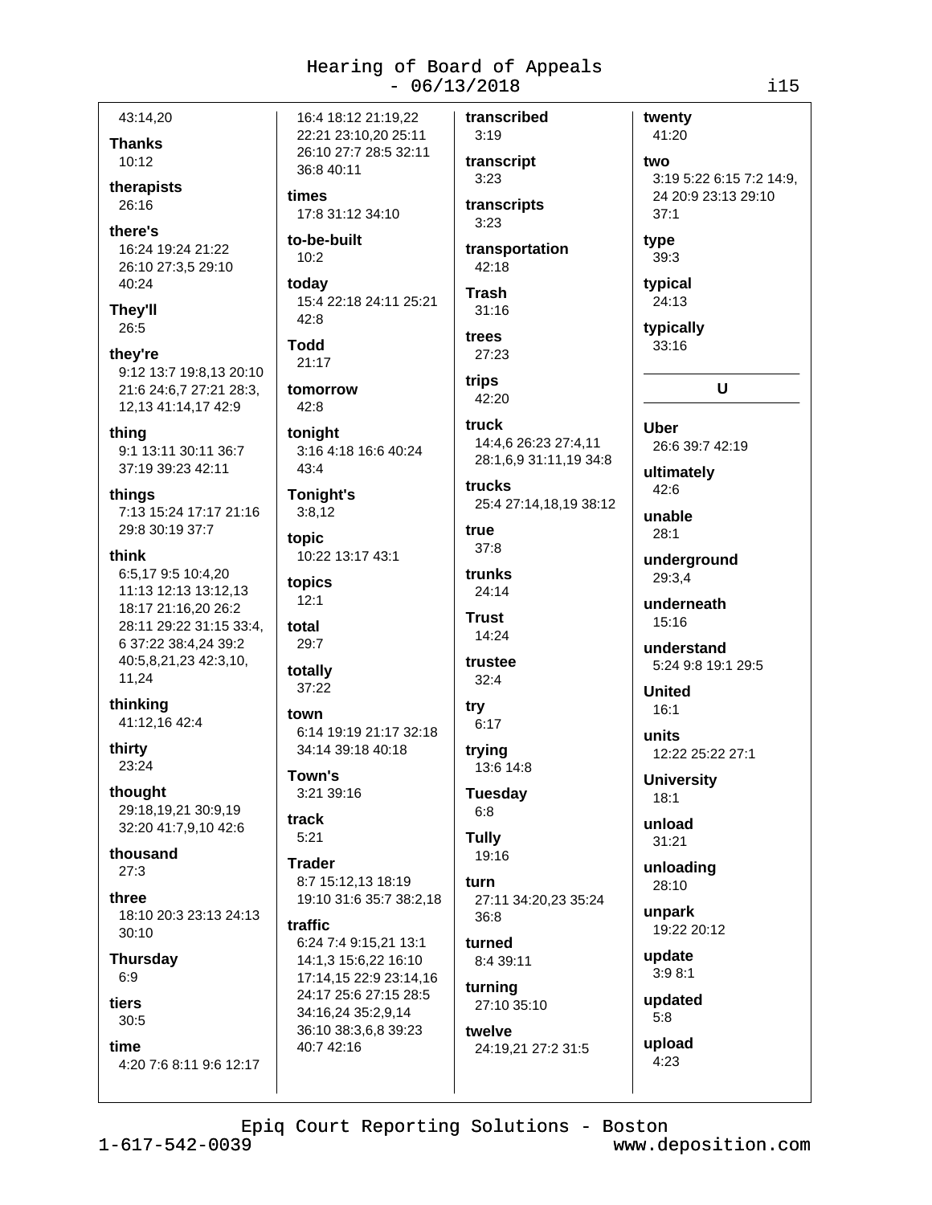43:14,20

**Thanks**
10:12

**therapists**
26:16

**there's**
16:24 19:24 21:22 26:10 27:3,5 29:10 40:24

**They'll**
26:5

**they're**
9:12 13:7 19:8,13 20:10 21:6 24:6,7 27:21 28:3, 12,13 41:14,17 42:9

**thing**
9:1 13:11 30:11 36:7 37:19 39:23 42:11

**things**
7:13 15:24 17:17 21:16 29:8 30:19 37:7

**think**
6:5,17 9:5 10:4,20 11:13 12:13 13:12,13 18:17 21:16,20 26:2 28:11 29:22 31:15 33:4, 6 37:22 38:4,24 39:2 40:5,8,21,23 42:3,10, 11,24

**thinking**
41:12,16 42:4

**thirty**
23:24

**thought**
29:18,19,21 30:9,19 32:20 41:7,9,10 42:6

**thousand**
27:3

**three**
18:10 20:3 23:13 24:13 30:10

**Thursday**
6:9

**tiers**
30:5

**time**
4:20 7:6 8:11 9:6 12:17 16:4 18:12 21:19,22 22:21 23:10,20 25:11 26:10 27:7 28:5 32:11 36:8 40:11

**times**
17:8 31:12 34:10

**to-be-built**
10:2

**today**
15:4 22:18 24:11 25:21 42:8

**Todd**
21:17

**tomorrow**
42:8

**tonight**
3:16 4:18 16:6 40:24 43:4

**Tonight's**
3:8,12

**topic**
10:22 13:17 43:1

**topics**
12:1

**total**
29:7

**totally**
37:22

**town**
6:14 19:19 21:17 32:18 34:14 39:18 40:18

**Town's**
3:21 39:16

**track**
5:21

**Trader**
8:7 15:12,13 18:19 19:10 31:6 35:7 38:2,18

**traffic**
6:24 7:4 9:15,21 13:1 14:1,3 15:6,22 16:10 17:14,15 22:9 23:14,16 24:17 25:6 27:15 28:5 34:16,24 35:2,9,14 36:10 38:3,6,8 39:23 40:7 42:16

**transcribed**
3:19

**transcript**
3:23

**transcripts**
3:23

**transportation**
42:18

**Trash**
31:16

**trees**
27:23

**trips**
42:20

**truck**
14:4,6 26:23 27:4,11 28:1,6,9 31:11,19 34:8

**trucks**
25:4 27:14,18,19 38:12

**true**
37:8

**trunks**
24:14

**Trust**
14:24

**trustee**
32:4

**try**
6:17

**trying**
13:6 14:8

**Tuesday**
6:8

**Tully**
19:16

**turn**
27:11 34:20,23 35:24 36:8

**turned**
8:4 39:11

**turning**
27:10 35:10

**twelve**
24:19,21 27:2 31:5

**twenty**
41:20

**two**
3:19 5:22 6:15 7:2 14:9, 24 20:9 23:13 29:10 37:1

**type**
39:3

**typical**
24:13

**typically**
33:16

## U

**Uber**
26:6 39:7 42:19

**ultimately**
42:6

**unable**
28:1

**underground**
29:3,4

**underneath**
15:16

**understand**
5:24 9:8 19:1 29:5

**United**
16:1

**units**
12:22 25:22 27:1

**University**
18:1

**unload**
31:21

**unloading**
28:10

**unpark**
19:22 20:12

**update**
3:9 8:1

**updated**
5:8

**upload**
4:23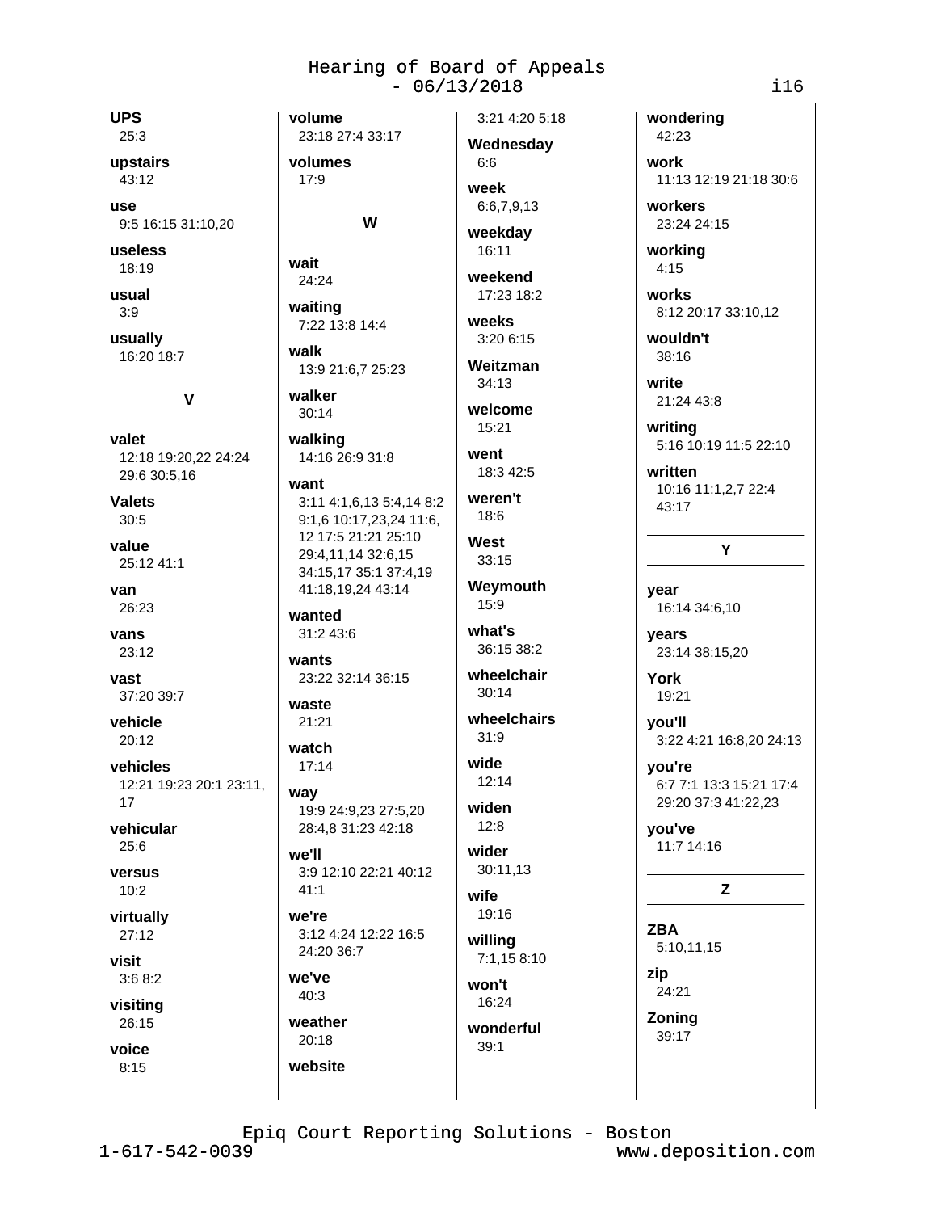**UPS**
25:3

**upstairs**
43:12

**use**
9:5 16:15 31:10,20

**useless**
18:19

**usual**
3:9

**usually**
16:20 18:7

## V

**valet**
12:18 19:20,22 24:24 29:6 30:5,16

**Valets**
30:5

**value**
25:12 41:1

**van**
26:23

**vans**
23:12

**vast**
37:20 39:7

**vehicle**
20:12

**vehicles**
12:21 19:23 20:1 23:11, 17

**vehicular**
25:6

**versus**
10:2

**virtually**
27:12

**visit**
3:6 8:2

**visiting**
26:15

**voice**
8:15

**volume**
23:18 27:4 33:17

**volumes**
17:9

## W

**wait**
24:24

**waiting**
7:22 13:8 14:4

**walk**
13:9 21:6,7 25:23

**walker**
30:14

**walking**
14:16 26:9 31:8

**want**
3:11 4:1,6,13 5:4,14 8:2 9:1,6 10:17,23,24 11:6, 12 17:5 21:21 25:10 29:4,11,14 32:6,15 34:15,17 35:1 37:4,19 41:18,19,24 43:14

**wanted**
31:2 43:6

**wants**
23:22 32:14 36:15

**waste**
21:21

**watch**
17:14

**way**
19:9 24:9,23 27:5,20 28:4,8 31:23 42:18

**we'll**
3:9 12:10 22:21 40:12 41:1

**we're**
3:12 4:24 12:22 16:5 24:20 36:7

**we've**
40:3

**weather**
20:18

**website**
3:21 4:20 5:18

**Wednesday**
6:6

**week**
6:6,7,9,13

**weekday**
16:11

**weekend**
17:23 18:2

**weeks**
3:20 6:15

**Weitzman**
34:13

**welcome**
15:21

**went**
18:3 42:5

**weren't**
18:6

**West**
33:15

**Weymouth**
15:9

**what's**
36:15 38:2

**wheelchair**
30:14

**wheelchairs**
31:9

**wide**
12:14

**widen**
12:8

**wider**
30:11,13

**wife**
19:16

**willing**
7:1,15 8:10

**won't**
16:24

**wonderful**
39:1

**wondering**
42:23

**work**
11:13 12:19 21:18 30:6

**workers**
23:24 24:15

**working**
4:15

**works**
8:12 20:17 33:10,12

**wouldn't**
38:16

**write**
21:24 43:8

**writing**
5:16 10:19 11:5 22:10

**written**
10:16 11:1,2,7 22:4 43:17

## Y

**year**
16:14 34:6,10

**years**
23:14 38:15,20

**York**
19:21

**you'll**
3:22 4:21 16:8,20 24:13

**you're**
6:7 7:1 13:3 15:21 17:4 29:20 37:3 41:22,23

**you've**
11:7 14:16

## Z

**ZBA**
5:10,11,15

**zip**
24:21

**Zoning**
39:17